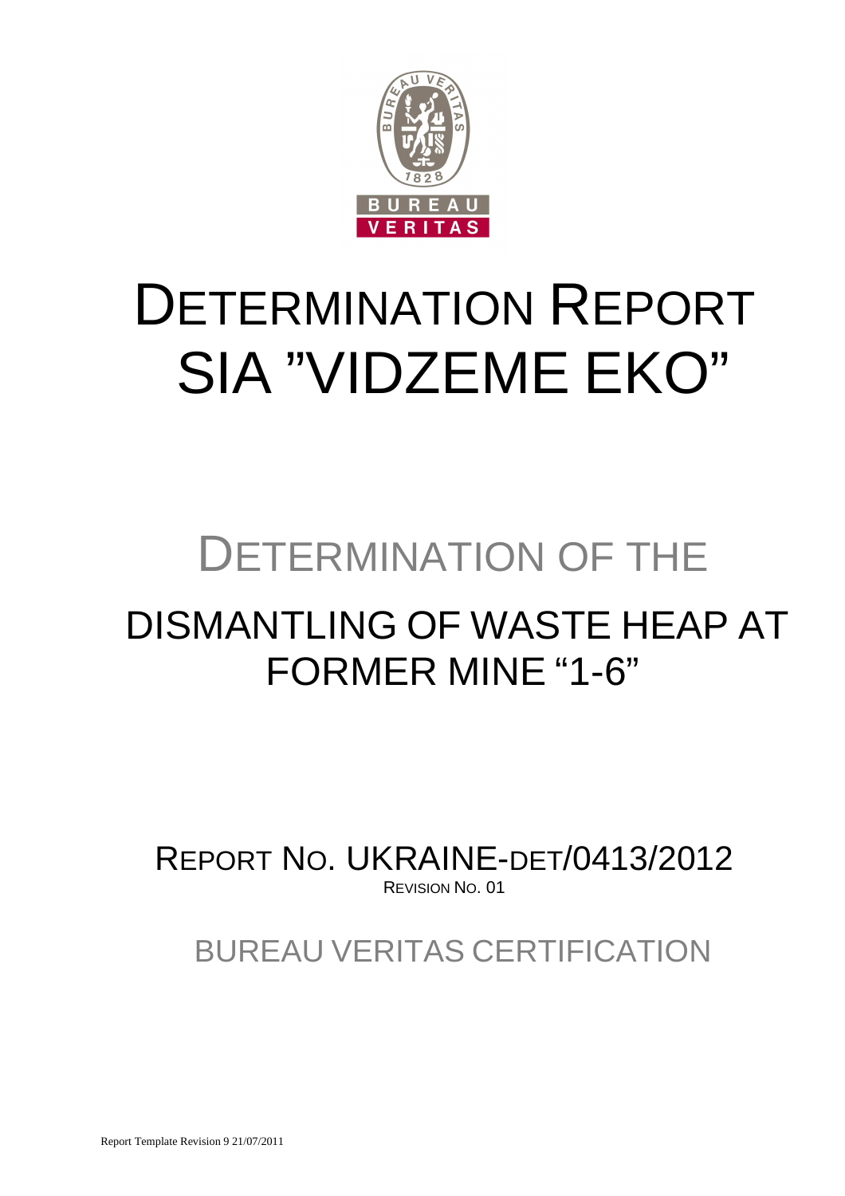# DETERMINATION REPORT SIA "VIDZEME EKO"

## DETERMINATION OF THE

## DISMANTLING OF WASTE HEAP AT FORMER MINE "1-6"

REPORT NO. UKRAINE-DET/0413/2012

REVISION NO. 01

BUREAU VERITAS CERTIFICATION

Report Template Revision 9 21/07/2011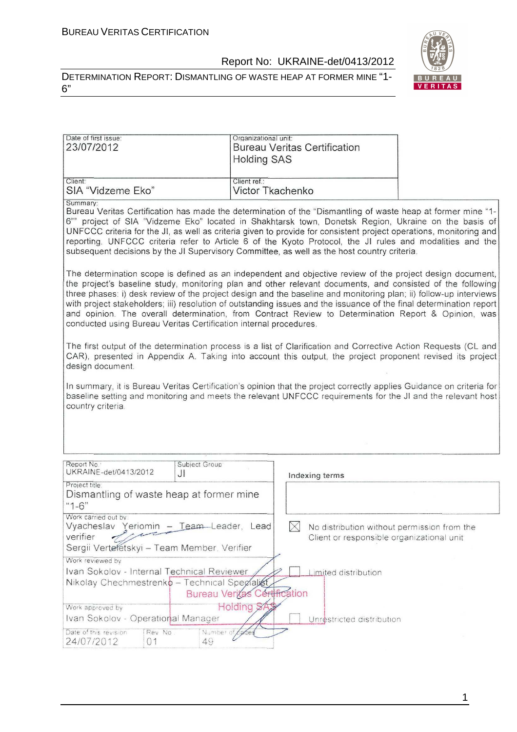| Date of first issue: 23/07/2012 | Organizational unit: Bureau Veritas Certification Holding SAS |
|---|---|
| Client: SIA "Vidzeme Eko" | Client ref.: Victor Tkachenko |

Summary:

Bureau Veritas Certification has made the determination of the "Dismantling of waste heap at former mine "1-6"" project of SIA "Vidzeme Eko" located in Shakhtarsk town, Donetsk Region, Ukraine on the basis of UNFCCC criteria for the JI, as well as criteria given to provide for consistent project operations, monitoring and reporting. UNFCCC criteria refer to Article 6 of the Kyoto Protocol, the JI rules and modalities and the subsequent decisions by the JI Supervisory Committee, as well as the host country criteria.

The determination scope is defined as an independent and objective review of the project design document, the project's baseline study, monitoring plan and other relevant documents, and consisted of the following three phases: i) desk review of the project design and the baseline and monitoring plan; ii) follow-up interviews with project stakeholders; iii) resolution of outstanding issues and the issuance of the final determination report and opinion. The overall determination, from Contract Review to Determination Report & Opinion, was conducted using Bureau Veritas Certification internal procedures.

The first output of the determination process is a list of Clarification and Corrective Action Requests (CL and CAR), presented in Appendix A. Taking into account this output, the project proponent revised its project design document.

In summary, it is Bureau Veritas Certification's opinion that the project correctly applies Guidance on criteria for baseline setting and monitoring and meets the relevant UNFCCC requirements for the JI and the relevant host country criteria.

| Report No.: UKRAINE-det/0413/2012 | Subject Group: JI | Indexing terms |
|---|---|---|
| Project title: Dismantling of waste heap at former mine "1-6" | | |
| Work carried out by: Vyacheslav Yeriomin – Team Leader, Lead verifier; Sergii Verteletskyi – Team Member, Verifier | | ☒ No distribution without permission from the Client or responsible organizational unit |
| Work reviewed by: Ivan Sokolov - Internal Technical Reviewer; Nikolay Chechmestrenko – Technical Specialist | | ☐ Limited distribution |
| Work approved by: Ivan Sokolov - Operational Manager | | ☐ Unrestricted distribution |
| Date of this revision: 24/07/2012 | Rev. No.: 01 | Number of pages: 49 |

Bureau Veritas Certification Holding SAS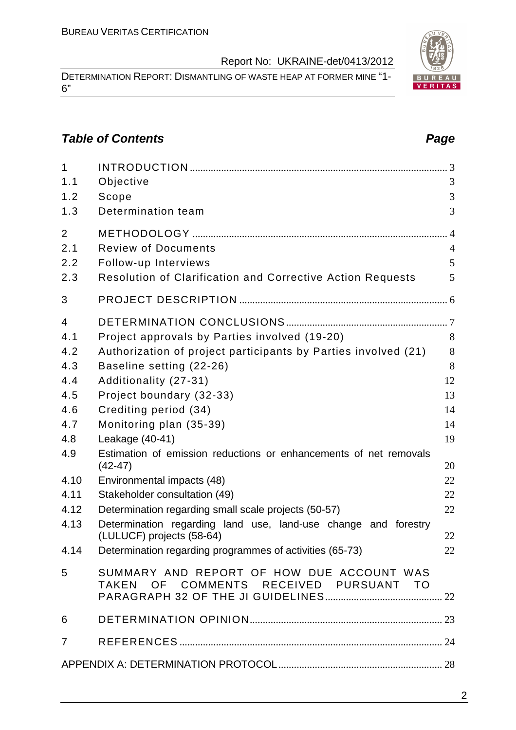## *Table of Contents* — *Page*

| | | |
|---|---|---|
| 1 | INTRODUCTION | 3 |
| 1.1 | Objective | 3 |
| 1.2 | Scope | 3 |
| 1.3 | Determination team | 3 |
| 2 | METHODOLOGY | 4 |
| 2.1 | Review of Documents | 4 |
| 2.2 | Follow-up Interviews | 5 |
| 2.3 | Resolution of Clarification and Corrective Action Requests | 5 |
| 3 | PROJECT DESCRIPTION | 6 |
| 4 | DETERMINATION CONCLUSIONS | 7 |
| 4.1 | Project approvals by Parties involved (19-20) | 8 |
| 4.2 | Authorization of project participants by Parties involved (21) | 8 |
| 4.3 | Baseline setting (22-26) | 8 |
| 4.4 | Additionality (27-31) | 12 |
| 4.5 | Project boundary (32-33) | 13 |
| 4.6 | Crediting period (34) | 14 |
| 4.7 | Monitoring plan (35-39) | 14 |
| 4.8 | Leakage (40-41) | 19 |
| 4.9 | Estimation of emission reductions or enhancements of net removals (42-47) | 20 |
| 4.10 | Environmental impacts (48) | 22 |
| 4.11 | Stakeholder consultation (49) | 22 |
| 4.12 | Determination regarding small scale projects (50-57) | 22 |
| 4.13 | Determination regarding land use, land-use change and forestry (LULUCF) projects (58-64) | 22 |
| 4.14 | Determination regarding programmes of activities (65-73) | 22 |
| 5 | SUMMARY AND REPORT OF HOW DUE ACCOUNT WAS TAKEN OF COMMENTS RECEIVED PURSUANT TO PARAGRAPH 32 OF THE JI GUIDELINES | 22 |
| 6 | DETERMINATION OPINION | 23 |
| 7 | REFERENCES | 24 |
| | APPENDIX A: DETERMINATION PROTOCOL | 28 |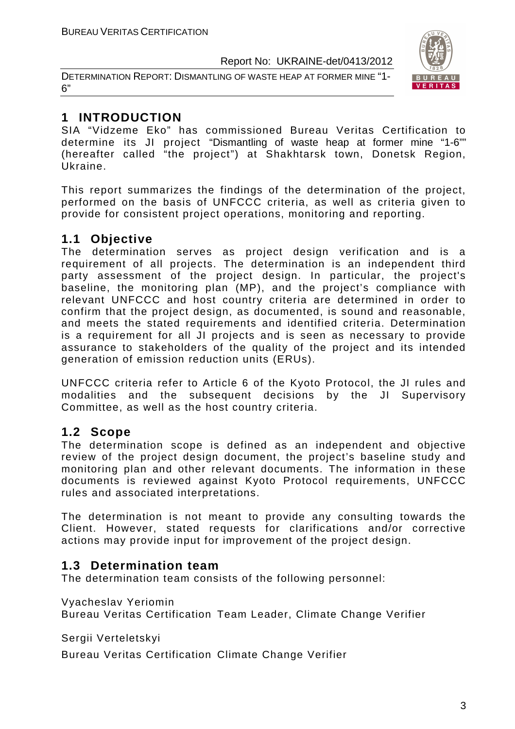# 1 INTRODUCTION

SIA "Vidzeme Eko" has commissioned Bureau Veritas Certification to determine its JI project "Dismantling of waste heap at former mine "1-6"" (hereafter called "the project") at Shakhtarsk town, Donetsk Region, Ukraine.

This report summarizes the findings of the determination of the project, performed on the basis of UNFCCC criteria, as well as criteria given to provide for consistent project operations, monitoring and reporting.

## 1.1 Objective

The determination serves as project design verification and is a requirement of all projects. The determination is an independent third party assessment of the project design. In particular, the project's baseline, the monitoring plan (MP), and the project's compliance with relevant UNFCCC and host country criteria are determined in order to confirm that the project design, as documented, is sound and reasonable, and meets the stated requirements and identified criteria. Determination is a requirement for all JI projects and is seen as necessary to provide assurance to stakeholders of the quality of the project and its intended generation of emission reduction units (ERUs).

UNFCCC criteria refer to Article 6 of the Kyoto Protocol, the JI rules and modalities and the subsequent decisions by the JI Supervisory Committee, as well as the host country criteria.

## 1.2 Scope

The determination scope is defined as an independent and objective review of the project design document, the project's baseline study and monitoring plan and other relevant documents. The information in these documents is reviewed against Kyoto Protocol requirements, UNFCCC rules and associated interpretations.

The determination is not meant to provide any consulting towards the Client. However, stated requests for clarifications and/or corrective actions may provide input for improvement of the project design.

## 1.3 Determination team

The determination team consists of the following personnel:

Vyacheslav Yeriomin
Bureau Veritas Certification Team Leader, Climate Change Verifier

Sergii Verteletskyi
Bureau Veritas Certification Climate Change Verifier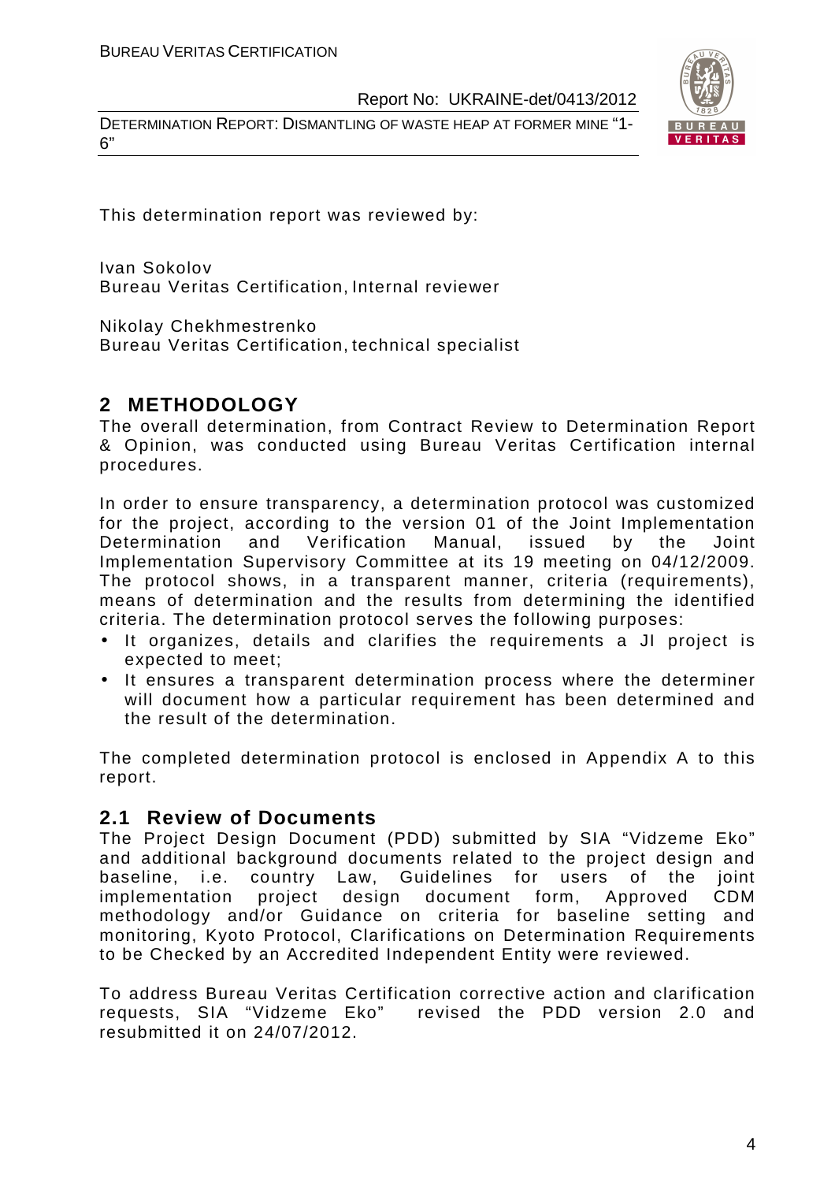This determination report was reviewed by:

Ivan Sokolov
Bureau Veritas Certification, Internal reviewer

Nikolay Chekhmestrenko
Bureau Veritas Certification, technical specialist

## 2 METHODOLOGY

The overall determination, from Contract Review to Determination Report & Opinion, was conducted using Bureau Veritas Certification internal procedures.

In order to ensure transparency, a determination protocol was customized for the project, according to the version 01 of the Joint Implementation Determination and Verification Manual, issued by the Joint Implementation Supervisory Committee at its 19 meeting on 04/12/2009. The protocol shows, in a transparent manner, criteria (requirements), means of determination and the results from determining the identified criteria. The determination protocol serves the following purposes:

- It organizes, details and clarifies the requirements a JI project is expected to meet;
- It ensures a transparent determination process where the determiner will document how a particular requirement has been determined and the result of the determination.

The completed determination protocol is enclosed in Appendix A to this report.

### 2.1 Review of Documents

The Project Design Document (PDD) submitted by SIA "Vidzeme Eko" and additional background documents related to the project design and baseline, i.e. country Law, Guidelines for users of the joint implementation project design document form, Approved CDM methodology and/or Guidance on criteria for baseline setting and monitoring, Kyoto Protocol, Clarifications on Determination Requirements to be Checked by an Accredited Independent Entity were reviewed.

To address Bureau Veritas Certification corrective action and clarification requests, SIA "Vidzeme Eko" revised the PDD version 2.0 and resubmitted it on 24/07/2012.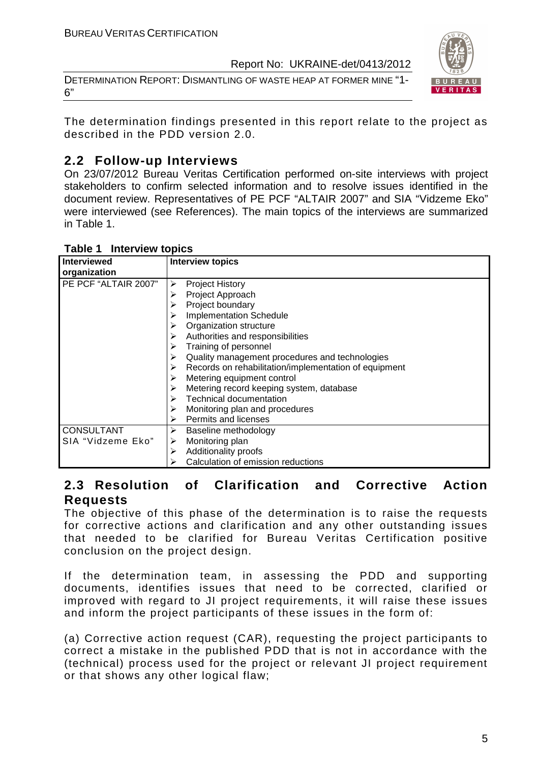The determination findings presented in this report relate to the project as described in the PDD version 2.0.

## 2.2 Follow-up Interviews

On 23/07/2012 Bureau Veritas Certification performed on-site interviews with project stakeholders to confirm selected information and to resolve issues identified in the document review. Representatives of PE PCF "ALTAIR 2007" and SIA "Vidzeme Eko" were interviewed (see References). The main topics of the interviews are summarized in Table 1.

**Table 1 Interview topics**

| Interviewed organization | Interview topics |
|---|---|
| PE PCF "ALTAIR 2007" | ➢ Project History<br>➢ Project Approach<br>➢ Project boundary<br>➢ Implementation Schedule<br>➢ Organization structure<br>➢ Authorities and responsibilities<br>➢ Training of personnel<br>➢ Quality management procedures and technologies<br>➢ Records on rehabilitation/implementation of equipment<br>➢ Metering equipment control<br>➢ Metering record keeping system, database<br>➢ Technical documentation<br>➢ Monitoring plan and procedures<br>➢ Permits and licenses |
| CONSULTANT SIA "Vidzeme Eko" | ➢ Baseline methodology<br>➢ Monitoring plan<br>➢ Additionality proofs<br>➢ Calculation of emission reductions |

## 2.3 Resolution of Clarification and Corrective Action Requests

The objective of this phase of the determination is to raise the requests for corrective actions and clarification and any other outstanding issues that needed to be clarified for Bureau Veritas Certification positive conclusion on the project design.

If the determination team, in assessing the PDD and supporting documents, identifies issues that need to be corrected, clarified or improved with regard to JI project requirements, it will raise these issues and inform the project participants of these issues in the form of:

(a) Corrective action request (CAR), requesting the project participants to correct a mistake in the published PDD that is not in accordance with the (technical) process used for the project or relevant JI project requirement or that shows any other logical flaw;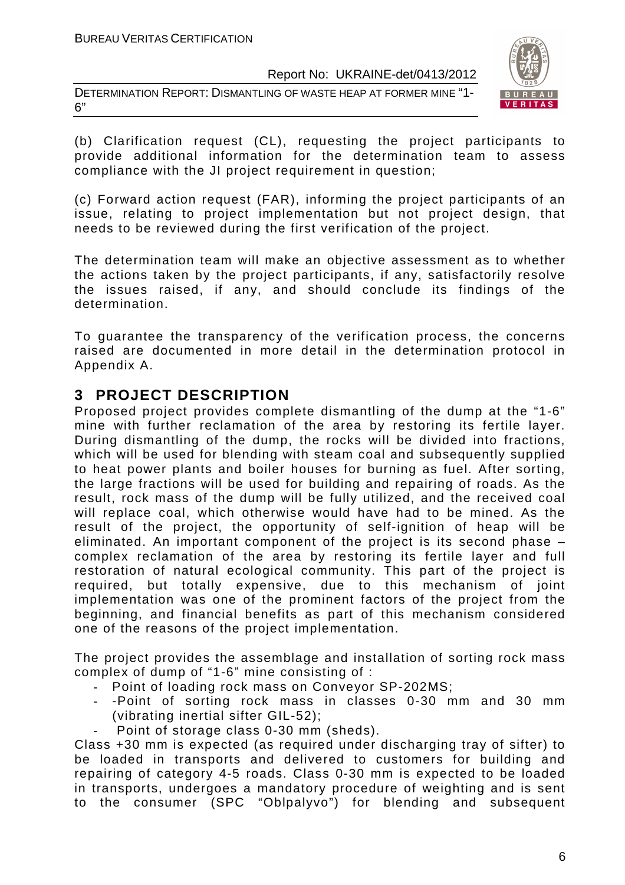(b) Clarification request (CL), requesting the project participants to provide additional information for the determination team to assess compliance with the JI project requirement in question;

(c) Forward action request (FAR), informing the project participants of an issue, relating to project implementation but not project design, that needs to be reviewed during the first verification of the project.

The determination team will make an objective assessment as to whether the actions taken by the project participants, if any, satisfactorily resolve the issues raised, if any, and should conclude its findings of the determination.

To guarantee the transparency of the verification process, the concerns raised are documented in more detail in the determination protocol in Appendix A.

# 3 PROJECT DESCRIPTION

Proposed project provides complete dismantling of the dump at the "1-6" mine with further reclamation of the area by restoring its fertile layer. During dismantling of the dump, the rocks will be divided into fractions, which will be used for blending with steam coal and subsequently supplied to heat power plants and boiler houses for burning as fuel. After sorting, the large fractions will be used for building and repairing of roads. As the result, rock mass of the dump will be fully utilized, and the received coal will replace coal, which otherwise would have had to be mined. As the result of the project, the opportunity of self-ignition of heap will be eliminated. An important component of the project is its second phase – complex reclamation of the area by restoring its fertile layer and full restoration of natural ecological community. This part of the project is required, but totally expensive, due to this mechanism of joint implementation was one of the prominent factors of the project from the beginning, and financial benefits as part of this mechanism considered one of the reasons of the project implementation.

The project provides the assemblage and installation of sorting rock mass complex of dump of "1-6" mine consisting of :

- Point of loading rock mass on Conveyor SP-202MS;
- -Point of sorting rock mass in classes 0-30 mm and 30 mm (vibrating inertial sifter GIL-52);
- Point of storage class 0-30 mm (sheds).

Class +30 mm is expected (as required under discharging tray of sifter) to be loaded in transports and delivered to customers for building and repairing of category 4-5 roads. Class 0-30 mm is expected to be loaded in transports, undergoes a mandatory procedure of weighting and is sent to the consumer (SPC "Oblpalyvo") for blending and subsequent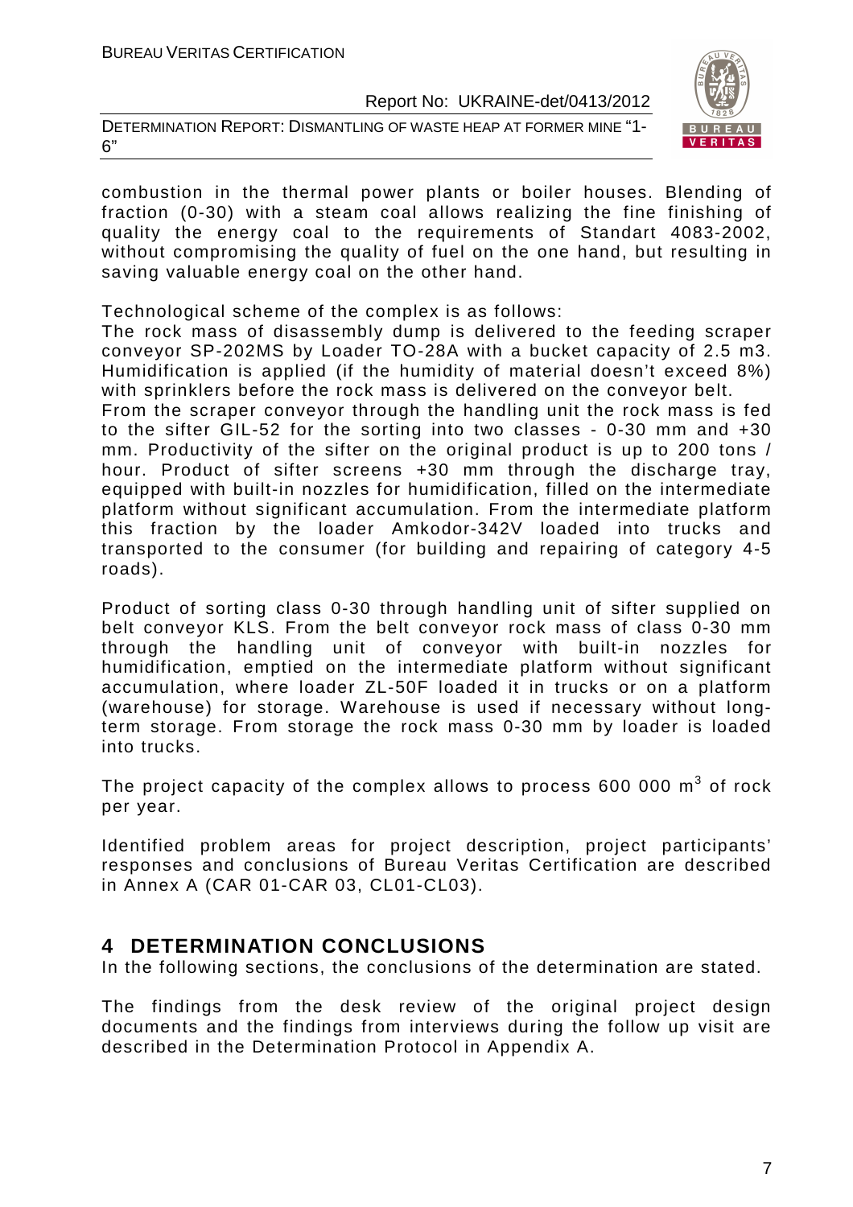combustion in the thermal power plants or boiler houses. Blending of fraction (0-30) with a steam coal allows realizing the fine finishing of quality the energy coal to the requirements of Standart 4083-2002, without compromising the quality of fuel on the one hand, but resulting in saving valuable energy coal on the other hand.

Technological scheme of the complex is as follows:

The rock mass of disassembly dump is delivered to the feeding scraper conveyor SP-202MS by Loader TO-28A with a bucket capacity of 2.5 m3. Humidification is applied (if the humidity of material doesn't exceed 8%) with sprinklers before the rock mass is delivered on the conveyor belt.

From the scraper conveyor through the handling unit the rock mass is fed to the sifter GIL-52 for the sorting into two classes - 0-30 mm and +30 mm. Productivity of the sifter on the original product is up to 200 tons / hour. Product of sifter screens +30 mm through the discharge tray, equipped with built-in nozzles for humidification, filled on the intermediate platform without significant accumulation. From the intermediate platform this fraction by the loader Amkodor-342V loaded into trucks and transported to the consumer (for building and repairing of category 4-5 roads).

Product of sorting class 0-30 through handling unit of sifter supplied on belt conveyor KLS. From the belt conveyor rock mass of class 0-30 mm through the handling unit of conveyor with built-in nozzles for humidification, emptied on the intermediate platform without significant accumulation, where loader ZL-50F loaded it in trucks or on a platform (warehouse) for storage. Warehouse is used if necessary without long-term storage. From storage the rock mass 0-30 mm by loader is loaded into trucks.

The project capacity of the complex allows to process 600 000 $m^3$ of rock per year.

Identified problem areas for project description, project participants' responses and conclusions of Bureau Veritas Certification are described in Annex A (CAR 01-CAR 03, CL01-CL03).

# 4 DETERMINATION CONCLUSIONS

In the following sections, the conclusions of the determination are stated.

The findings from the desk review of the original project design documents and the findings from interviews during the follow up visit are described in the Determination Protocol in Appendix A.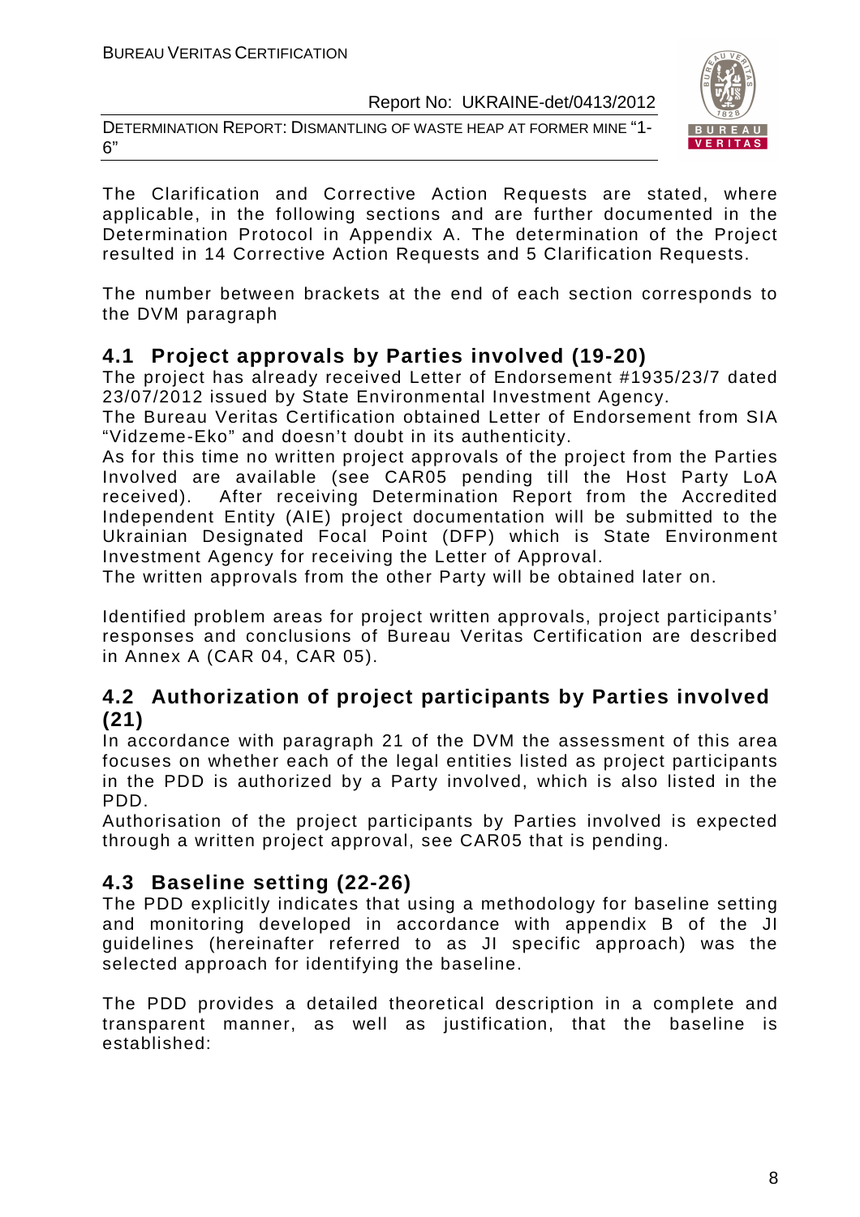The Clarification and Corrective Action Requests are stated, where applicable, in the following sections and are further documented in the Determination Protocol in Appendix A. The determination of the Project resulted in 14 Corrective Action Requests and 5 Clarification Requests.

The number between brackets at the end of each section corresponds to the DVM paragraph

## 4.1 Project approvals by Parties involved (19-20)

The project has already received Letter of Endorsement #1935/23/7 dated 23/07/2012 issued by State Environmental Investment Agency.

The Bureau Veritas Certification obtained Letter of Endorsement from SIA "Vidzeme-Eko" and doesn't doubt in its authenticity.

As for this time no written project approvals of the project from the Parties Involved are available (see CAR05 pending till the Host Party LoA received). After receiving Determination Report from the Accredited Independent Entity (AIE) project documentation will be submitted to the Ukrainian Designated Focal Point (DFP) which is State Environment Investment Agency for receiving the Letter of Approval.

The written approvals from the other Party will be obtained later on.

Identified problem areas for project written approvals, project participants' responses and conclusions of Bureau Veritas Certification are described in Annex A (CAR 04, CAR 05).

## 4.2 Authorization of project participants by Parties involved (21)

In accordance with paragraph 21 of the DVM the assessment of this area focuses on whether each of the legal entities listed as project participants in the PDD is authorized by a Party involved, which is also listed in the PDD.

Authorisation of the project participants by Parties involved is expected through a written project approval, see CAR05 that is pending.

## 4.3 Baseline setting (22-26)

The PDD explicitly indicates that using a methodology for baseline setting and monitoring developed in accordance with appendix B of the JI guidelines (hereinafter referred to as JI specific approach) was the selected approach for identifying the baseline.

The PDD provides a detailed theoretical description in a complete and transparent manner, as well as justification, that the baseline is established: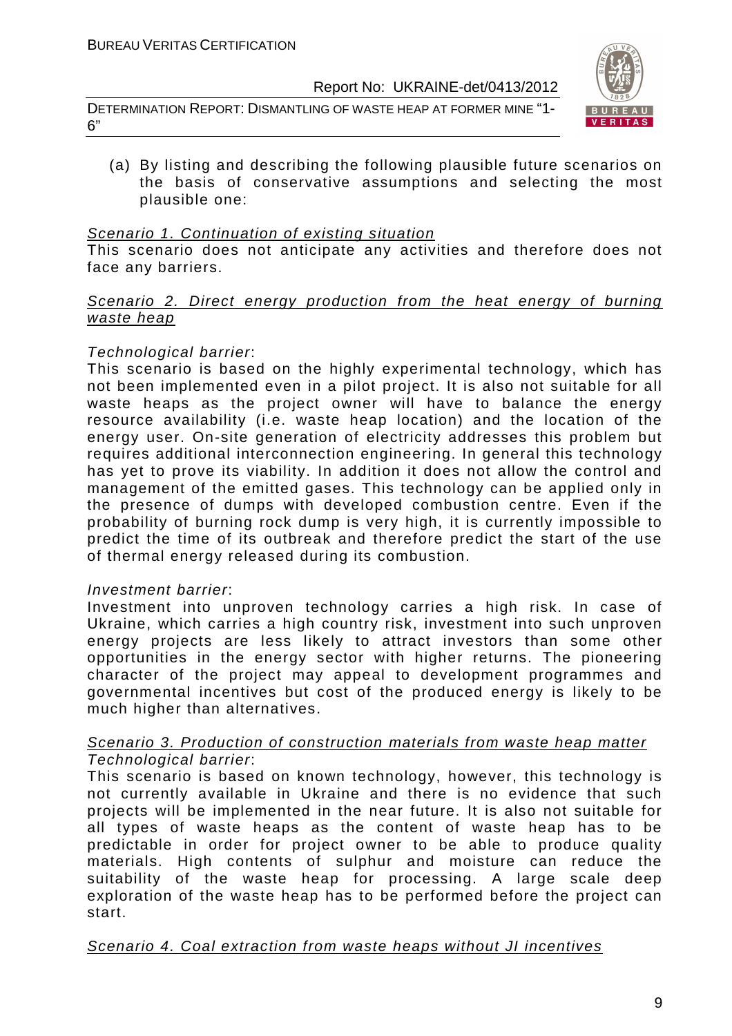(a) By listing and describing the following plausible future scenarios on the basis of conservative assumptions and selecting the most plausible one:

<u>Scenario 1. Continuation of existing situation</u>

This scenario does not anticipate any activities and therefore does not face any barriers.

<u>*Scenario 2. Direct energy production from the heat energy of burning waste heap*</u>

*Technological barrier*:

This scenario is based on the highly experimental technology, which has not been implemented even in a pilot project. It is also not suitable for all waste heaps as the project owner will have to balance the energy resource availability (i.e. waste heap location) and the location of the energy user. On-site generation of electricity addresses this problem but requires additional interconnection engineering. In general this technology has yet to prove its viability. In addition it does not allow the control and management of the emitted gases. This technology can be applied only in the presence of dumps with developed combustion centre. Even if the probability of burning rock dump is very high, it is currently impossible to predict the time of its outbreak and therefore predict the start of the use of thermal energy released during its combustion.

*Investment barrier*:

Investment into unproven technology carries a high risk. In case of Ukraine, which carries a high country risk, investment into such unproven energy projects are less likely to attract investors than some other opportunities in the energy sector with higher returns. The pioneering character of the project may appeal to development programmes and governmental incentives but cost of the produced energy is likely to be much higher than alternatives.

<u>*Scenario 3. Production of construction materials from waste heap matter*</u>

*Technological barrier*:

This scenario is based on known technology, however, this technology is not currently available in Ukraine and there is no evidence that such projects will be implemented in the near future. It is also not suitable for all types of waste heaps as the content of waste heap has to be predictable in order for project owner to be able to produce quality materials. High contents of sulphur and moisture can reduce the suitability of the waste heap for processing. A large scale deep exploration of the waste heap has to be performed before the project can start.

<u>*Scenario 4. Coal extraction from waste heaps without JI incentives*</u>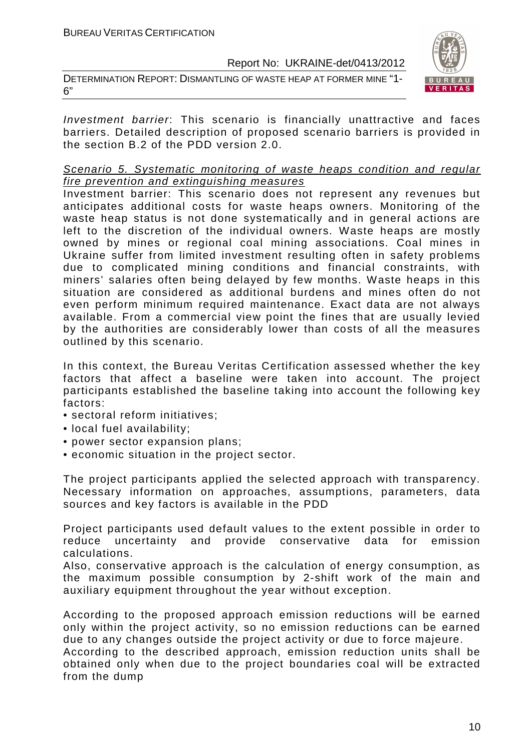*Investment barrier*: This scenario is financially unattractive and faces barriers. Detailed description of proposed scenario barriers is provided in the section B.2 of the PDD version 2.0.

<u>*Scenario 5. Systematic monitoring of waste heaps condition and regular fire prevention and extinguishing measures*</u>

Investment barrier: This scenario does not represent any revenues but anticipates additional costs for waste heaps owners. Monitoring of the waste heap status is not done systematically and in general actions are left to the discretion of the individual owners. Waste heaps are mostly owned by mines or regional coal mining associations. Coal mines in Ukraine suffer from limited investment resulting often in safety problems due to complicated mining conditions and financial constraints, with miners' salaries often being delayed by few months. Waste heaps in this situation are considered as additional burdens and mines often do not even perform minimum required maintenance. Exact data are not always available. From a commercial view point the fines that are usually levied by the authorities are considerably lower than costs of all the measures outlined by this scenario.

In this context, the Bureau Veritas Certification assessed whether the key factors that affect a baseline were taken into account. The project participants established the baseline taking into account the following key factors:

- sectoral reform initiatives;
- local fuel availability;
- power sector expansion plans;
- economic situation in the project sector.

The project participants applied the selected approach with transparency. Necessary information on approaches, assumptions, parameters, data sources and key factors is available in the PDD

Project participants used default values to the extent possible in order to reduce uncertainty and provide conservative data for emission calculations.

Also, conservative approach is the calculation of energy consumption, as the maximum possible consumption by 2-shift work of the main and auxiliary equipment throughout the year without exception.

According to the proposed approach emission reductions will be earned only within the project activity, so no emission reductions can be earned due to any changes outside the project activity or due to force majeure.

According to the described approach, emission reduction units shall be obtained only when due to the project boundaries coal will be extracted from the dump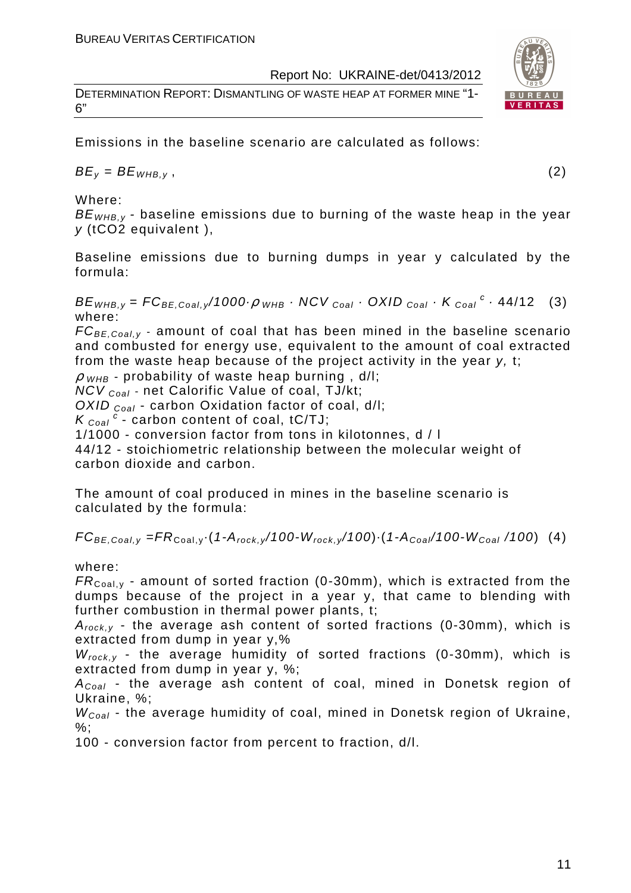Emissions in the baseline scenario are calculated as follows:

$$BE_y = BE_{WHB,y}\,, \qquad (2)$$

Where:

$BE_{WHB,y}$ - baseline emissions due to burning of the waste heap in the year $y$ (tCO2 equivalent ),

Baseline emissions due to burning dumps in year y calculated by the formula:

$$BE_{WHB,y} = FC_{BE,Coal,y}/1000 \cdot \rho_{WHB} \cdot NCV_{Coal} \cdot OXID_{Coal} \cdot K_{Coal}^{c} \cdot 44/12 \qquad (3)$$

where:

$FC_{BE,Coal,y}$ - amount of coal that has been mined in the baseline scenario and combusted for energy use, equivalent to the amount of coal extracted from the waste heap because of the project activity in the year $y$, t;

$\rho_{WHB}$ - probability of waste heap burning , d/l;

$NCV_{Coal}$ - net Calorific Value of coal, TJ/kt;

$OXID_{Coal}$ - carbon Oxidation factor of coal, d/l;

$K_{Coal}^{c}$ - carbon content of coal, tC/TJ;

1/1000 - conversion factor from tons in kilotonnes, d / l

44/12 - stoichiometric relationship between the molecular weight of carbon dioxide and carbon.

The amount of coal produced in mines in the baseline scenario is calculated by the formula:

$$FC_{BE,Coal,y} = FR_{Coal,y} \cdot (1 - A_{rock,y}/100 - W_{rock,y}/100) \cdot (1 - A_{Coal}/100 - W_{Coal}/100) \qquad (4)$$

where:

$FR_{Coal,y}$ - amount of sorted fraction (0-30mm), which is extracted from the dumps because of the project in a year y, that came to blending with further combustion in thermal power plants, t;

$A_{rock,y}$ - the average ash content of sorted fractions (0-30mm), which is extracted from dump in year y,%

$W_{rock,y}$ - the average humidity of sorted fractions (0-30mm), which is extracted from dump in year y, %;

$A_{Coal}$ - the average ash content of coal, mined in Donetsk region of Ukraine, %;

$W_{Coal}$ - the average humidity of coal, mined in Donetsk region of Ukraine, %;

100 - conversion factor from percent to fraction, d/l.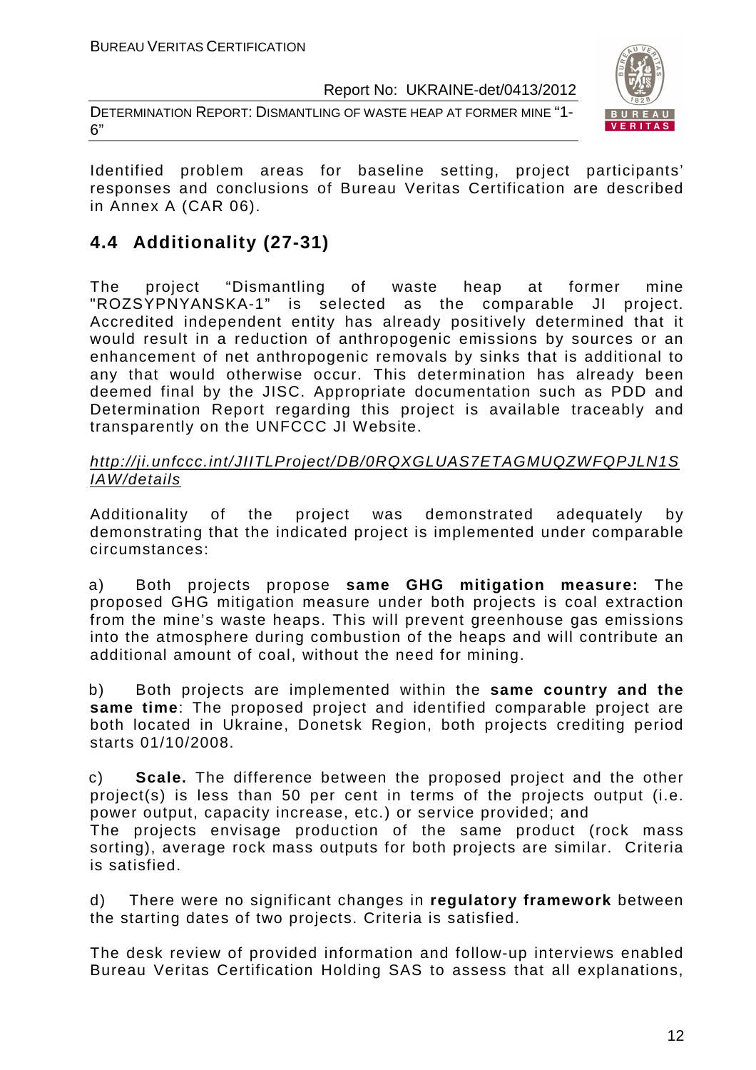Identified problem areas for baseline setting, project participants' responses and conclusions of Bureau Veritas Certification are described in Annex A (CAR 06).

## 4.4 Additionality (27-31)

The project "Dismantling of waste heap at former mine "ROZSYPNYANSKA-1" is selected as the comparable JI project. Accredited independent entity has already positively determined that it would result in a reduction of anthropogenic emissions by sources or an enhancement of net anthropogenic removals by sinks that is additional to any that would otherwise occur. This determination has already been deemed final by the JISC. Appropriate documentation such as PDD and Determination Report regarding this project is available traceably and transparently on the UNFCCC JI Website.

*http://ji.unfccc.int/JIITLProject/DB/0RQXGLUAS7ETAGMUQZWFQPJLN1SIAW/details*

Additionality of the project was demonstrated adequately by demonstrating that the indicated project is implemented under comparable circumstances:

a) Both projects propose **same GHG mitigation measure:** The proposed GHG mitigation measure under both projects is coal extraction from the mine's waste heaps. This will prevent greenhouse gas emissions into the atmosphere during combustion of the heaps and will contribute an additional amount of coal, without the need for mining.

b) Both projects are implemented within the **same country and the same time**: The proposed project and identified comparable project are both located in Ukraine, Donetsk Region, both projects crediting period starts 01/10/2008.

c) **Scale.** The difference between the proposed project and the other project(s) is less than 50 per cent in terms of the projects output (i.e. power output, capacity increase, etc.) or service provided; and
The projects envisage production of the same product (rock mass sorting), average rock mass outputs for both projects are similar. Criteria is satisfied.

d) There were no significant changes in **regulatory framework** between the starting dates of two projects. Criteria is satisfied.

The desk review of provided information and follow-up interviews enabled Bureau Veritas Certification Holding SAS to assess that all explanations,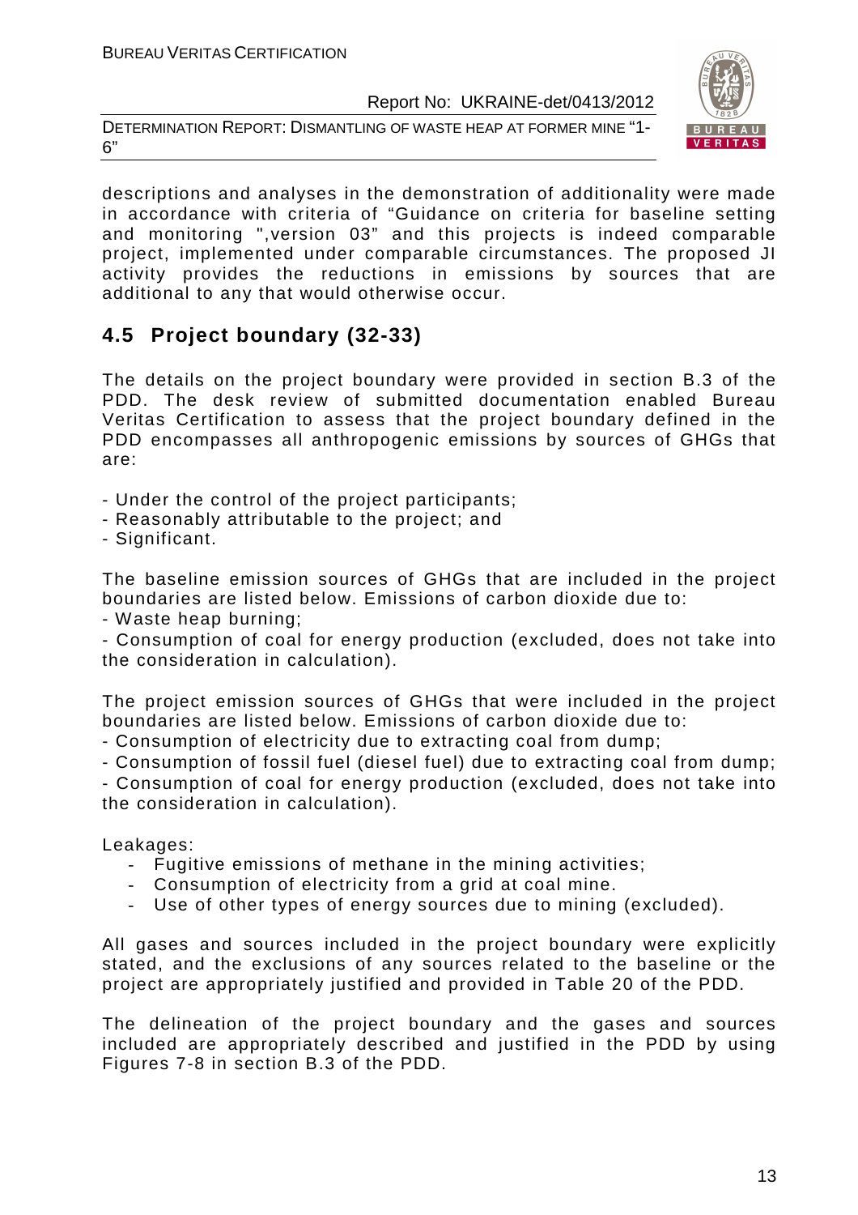descriptions and analyses in the demonstration of additionality were made in accordance with criteria of "Guidance on criteria for baseline setting and monitoring ",version 03" and this projects is indeed comparable project, implemented under comparable circumstances. The proposed JI activity provides the reductions in emissions by sources that are additional to any that would otherwise occur.

## 4.5 Project boundary (32-33)

The details on the project boundary were provided in section B.3 of the PDD. The desk review of submitted documentation enabled Bureau Veritas Certification to assess that the project boundary defined in the PDD encompasses all anthropogenic emissions by sources of GHGs that are:

- Under the control of the project participants;
- Reasonably attributable to the project; and
- Significant.

The baseline emission sources of GHGs that are included in the project boundaries are listed below. Emissions of carbon dioxide due to:

- Waste heap burning;
- Consumption of coal for energy production (excluded, does not take into the consideration in calculation).

The project emission sources of GHGs that were included in the project boundaries are listed below. Emissions of carbon dioxide due to:

- Consumption of electricity due to extracting coal from dump;
- Consumption of fossil fuel (diesel fuel) due to extracting coal from dump;
- Consumption of coal for energy production (excluded, does not take into the consideration in calculation).

Leakages:

- Fugitive emissions of methane in the mining activities;
- Consumption of electricity from a grid at coal mine.
- Use of other types of energy sources due to mining (excluded).

All gases and sources included in the project boundary were explicitly stated, and the exclusions of any sources related to the baseline or the project are appropriately justified and provided in Table 20 of the PDD.

The delineation of the project boundary and the gases and sources included are appropriately described and justified in the PDD by using Figures 7-8 in section B.3 of the PDD.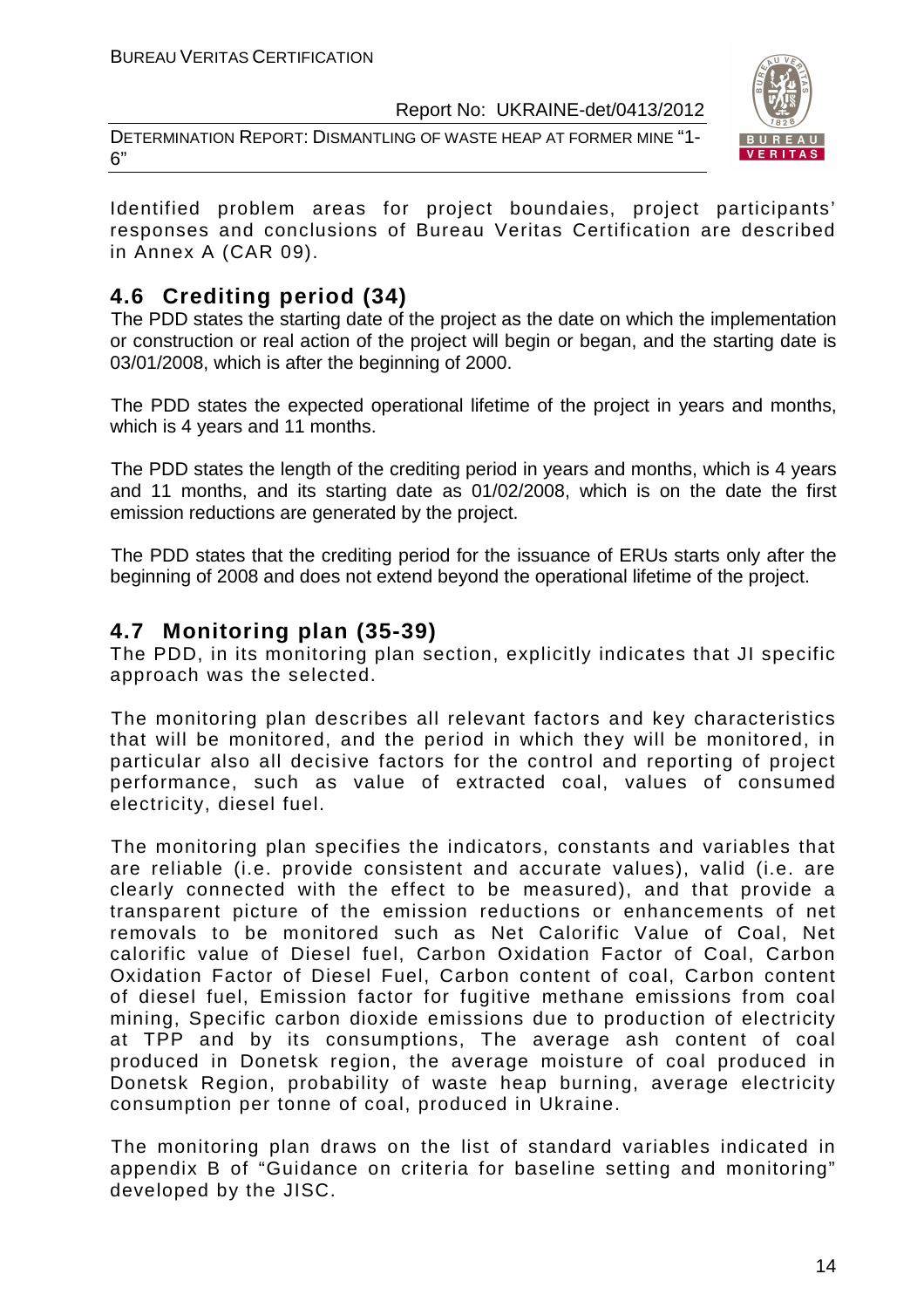Identified problem areas for project boundaies, project participants' responses and conclusions of Bureau Veritas Certification are described in Annex A (CAR 09).

## 4.6 Crediting period (34)

The PDD states the starting date of the project as the date on which the implementation or construction or real action of the project will begin or began, and the starting date is 03/01/2008, which is after the beginning of 2000.

The PDD states the expected operational lifetime of the project in years and months, which is 4 years and 11 months.

The PDD states the length of the crediting period in years and months, which is 4 years and 11 months, and its starting date as 01/02/2008, which is on the date the first emission reductions are generated by the project.

The PDD states that the crediting period for the issuance of ERUs starts only after the beginning of 2008 and does not extend beyond the operational lifetime of the project.

## 4.7 Monitoring plan (35-39)

The PDD, in its monitoring plan section, explicitly indicates that JI specific approach was the selected.

The monitoring plan describes all relevant factors and key characteristics that will be monitored, and the period in which they will be monitored, in particular also all decisive factors for the control and reporting of project performance, such as value of extracted coal, values of consumed electricity, diesel fuel.

The monitoring plan specifies the indicators, constants and variables that are reliable (i.e. provide consistent and accurate values), valid (i.e. are clearly connected with the effect to be measured), and that provide a transparent picture of the emission reductions or enhancements of net removals to be monitored such as Net Calorific Value of Coal, Net calorific value of Diesel fuel, Carbon Oxidation Factor of Coal, Carbon Oxidation Factor of Diesel Fuel, Carbon content of coal, Carbon content of diesel fuel, Emission factor for fugitive methane emissions from coal mining, Specific carbon dioxide emissions due to production of electricity at TPP and by its consumptions, The average ash content of coal produced in Donetsk region, the average moisture of coal produced in Donetsk Region, probability of waste heap burning, average electricity consumption per tonne of coal, produced in Ukraine.

The monitoring plan draws on the list of standard variables indicated in appendix B of "Guidance on criteria for baseline setting and monitoring" developed by the JISC.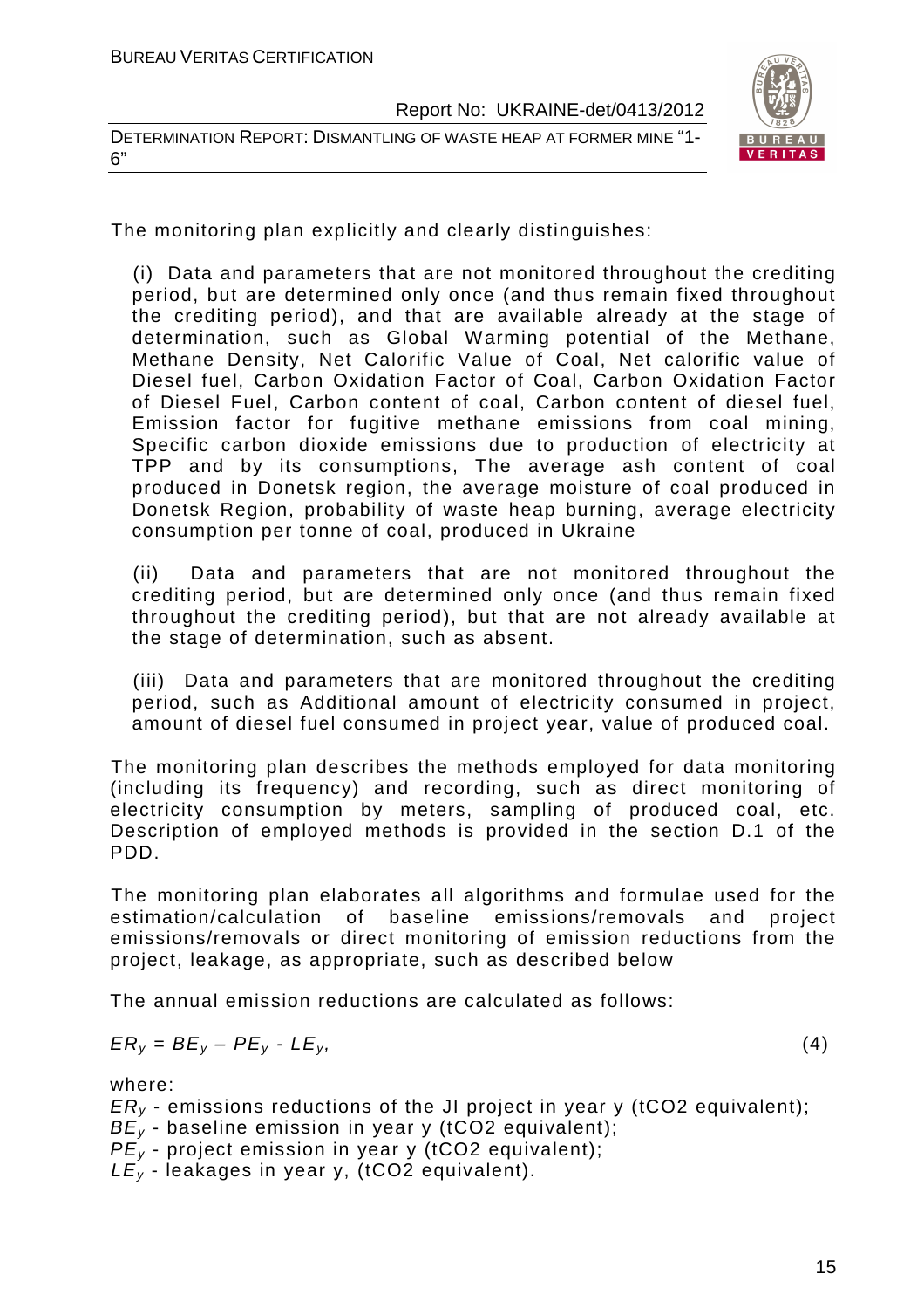The monitoring plan explicitly and clearly distinguishes:

(i) Data and parameters that are not monitored throughout the crediting period, but are determined only once (and thus remain fixed throughout the crediting period), and that are available already at the stage of determination, such as Global Warming potential of the Methane, Methane Density, Net Calorific Value of Coal, Net calorific value of Diesel fuel, Carbon Oxidation Factor of Coal, Carbon Oxidation Factor of Diesel Fuel, Carbon content of coal, Carbon content of diesel fuel, Emission factor for fugitive methane emissions from coal mining, Specific carbon dioxide emissions due to production of electricity at TPP and by its consumptions, The average ash content of coal produced in Donetsk region, the average moisture of coal produced in Donetsk Region, probability of waste heap burning, average electricity consumption per tonne of coal, produced in Ukraine

(ii) Data and parameters that are not monitored throughout the crediting period, but are determined only once (and thus remain fixed throughout the crediting period), but that are not already available at the stage of determination, such as absent.

(iii) Data and parameters that are monitored throughout the crediting period, such as Additional amount of electricity consumed in project, amount of diesel fuel consumed in project year, value of produced coal.

The monitoring plan describes the methods employed for data monitoring (including its frequency) and recording, such as direct monitoring of electricity consumption by meters, sampling of produced coal, etc. Description of employed methods is provided in the section D.1 of the PDD.

The monitoring plan elaborates all algorithms and formulae used for the estimation/calculation of baseline emissions/removals and project emissions/removals or direct monitoring of emission reductions from the project, leakage, as appropriate, such as described below

The annual emission reductions are calculated as follows:

$$ER_y = BE_y – PE_y - LE_y, \qquad (4)$$

where:

$ER_y$ - emissions reductions of the JI project in year y (tCO2 equivalent);
$BE_y$ - baseline emission in year y (tCO2 equivalent);
$PE_y$ - project emission in year y (tCO2 equivalent);
$LE_y$ - leakages in year y, (tCO2 equivalent).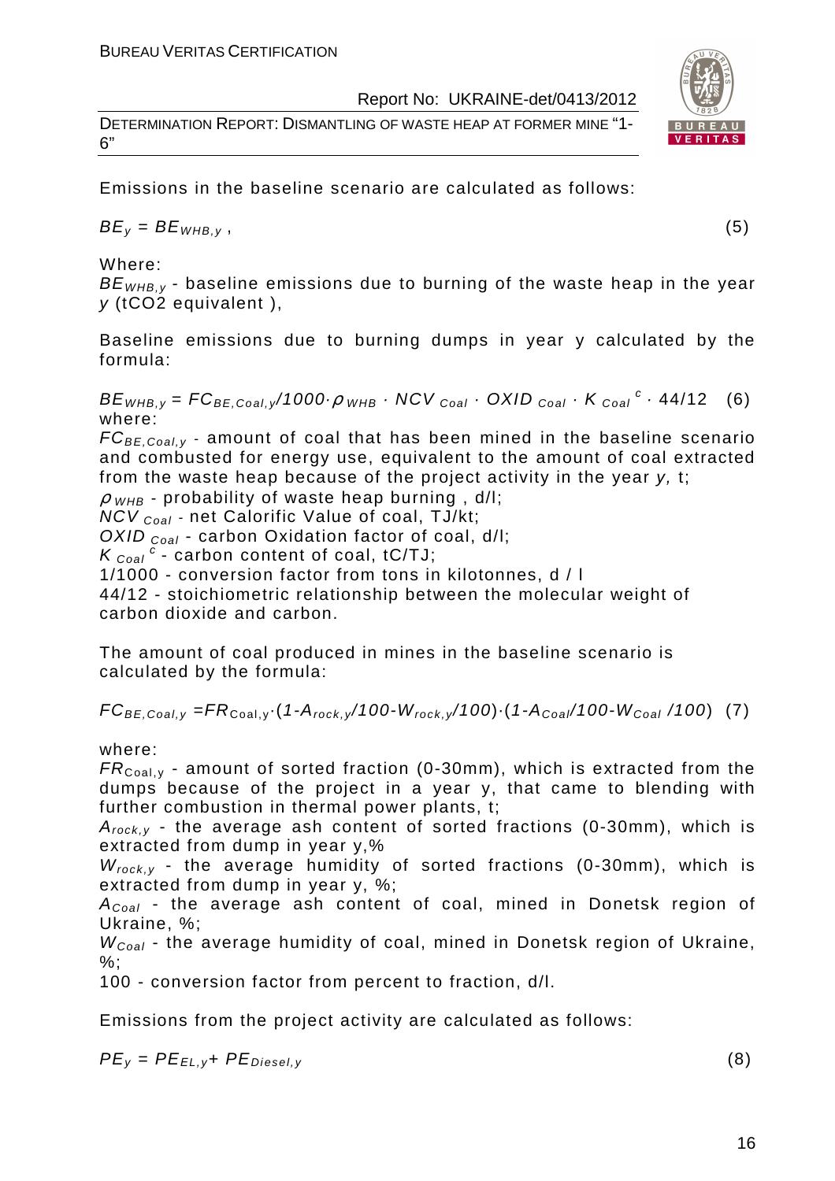Emissions in the baseline scenario are calculated as follows:

$$BE_y = BE_{WHB,y} , \quad (5)$$

Where:

$BE_{WHB,y}$ - baseline emissions due to burning of the waste heap in the year $y$ (tCO2 equivalent ),

Baseline emissions due to burning dumps in year y calculated by the formula:

$$BE_{WHB,y} = FC_{BE,Coal,y}/1000 \cdot \rho_{WHB} \cdot NCV_{Coal} \cdot OXID_{Coal} \cdot K_{Coal}^{c} \cdot 44/12 \quad (6)$$

where:

$FC_{BE,Coal,y}$ - amount of coal that has been mined in the baseline scenario and combusted for energy use, equivalent to the amount of coal extracted from the waste heap because of the project activity in the year $y$, t;

$\rho_{WHB}$ - probability of waste heap burning , d/l;

$NCV_{Coal}$ - net Calorific Value of coal, TJ/kt;

$OXID_{Coal}$ - carbon Oxidation factor of coal, d/l;

$K_{Coal}^{c}$ - carbon content of coal, tC/TJ;

1/1000 - conversion factor from tons in kilotonnes, d / l

44/12 - stoichiometric relationship between the molecular weight of carbon dioxide and carbon.

The amount of coal produced in mines in the baseline scenario is calculated by the formula:

$$FC_{BE,Coal,y} = FR_{Coal,y} \cdot (1 - A_{rock,y}/100 - W_{rock,y}/100) \cdot (1 - A_{Coal}/100 - W_{Coal}/100) \quad (7)$$

where:

$FR_{Coal,y}$ - amount of sorted fraction (0-30mm), which is extracted from the dumps because of the project in a year y, that came to blending with further combustion in thermal power plants, t;

$A_{rock,y}$ - the average ash content of sorted fractions (0-30mm), which is extracted from dump in year y,%

$W_{rock,y}$ - the average humidity of sorted fractions (0-30mm), which is extracted from dump in year y, %;

$A_{Coal}$ - the average ash content of coal, mined in Donetsk region of Ukraine, %;

$W_{Coal}$ - the average humidity of coal, mined in Donetsk region of Ukraine, %;

100 - conversion factor from percent to fraction, d/l.

Emissions from the project activity are calculated as follows:

$$PE_y = PE_{EL,y} + PE_{Diesel,y} \quad (8)$$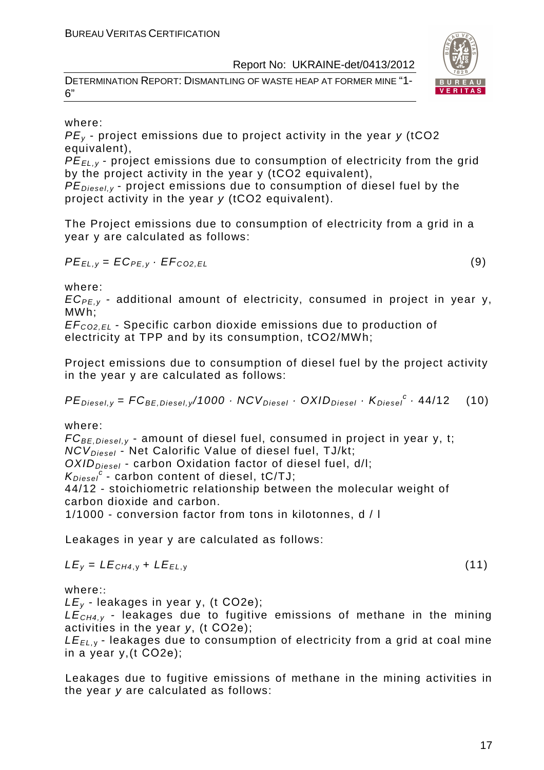where:

$PE_y$ - project emissions due to project activity in the year *y* (tCO2 equivalent),

$PE_{EL,y}$ - project emissions due to consumption of electricity from the grid by the project activity in the year y (tCO2 equivalent),

$PE_{Diesel,y}$ - project emissions due to consumption of diesel fuel by the project activity in the year *y* (tCO2 equivalent).

The Project emissions due to consumption of electricity from a grid in a year y are calculated as follows:

$$PE_{EL,y} = EC_{PE,y} \cdot EF_{CO2,EL} \tag{9}$$

where:

$EC_{PE,y}$ - additional amount of electricity, consumed in project in year y, MWh;

$EF_{CO2,EL}$ - Specific carbon dioxide emissions due to production of electricity at TPP and by its consumption, tCO2/MWh;

Project emissions due to consumption of diesel fuel by the project activity in the year y are calculated as follows:

$$PE_{Diesel,y} = FC_{BE,Diesel,y}/1000 \cdot NCV_{Diesel} \cdot OXID_{Diesel} \cdot K_{Diesel}^{c} \cdot 44/12 \tag{10}$$

where:

$FC_{BE,Diesel,y}$ - amount of diesel fuel, consumed in project in year y, t;

$NCV_{Diesel}$ - Net Calorific Value of diesel fuel, TJ/kt;

$OXID_{Diesel}$ - carbon Oxidation factor of diesel fuel, d/l;

$K_{Diesel}^{c}$ - carbon content of diesel, tC/TJ;

44/12 - stoichiometric relationship between the molecular weight of carbon dioxide and carbon.

1/1000 - conversion factor from tons in kilotonnes, d / l

Leakages in year y are calculated as follows:

$$LE_y = LE_{CH4,y} + LE_{EL,y} \tag{11}$$

where::

$LE_y$ - leakages in year y, (t CO2e);

$LE_{CH4,y}$ - leakages due to fugitive emissions of methane in the mining activities in the year *y*, (t CO2e);

$LE_{EL,y}$ - leakages due to consumption of electricity from a grid at coal mine in a year y,(t CO2e);

Leakages due to fugitive emissions of methane in the mining activities in the year *y* are calculated as follows: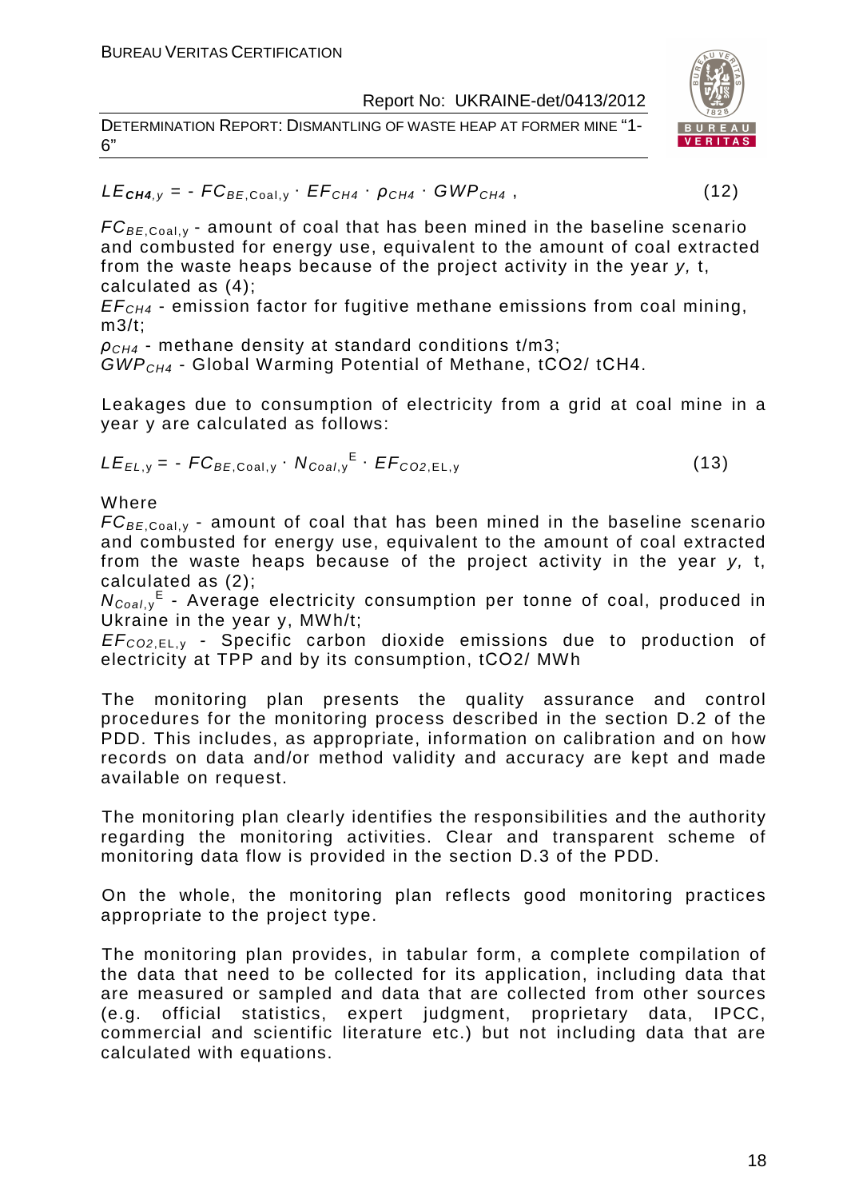$$LE_{CH4,y} = - FC_{BE,\text{Coal},y} \cdot EF_{CH4} \cdot \rho_{CH4} \cdot GWP_{CH4} \,, \quad (12)$$

$FC_{BE,\text{Coal},y}$ - amount of coal that has been mined in the baseline scenario and combusted for energy use, equivalent to the amount of coal extracted from the waste heaps because of the project activity in the year *y,* t, calculated as (4);

$EF_{CH4}$ - emission factor for fugitive methane emissions from coal mining, m3/t;

$\rho_{CH4}$ - methane density at standard conditions t/m3;

$GWP_{CH4}$ - Global Warming Potential of Methane, tCO2/ tCH4.

Leakages due to consumption of electricity from a grid at coal mine in a year y are calculated as follows:

$$LE_{EL,y} = - FC_{BE,\text{Coal},y} \cdot N_{Coal,y}^{E} \cdot EF_{CO2,\text{EL},y} \quad (13)$$

Where

$FC_{BE,\text{Coal},y}$ - amount of coal that has been mined in the baseline scenario and combusted for energy use, equivalent to the amount of coal extracted from the waste heaps because of the project activity in the year *y,* t, calculated as (2);

$N_{Coal,y}^{E}$ - Average electricity consumption per tonne of coal, produced in Ukraine in the year y, MWh/t;

$EF_{CO2,\text{EL},y}$ - Specific carbon dioxide emissions due to production of electricity at TPP and by its consumption, tCO2/ MWh

The monitoring plan presents the quality assurance and control procedures for the monitoring process described in the section D.2 of the PDD. This includes, as appropriate, information on calibration and on how records on data and/or method validity and accuracy are kept and made available on request.

The monitoring plan clearly identifies the responsibilities and the authority regarding the monitoring activities. Clear and transparent scheme of monitoring data flow is provided in the section D.3 of the PDD.

On the whole, the monitoring plan reflects good monitoring practices appropriate to the project type.

The monitoring plan provides, in tabular form, a complete compilation of the data that need to be collected for its application, including data that are measured or sampled and data that are collected from other sources (e.g. official statistics, expert judgment, proprietary data, IPCC, commercial and scientific literature etc.) but not including data that are calculated with equations.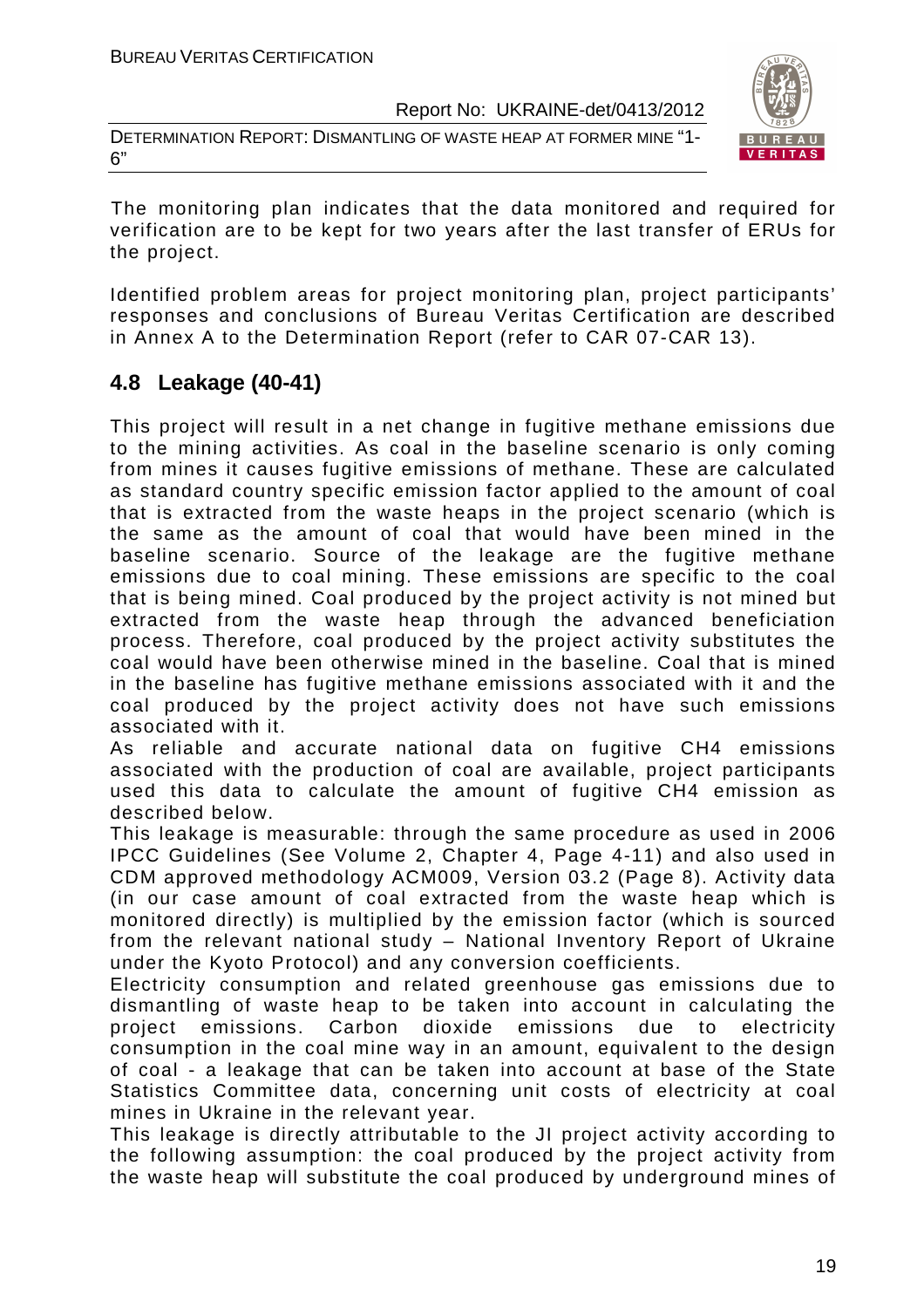The monitoring plan indicates that the data monitored and required for verification are to be kept for two years after the last transfer of ERUs for the project.

Identified problem areas for project monitoring plan, project participants' responses and conclusions of Bureau Veritas Certification are described in Annex A to the Determination Report (refer to CAR 07-CAR 13).

## 4.8 Leakage (40-41)

This project will result in a net change in fugitive methane emissions due to the mining activities. As coal in the baseline scenario is only coming from mines it causes fugitive emissions of methane. These are calculated as standard country specific emission factor applied to the amount of coal that is extracted from the waste heaps in the project scenario (which is the same as the amount of coal that would have been mined in the baseline scenario. Source of the leakage are the fugitive methane emissions due to coal mining. These emissions are specific to the coal that is being mined. Coal produced by the project activity is not mined but extracted from the waste heap through the advanced beneficiation process. Therefore, coal produced by the project activity substitutes the coal would have been otherwise mined in the baseline. Coal that is mined in the baseline has fugitive methane emissions associated with it and the coal produced by the project activity does not have such emissions associated with it.

As reliable and accurate national data on fugitive $CH_4$ emissions associated with the production of coal are available, project participants used this data to calculate the amount of fugitive $CH_4$ emission as described below.

This leakage is measurable: through the same procedure as used in 2006 IPCC Guidelines (See Volume 2, Chapter 4, Page 4-11) and also used in CDM approved methodology ACM009, Version 03.2 (Page 8). Activity data (in our case amount of coal extracted from the waste heap which is monitored directly) is multiplied by the emission factor (which is sourced from the relevant national study – National Inventory Report of Ukraine under the Kyoto Protocol) and any conversion coefficients.

Electricity consumption and related greenhouse gas emissions due to dismantling of waste heap to be taken into account in calculating the project emissions. Carbon dioxide emissions due to electricity consumption in the coal mine way in an amount, equivalent to the design of coal - a leakage that can be taken into account at base of the State Statistics Committee data, concerning unit costs of electricity at coal mines in Ukraine in the relevant year.

This leakage is directly attributable to the JI project activity according to the following assumption: the coal produced by the project activity from the waste heap will substitute the coal produced by underground mines of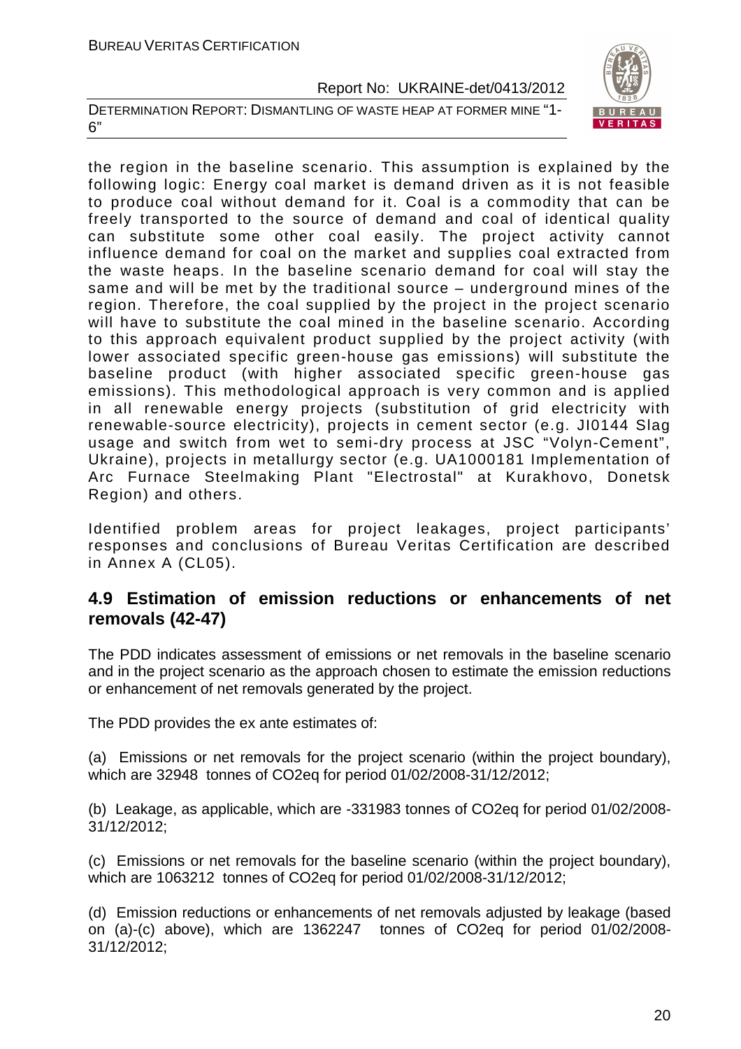the region in the baseline scenario. This assumption is explained by the following logic: Energy coal market is demand driven as it is not feasible to produce coal without demand for it. Coal is a commodity that can be freely transported to the source of demand and coal of identical quality can substitute some other coal easily. The project activity cannot influence demand for coal on the market and supplies coal extracted from the waste heaps. In the baseline scenario demand for coal will stay the same and will be met by the traditional source – underground mines of the region. Therefore, the coal supplied by the project in the project scenario will have to substitute the coal mined in the baseline scenario. According to this approach equivalent product supplied by the project activity (with lower associated specific green-house gas emissions) will substitute the baseline product (with higher associated specific green-house gas emissions). This methodological approach is very common and is applied in all renewable energy projects (substitution of grid electricity with renewable-source electricity), projects in cement sector (e.g. JI0144 Slag usage and switch from wet to semi-dry process at JSC "Volyn-Cement", Ukraine), projects in metallurgy sector (e.g. UA1000181 Implementation of Arc Furnace Steelmaking Plant "Electrostal" at Kurakhovo, Donetsk Region) and others.

Identified problem areas for project leakages, project participants' responses and conclusions of Bureau Veritas Certification are described in Annex A (CL05).

## 4.9 Estimation of emission reductions or enhancements of net removals (42-47)

The PDD indicates assessment of emissions or net removals in the baseline scenario and in the project scenario as the approach chosen to estimate the emission reductions or enhancement of net removals generated by the project.

The PDD provides the ex ante estimates of:

(a) Emissions or net removals for the project scenario (within the project boundary), which are 32948 tonnes of CO2eq for period 01/02/2008-31/12/2012;

(b) Leakage, as applicable, which are -331983 tonnes of CO2eq for period 01/02/2008-31/12/2012;

(c) Emissions or net removals for the baseline scenario (within the project boundary), which are 1063212 tonnes of CO2eq for period 01/02/2008-31/12/2012;

(d) Emission reductions or enhancements of net removals adjusted by leakage (based on (a)-(c) above), which are 1362247 tonnes of CO2eq for period 01/02/2008-31/12/2012;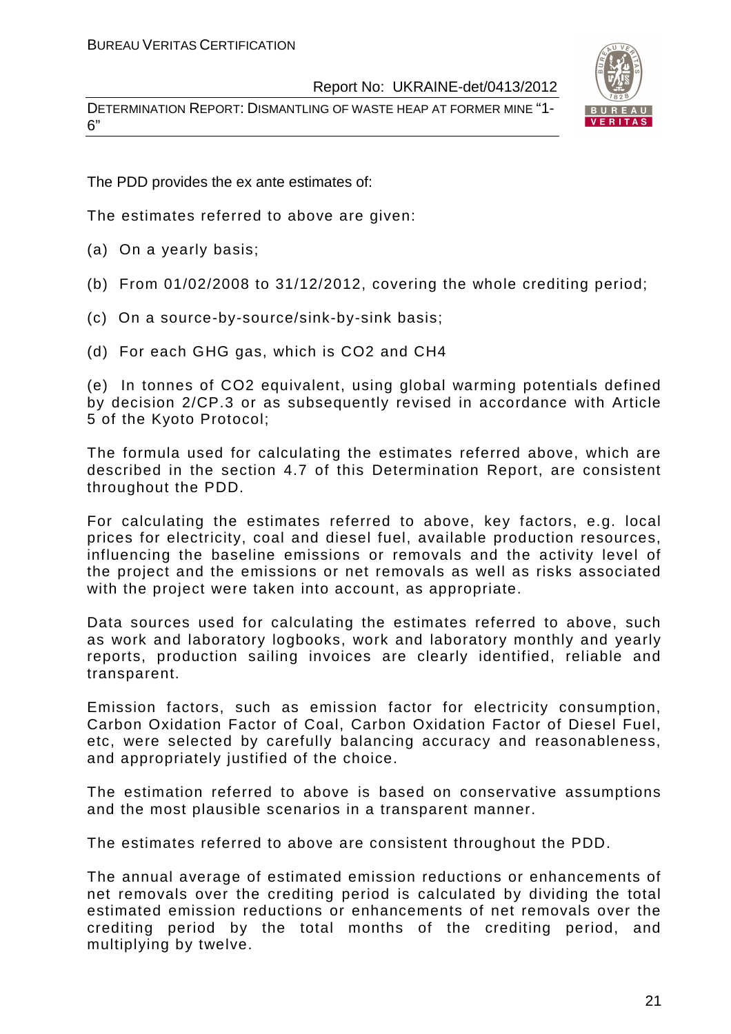The PDD provides the ex ante estimates of:

The estimates referred to above are given:

(a) On a yearly basis;

(b) From 01/02/2008 to 31/12/2012, covering the whole crediting period;

(c) On a source-by-source/sink-by-sink basis;

(d) For each GHG gas, which is CO2 and CH4

(e) In tonnes of CO2 equivalent, using global warming potentials defined by decision 2/CP.3 or as subsequently revised in accordance with Article 5 of the Kyoto Protocol;

The formula used for calculating the estimates referred above, which are described in the section 4.7 of this Determination Report, are consistent throughout the PDD.

For calculating the estimates referred to above, key factors, e.g. local prices for electricity, coal and diesel fuel, available production resources, influencing the baseline emissions or removals and the activity level of the project and the emissions or net removals as well as risks associated with the project were taken into account, as appropriate.

Data sources used for calculating the estimates referred to above, such as work and laboratory logbooks, work and laboratory monthly and yearly reports, production sailing invoices are clearly identified, reliable and transparent.

Emission factors, such as emission factor for electricity consumption, Carbon Oxidation Factor of Coal, Carbon Oxidation Factor of Diesel Fuel, etc, were selected by carefully balancing accuracy and reasonableness, and appropriately justified of the choice.

The estimation referred to above is based on conservative assumptions and the most plausible scenarios in a transparent manner.

The estimates referred to above are consistent throughout the PDD.

The annual average of estimated emission reductions or enhancements of net removals over the crediting period is calculated by dividing the total estimated emission reductions or enhancements of net removals over the crediting period by the total months of the crediting period, and multiplying by twelve.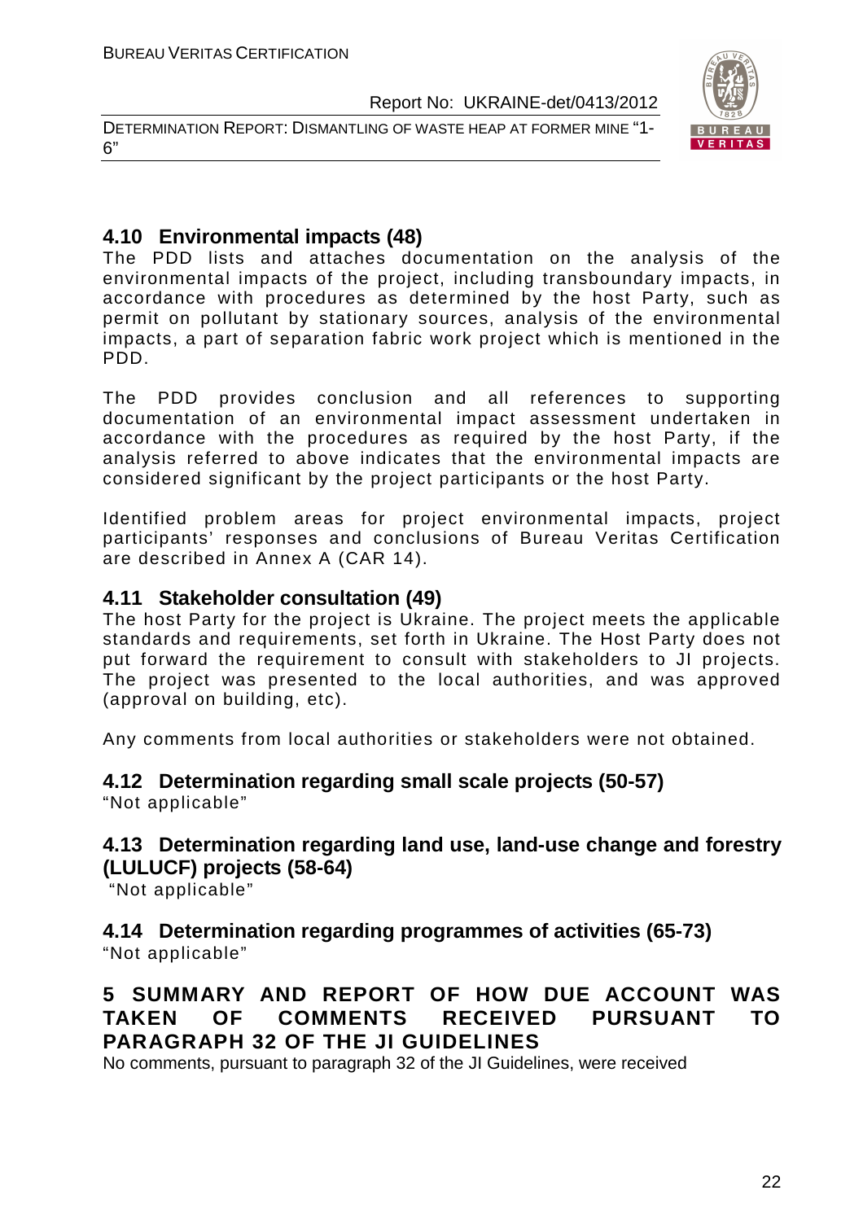## 4.10 Environmental impacts (48)

The PDD lists and attaches documentation on the analysis of the environmental impacts of the project, including transboundary impacts, in accordance with procedures as determined by the host Party, such as permit on pollutant by stationary sources, analysis of the environmental impacts, a part of separation fabric work project which is mentioned in the PDD.

The PDD provides conclusion and all references to supporting documentation of an environmental impact assessment undertaken in accordance with the procedures as required by the host Party, if the analysis referred to above indicates that the environmental impacts are considered significant by the project participants or the host Party.

Identified problem areas for project environmental impacts, project participants' responses and conclusions of Bureau Veritas Certification are described in Annex A (CAR 14).

## 4.11 Stakeholder consultation (49)

The host Party for the project is Ukraine. The project meets the applicable standards and requirements, set forth in Ukraine. The Host Party does not put forward the requirement to consult with stakeholders to JI projects. The project was presented to the local authorities, and was approved (approval on building, etc).

Any comments from local authorities or stakeholders were not obtained.

## 4.12 Determination regarding small scale projects (50-57)

"Not applicable"

## 4.13 Determination regarding land use, land-use change and forestry (LULUCF) projects (58-64)

"Not applicable"

## 4.14 Determination regarding programmes of activities (65-73)

"Not applicable"

# 5 SUMMARY AND REPORT OF HOW DUE ACCOUNT WAS TAKEN OF COMMENTS RECEIVED PURSUANT TO PARAGRAPH 32 OF THE JI GUIDELINES

No comments, pursuant to paragraph 32 of the JI Guidelines, were received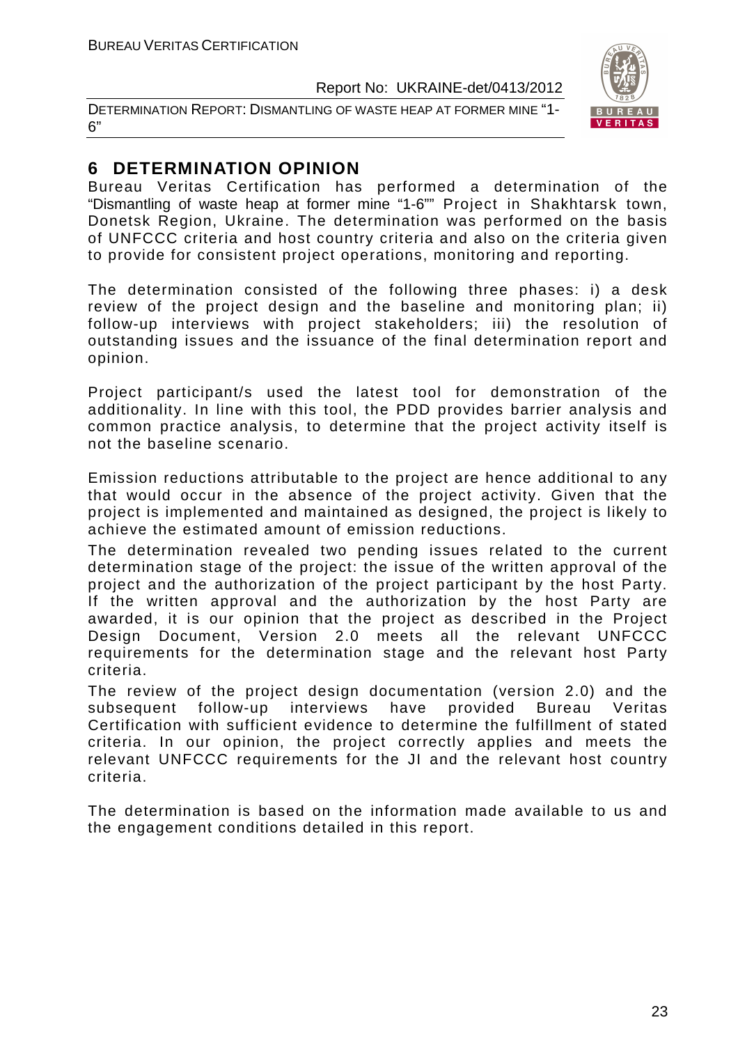# 6 DETERMINATION OPINION

Bureau Veritas Certification has performed a determination of the "Dismantling of waste heap at former mine "1-6"" Project in Shakhtarsk town, Donetsk Region, Ukraine. The determination was performed on the basis of UNFCCC criteria and host country criteria and also on the criteria given to provide for consistent project operations, monitoring and reporting.

The determination consisted of the following three phases: i) a desk review of the project design and the baseline and monitoring plan; ii) follow-up interviews with project stakeholders; iii) the resolution of outstanding issues and the issuance of the final determination report and opinion.

Project participant/s used the latest tool for demonstration of the additionality. In line with this tool, the PDD provides barrier analysis and common practice analysis, to determine that the project activity itself is not the baseline scenario.

Emission reductions attributable to the project are hence additional to any that would occur in the absence of the project activity. Given that the project is implemented and maintained as designed, the project is likely to achieve the estimated amount of emission reductions.

The determination revealed two pending issues related to the current determination stage of the project: the issue of the written approval of the project and the authorization of the project participant by the host Party. If the written approval and the authorization by the host Party are awarded, it is our opinion that the project as described in the Project Design Document, Version 2.0 meets all the relevant UNFCCC requirements for the determination stage and the relevant host Party criteria.

The review of the project design documentation (version 2.0) and the subsequent follow-up interviews have provided Bureau Veritas Certification with sufficient evidence to determine the fulfillment of stated criteria. In our opinion, the project correctly applies and meets the relevant UNFCCC requirements for the JI and the relevant host country criteria.

The determination is based on the information made available to us and the engagement conditions detailed in this report.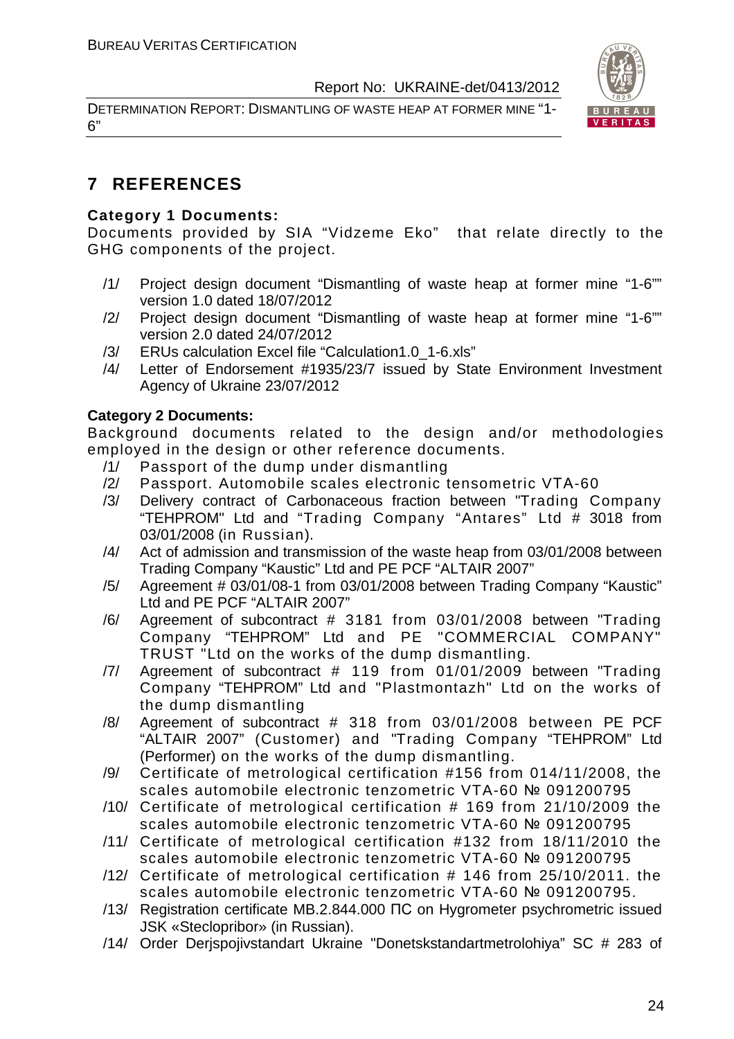# 7 REFERENCES

**Category 1 Documents:**

Documents provided by SIA "Vidzeme Eko" that relate directly to the GHG components of the project.

/1/ Project design document "Dismantling of waste heap at former mine "1-6"" version 1.0 dated 18/07/2012

/2/ Project design document "Dismantling of waste heap at former mine "1-6"" version 2.0 dated 24/07/2012

/3/ ERUs calculation Excel file "Calculation1.0_1-6.xls"

/4/ Letter of Endorsement #1935/23/7 issued by State Environment Investment Agency of Ukraine 23/07/2012

**Category 2 Documents:**

Background documents related to the design and/or methodologies employed in the design or other reference documents.

/1/ Passport of the dump under dismantling

/2/ Passport. Automobile scales electronic tensometric VTA-60

/3/ Delivery contract of Carbonaceous fraction between "Trading Company "TEHPROM" Ltd and "Trading Company "Antares" Ltd # 3018 from 03/01/2008 (in Russian).

/4/ Act of admission and transmission of the waste heap from 03/01/2008 between Trading Company "Kaustic" Ltd and PE PCF "ALTAIR 2007"

/5/ Agreement # 03/01/08-1 from 03/01/2008 between Trading Company "Kaustic" Ltd and PE PCF "ALTAIR 2007"

/6/ Agreement of subcontract # 3181 from 03/01/2008 between "Trading Company "TEHPROM" Ltd and PE "COMMERCIAL COMPANY" TRUST "Ltd on the works of the dump dismantling.

/7/ Agreement of subcontract # 119 from 01/01/2009 between "Trading Company "TEHPROM" Ltd and "Plastmontazh" Ltd on the works of the dump dismantling

/8/ Agreement of subcontract # 318 from 03/01/2008 between PE PCF "ALTAIR 2007" (Customer) and "Trading Company "TEHPROM" Ltd (Performer) on the works of the dump dismantling.

/9/ Certificate of metrological certification #156 from 014/11/2008, the scales automobile electronic tenzometric VTA-60 № 091200795

/10/ Certificate of metrological certification # 169 from 21/10/2009 the scales automobile electronic tenzometric VTA-60 № 091200795

/11/ Certificate of metrological certification #132 from 18/11/2010 the scales automobile electronic tenzometric VTA-60 № 091200795

/12/ Certificate of metrological certification # 146 from 25/10/2011. the scales automobile electronic tenzometric VTA-60 № 091200795.

/13/ Registration certificate MB.2.844.000 ПС on Hygrometer psychrometric issued JSK «Steclopribor» (in Russian).

/14/ Order Derjspojivstandart Ukraine "Donetskstandartmetrolohiya" SC # 283 of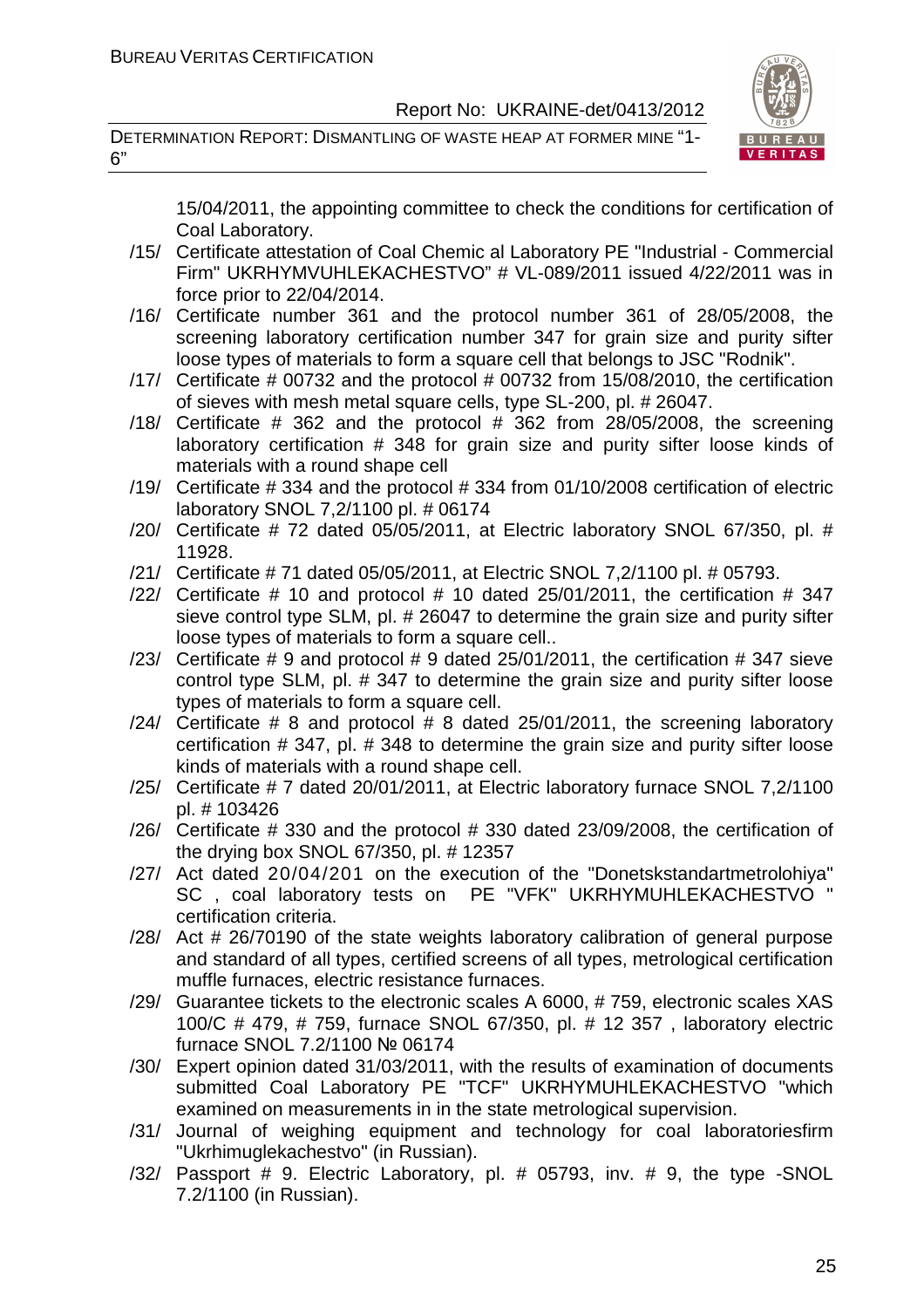15/04/2011, the appointing committee to check the conditions for certification of Coal Laboratory.

/15/ Certificate attestation of Coal Chemic al Laboratory PE "Industrial - Commercial Firm" UKRHYMVUHLEKACHESTVO" # VL-089/2011 issued 4/22/2011 was in force prior to 22/04/2014.

/16/ Certificate number 361 and the protocol number 361 of 28/05/2008, the screening laboratory certification number 347 for grain size and purity sifter loose types of materials to form a square cell that belongs to JSC "Rodnik".

/17/ Certificate # 00732 and the protocol # 00732 from 15/08/2010, the certification of sieves with mesh metal square cells, type SL-200, pl. # 26047.

/18/ Certificate # 362 and the protocol # 362 from 28/05/2008, the screening laboratory certification # 348 for grain size and purity sifter loose kinds of materials with a round shape cell

/19/ Certificate # 334 and the protocol # 334 from 01/10/2008 certification of electric laboratory SNOL 7,2/1100 pl. # 06174

/20/ Certificate # 72 dated 05/05/2011, at Electric laboratory SNOL 67/350, pl. # 11928.

/21/ Certificate # 71 dated 05/05/2011, at Electric SNOL 7,2/1100 pl. # 05793.

/22/ Certificate # 10 and protocol # 10 dated 25/01/2011, the certification # 347 sieve control type SLM, pl. # 26047 to determine the grain size and purity sifter loose types of materials to form a square cell..

/23/ Certificate # 9 and protocol # 9 dated 25/01/2011, the certification # 347 sieve control type SLM, pl. # 347 to determine the grain size and purity sifter loose types of materials to form a square cell.

/24/ Certificate # 8 and protocol # 8 dated 25/01/2011, the screening laboratory certification # 347, pl. # 348 to determine the grain size and purity sifter loose kinds of materials with a round shape cell.

/25/ Certificate # 7 dated 20/01/2011, at Electric laboratory furnace SNOL 7,2/1100 pl. # 103426

/26/ Certificate # 330 and the protocol # 330 dated 23/09/2008, the certification of the drying box SNOL 67/350, pl. # 12357

/27/ Act dated 20/04/201 on the execution of the "Donetskstandartmetrolohiya" SC , coal laboratory tests on PE "VFK" UKRHYMUHLEKACHESTVO " certification criteria.

/28/ Act # 26/70190 of the state weights laboratory calibration of general purpose and standard of all types, certified screens of all types, metrological certification muffle furnaces, electric resistance furnaces.

/29/ Guarantee tickets to the electronic scales A 6000, # 759, electronic scales XAS 100/C # 479, # 759, furnace SNOL 67/350, pl. # 12 357 , laboratory electric furnace SNOL 7.2/1100 № 06174

/30/ Expert opinion dated 31/03/2011, with the results of examination of documents submitted Coal Laboratory PE "TCF" UKRHYMUHLEKACHESTVO "which examined on measurements in in the state metrological supervision.

/31/ Journal of weighing equipment and technology for coal laboratoriesfirm "Ukrhimuglekachestvo" (in Russian).

/32/ Passport # 9. Electric Laboratory, pl. # 05793, inv. # 9, the type -SNOL 7.2/1100 (in Russian).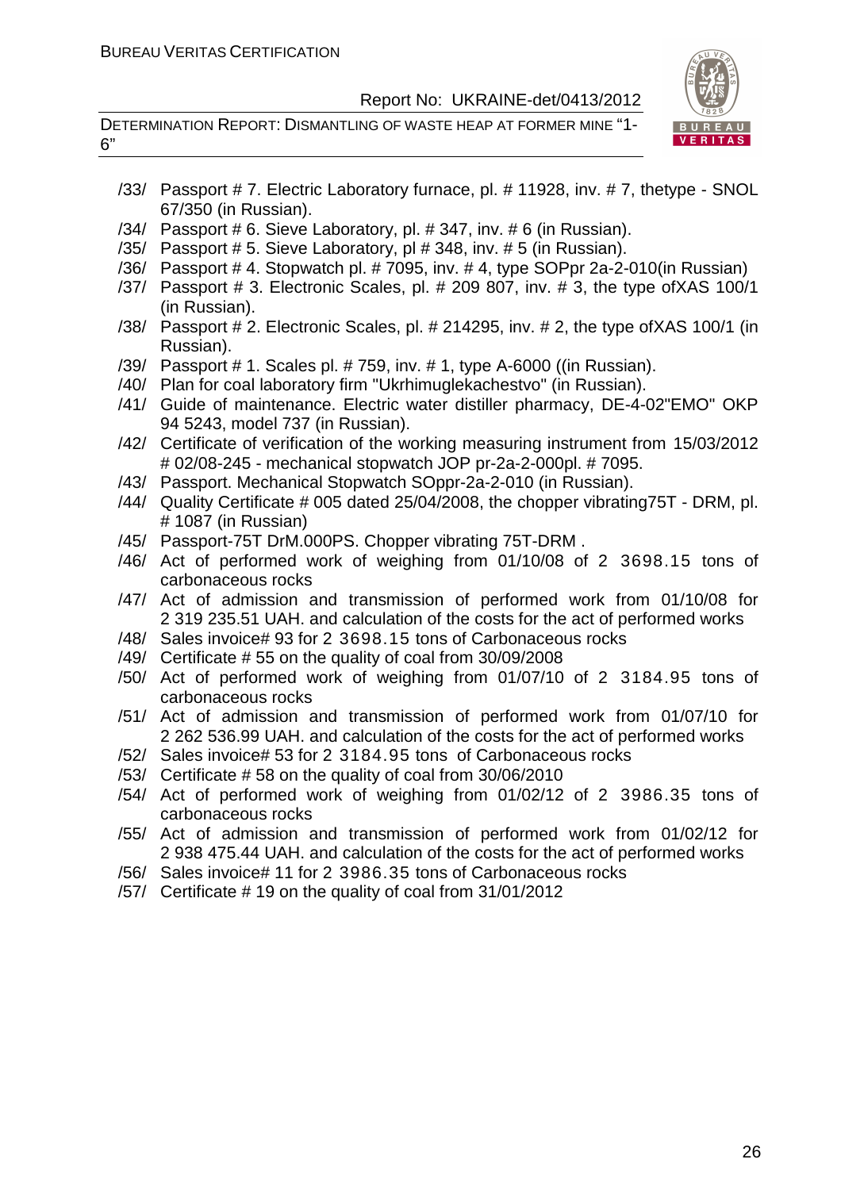/33/ Passport # 7. Electric Laboratory furnace, pl. # 11928, inv. # 7, thetype - SNOL 67/350 (in Russian).

/34/ Passport # 6. Sieve Laboratory, pl. # 347, inv. # 6 (in Russian).

/35/ Passport # 5. Sieve Laboratory, pl # 348, inv. # 5 (in Russian).

/36/ Passport # 4. Stopwatch pl. # 7095, inv. # 4, type SOPpr 2a-2-010(in Russian)

/37/ Passport # 3. Electronic Scales, pl. # 209 807, inv. # 3, the type ofXAS 100/1 (in Russian).

/38/ Passport # 2. Electronic Scales, pl. # 214295, inv. # 2, the type ofXAS 100/1 (in Russian).

/39/ Passport # 1. Scales pl. # 759, inv. # 1, type A-6000 ((in Russian).

/40/ Plan for coal laboratory firm "Ukrhimuglekachestvo" (in Russian).

/41/ Guide of maintenance. Electric water distiller pharmacy, DE-4-02"EMO" OKP 94 5243, model 737 (in Russian).

/42/ Certificate of verification of the working measuring instrument from 15/03/2012 # 02/08-245 - mechanical stopwatch JOP pr-2a-2-000pl. # 7095.

/43/ Passport. Mechanical Stopwatch SOppr-2a-2-010 (in Russian).

/44/ Quality Certificate # 005 dated 25/04/2008, the chopper vibrating75T - DRM, pl. # 1087 (in Russian)

/45/ Passport-75T DrM.000PS. Chopper vibrating 75T-DRM .

/46/ Act of performed work of weighing from 01/10/08 of 2 3698.15 tons of carbonaceous rocks

/47/ Act of admission and transmission of performed work from 01/10/08 for 2 319 235.51 UAH. and calculation of the costs for the act of performed works

/48/ Sales invoice# 93 for 2 3698.15 tons of Carbonaceous rocks

/49/ Certificate # 55 on the quality of coal from 30/09/2008

/50/ Act of performed work of weighing from 01/07/10 of 2 3184.95 tons of carbonaceous rocks

/51/ Act of admission and transmission of performed work from 01/07/10 for 2 262 536.99 UAH. and calculation of the costs for the act of performed works

/52/ Sales invoice# 53 for 2 3184.95 tons of Carbonaceous rocks

/53/ Certificate # 58 on the quality of coal from 30/06/2010

/54/ Act of performed work of weighing from 01/02/12 of 2 3986.35 tons of carbonaceous rocks

/55/ Act of admission and transmission of performed work from 01/02/12 for 2 938 475.44 UAH. and calculation of the costs for the act of performed works

/56/ Sales invoice# 11 for 2 3986.35 tons of Carbonaceous rocks

/57/ Certificate # 19 on the quality of coal from 31/01/2012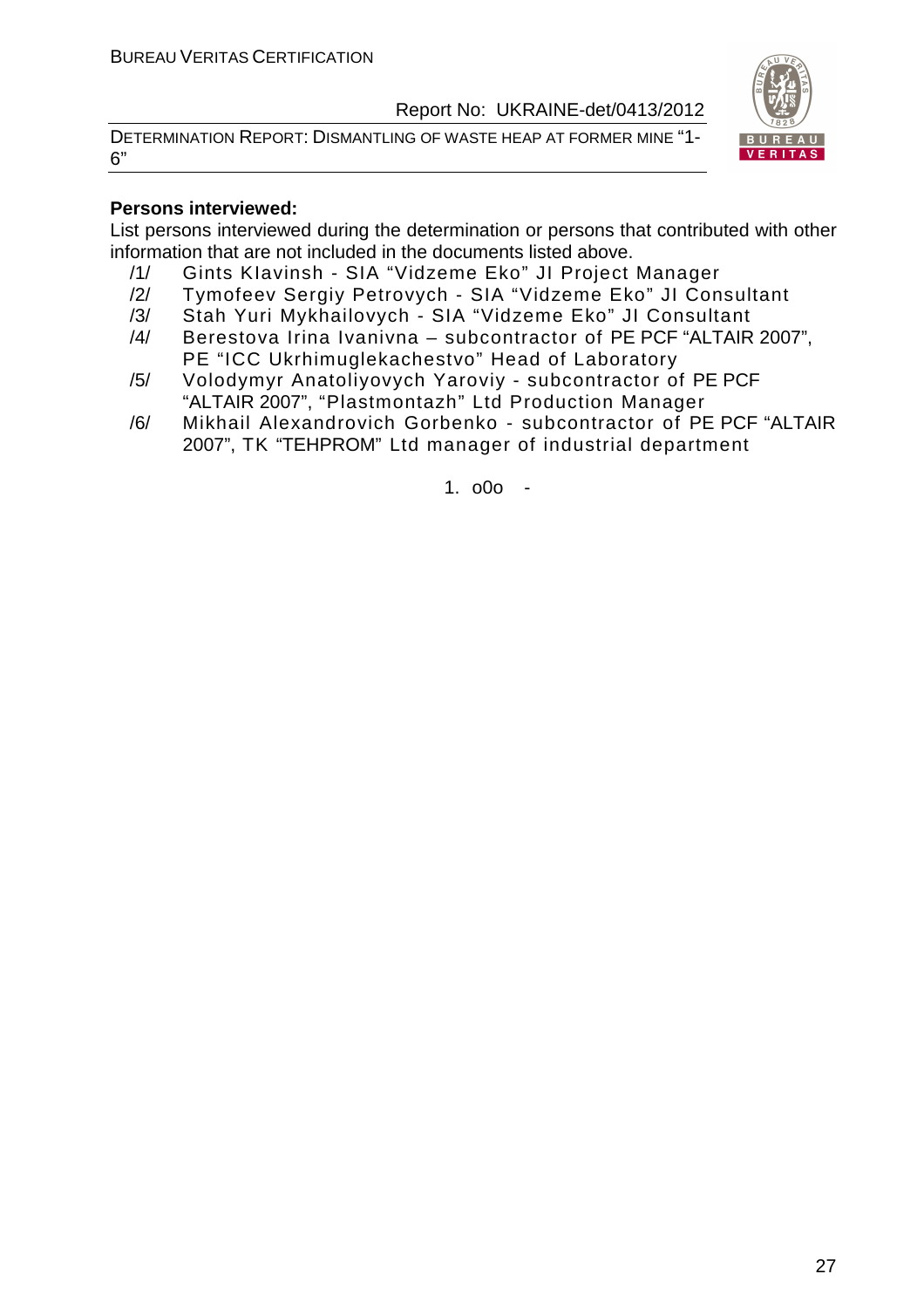**Persons interviewed:**

List persons interviewed during the determination or persons that contributed with other information that are not included in the documents listed above.

/1/ Gints Klavinsh - SIA "Vidzeme Eko" JI Project Manager

/2/ Tymofeev Sergiy Petrovych - SIA "Vidzeme Eko" JI Consultant

/3/ Stah Yuri Mykhailovych - SIA "Vidzeme Eko" JI Consultant

/4/ Berestova Irina Ivanivna – subcontractor of PE PCF "ALTAIR 2007", PE "ICC Ukrhimuglekachestvo" Head of Laboratory

/5/ Volodymyr Anatoliyovych Yaroviy - subcontractor of PE PCF "ALTAIR 2007", "Plastmontazh" Ltd Production Manager

/6/ Mikhail Alexandrovich Gorbenko - subcontractor of PE PCF "ALTAIR 2007", TK "TEHPROM" Ltd manager of industrial department

1. o0o -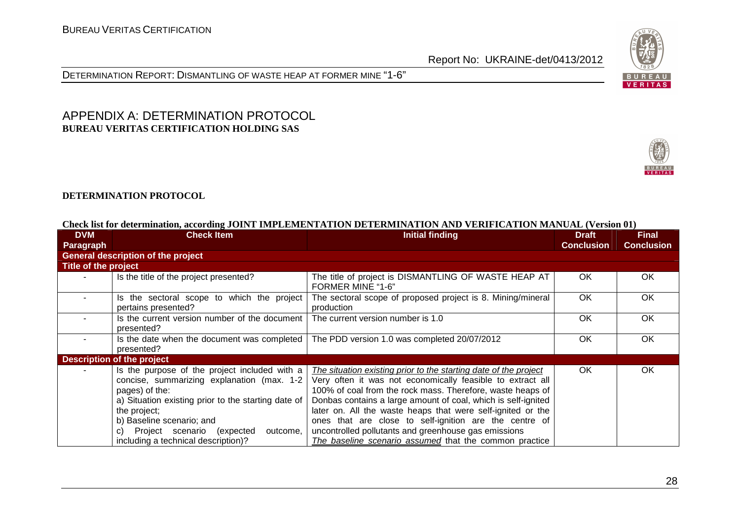## APPENDIX A: DETERMINATION PROTOCOL

**BUREAU VERITAS CERTIFICATION HOLDING SAS**

**DETERMINATION PROTOCOL**

**Check list for determination, according JOINT IMPLEMENTATION DETERMINATION AND VERIFICATION MANUAL (Version 01)**

| DVM Paragraph | Check Item | Initial finding | Draft Conclusion | Final Conclusion |
|---|---|---|---|---|
| **General description of the project** | | | | |
| **Title of the project** | | | | |
| - | Is the title of the project presented? | The title of project is DISMANTLING OF WASTE HEAP AT FORMER MINE "1-6" | OK | OK |
| - | Is the sectoral scope to which the project pertains presented? | The sectoral scope of proposed project is 8. Mining/mineral production | OK | OK |
| - | Is the current version number of the document presented? | The current version number is 1.0 | OK | OK |
| - | Is the date when the document was completed presented? | The PDD version 1.0 was completed 20/07/2012 | OK | OK |
| **Description of the project** | | | | |
| - | Is the purpose of the project included with a concise, summarizing explanation (max. 1-2 pages) of the:<br>a) Situation existing prior to the starting date of the project;<br>b) Baseline scenario; and<br>c) Project scenario (expected outcome, including a technical description)? | *The situation existing prior to the starting date of the project*<br>Very often it was not economically feasible to extract all 100% of coal from the rock mass. Therefore, waste heaps of Donbas contains a large amount of coal, which is self-ignited later on. All the waste heaps that were self-ignited or the ones that are close to self-ignition are the centre of uncontrolled pollutants and greenhouse gas emissions<br>*The baseline scenario assumed* that the common practice | OK | OK |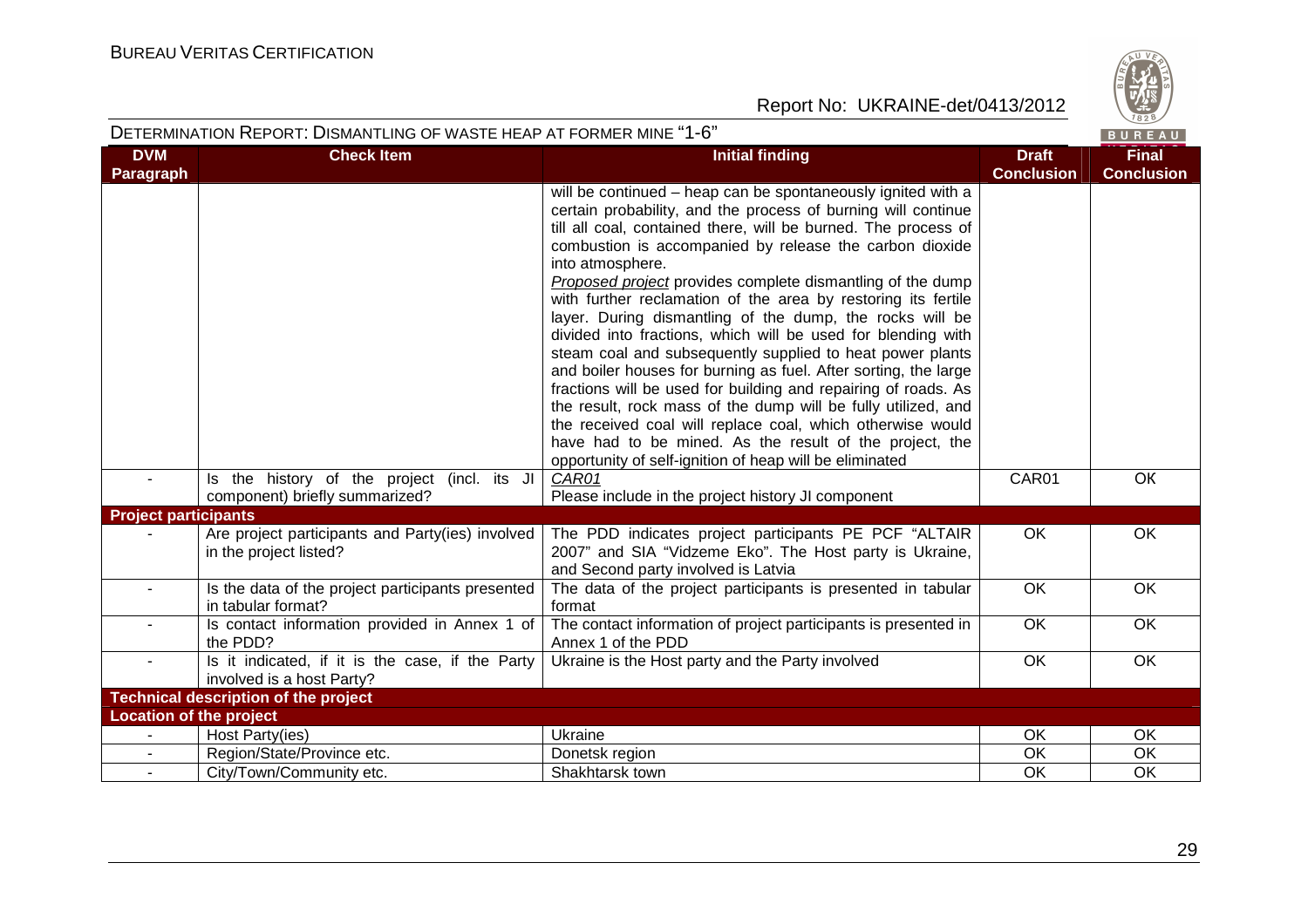| DVM Paragraph | Check Item | Initial finding | Draft Conclusion | Final Conclusion |
|---|---|---|---|---|
| | | will be continued – heap can be spontaneously ignited with a certain probability, and the process of burning will continue till all coal, contained there, will be burned. The process of combustion is accompanied by release the carbon dioxide into atmosphere. *Proposed project* provides complete dismantling of the dump with further reclamation of the area by restoring its fertile layer. During dismantling of the dump, the rocks will be divided into fractions, which will be used for blending with steam coal and subsequently supplied to heat power plants and boiler houses for burning as fuel. After sorting, the large fractions will be used for building and repairing of roads. As the result, rock mass of the dump will be fully utilized, and the received coal will replace coal, which otherwise would have had to be mined. As the result of the project, the opportunity of self-ignition of heap will be eliminated | | |
| - | Is the history of the project (incl. its JI component) briefly summarized? | *CAR01* Please include in the project history JI component | CAR01 | OK |
| **Project participants** | | | | |
| - | Are project participants and Party(ies) involved in the project listed? | The PDD indicates project participants PE PCF "ALTAIR 2007" and SIA "Vidzeme Eko". The Host party is Ukraine, and Second party involved is Latvia | OK | OK |
| - | Is the data of the project participants presented in tabular format? | The data of the project participants is presented in tabular format | OK | OK |
| - | Is contact information provided in Annex 1 of the PDD? | The contact information of project participants is presented in Annex 1 of the PDD | OK | OK |
| - | Is it indicated, if it is the case, if the Party involved is a host Party? | Ukraine is the Host party and the Party involved | OK | OK |
| **Technical description of the project** | | | | |
| **Location of the project** | | | | |
| - | Host Party(ies) | Ukraine | OK | OK |
| - | Region/State/Province etc. | Donetsk region | OK | OK |
| - | City/Town/Community etc. | Shakhtarsk town | OK | OK |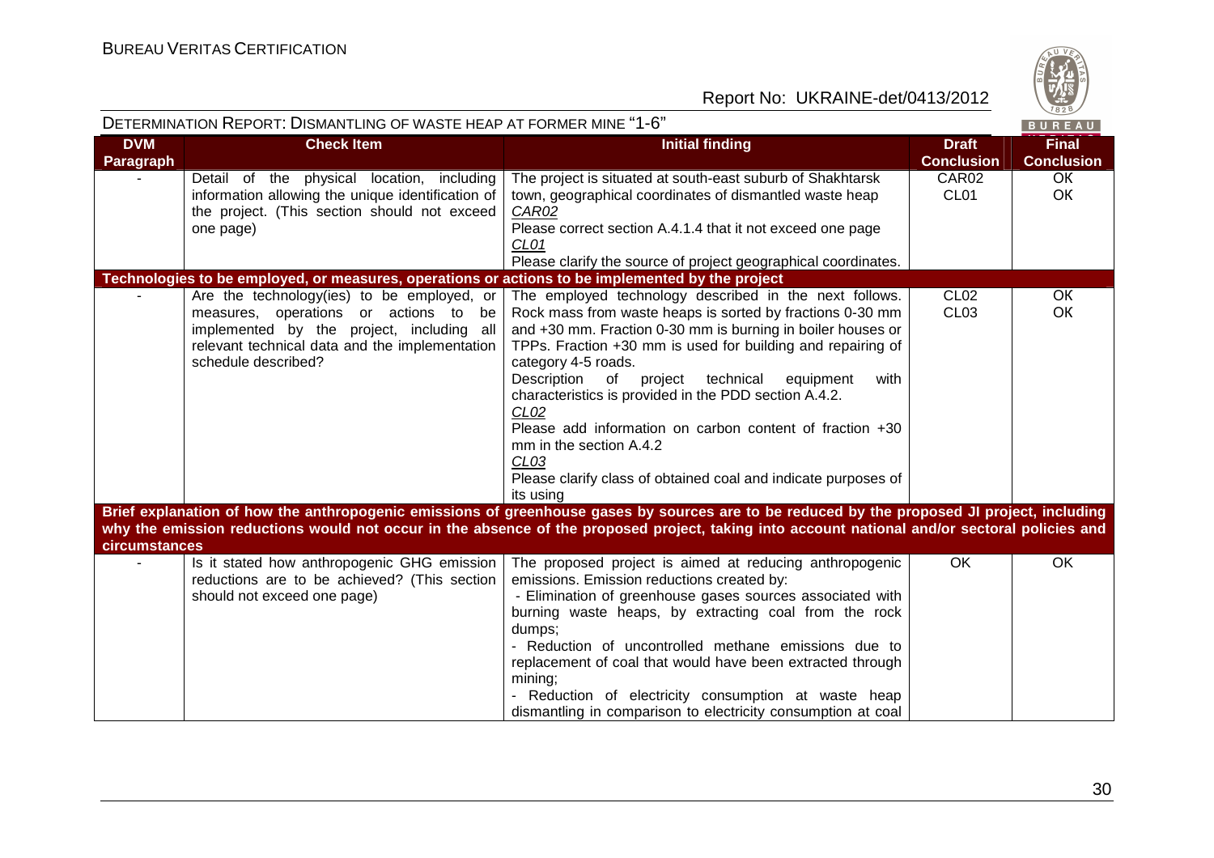| DVM Paragraph | Check Item | Initial finding | Draft Conclusion | Final Conclusion |
|---|---|---|---|---|
| - | Detail of the physical location, including information allowing the unique identification of the project. (This section should not exceed one page) | The project is situated at south-east suburb of Shakhtarsk town, geographical coordinates of dismantled waste heap<br>*CAR02*<br>Please correct section A.4.1.4 that it not exceed one page<br>*CL01*<br>Please clarify the source of project geographical coordinates. | CAR02<br>CL01 | OK<br>OK |
| **Technologies to be employed, or measures, operations or actions to be implemented by the project** | | | | |
| - | Are the technology(ies) to be employed, or measures, operations or actions to be implemented by the project, including all relevant technical data and the implementation schedule described? | The employed technology described in the next follows. Rock mass from waste heaps is sorted by fractions 0-30 mm and +30 mm. Fraction 0-30 mm is burning in boiler houses or TPPs. Fraction +30 mm is used for building and repairing of category 4-5 roads.<br>Description of project technical equipment with characteristics is provided in the PDD section A.4.2.<br>*CL02*<br>Please add information on carbon content of fraction +30 mm in the section A.4.2<br>*CL03*<br>Please clarify class of obtained coal and indicate purposes of its using | CL02<br>CL03 | OK<br>OK |
| **Brief explanation of how the anthropogenic emissions of greenhouse gases by sources are to be reduced by the proposed JI project, including why the emission reductions would not occur in the absence of the proposed project, taking into account national and/or sectoral policies and circumstances** | | | | |
| - | Is it stated how anthropogenic GHG emission reductions are to be achieved? (This section should not exceed one page) | The proposed project is aimed at reducing anthropogenic emissions. Emission reductions created by:<br>- Elimination of greenhouse gases sources associated with burning waste heaps, by extracting coal from the rock dumps;<br>- Reduction of uncontrolled methane emissions due to replacement of coal that would have been extracted through mining;<br>- Reduction of electricity consumption at waste heap dismantling in comparison to electricity consumption at coal | OK | OK |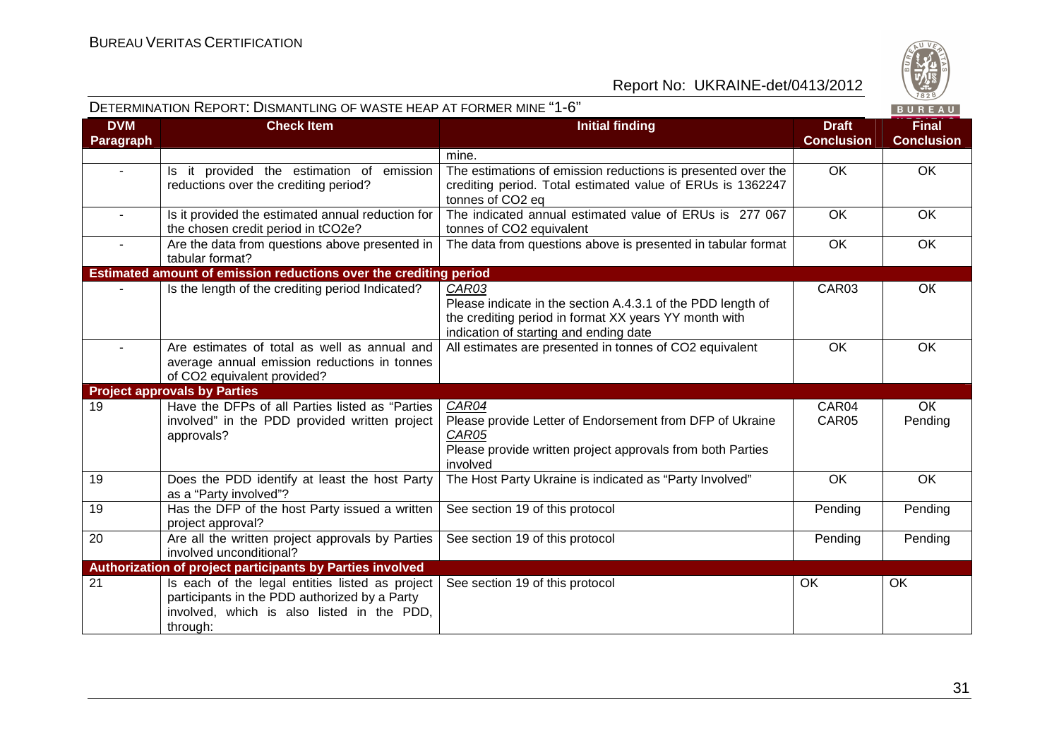DETERMINATION REPORT: DISMANTLING OF WASTE HEAP AT FORMER MINE "1-6"

| DVM Paragraph | Check Item | Initial finding | Draft Conclusion | Final Conclusion |
|---|---|---|---|---|
| | | mine. | | |
| - | Is it provided the estimation of emission reductions over the crediting period? | The estimations of emission reductions is presented over the crediting period. Total estimated value of ERUs is 1362247 tonnes of $CO_2$ eq | OK | OK |
| - | Is it provided the estimated annual reduction for the chosen credit period in $tCO_2e$? | The indicated annual estimated value of ERUs is 277 067 tonnes of $CO_2$ equivalent | OK | OK |
| - | Are the data from questions above presented in tabular format? | The data from questions above is presented in tabular format | OK | OK |
| **Estimated amount of emission reductions over the crediting period** | | | | |
| - | Is the length of the crediting period Indicated? | *CAR03*<br>Please indicate in the section A.4.3.1 of the PDD length of the crediting period in format XX years YY month with indication of starting and ending date | CAR03 | OK |
| - | Are estimates of total as well as annual and average annual emission reductions in tonnes of $CO_2$ equivalent provided? | All estimates are presented in tonnes of $CO_2$ equivalent | OK | OK |
| **Project approvals by Parties** | | | | |
| 19 | Have the DFPs of all Parties listed as "Parties involved" in the PDD provided written project approvals? | *CAR04*<br>Please provide Letter of Endorsement from DFP of Ukraine<br>*CAR05*<br>Please provide written project approvals from both Parties involved | CAR04<br>CAR05 | OK<br>Pending |
| 19 | Does the PDD identify at least the host Party as a "Party involved"? | The Host Party Ukraine is indicated as "Party Involved" | OK | OK |
| 19 | Has the DFP of the host Party issued a written project approval? | See section 19 of this protocol | Pending | Pending |
| 20 | Are all the written project approvals by Parties involved unconditional? | See section 19 of this protocol | Pending | Pending |
| **Authorization of project participants by Parties involved** | | | | |
| 21 | Is each of the legal entities listed as project participants in the PDD authorized by a Party involved, which is also listed in the PDD, through: | See section 19 of this protocol | OK | OK |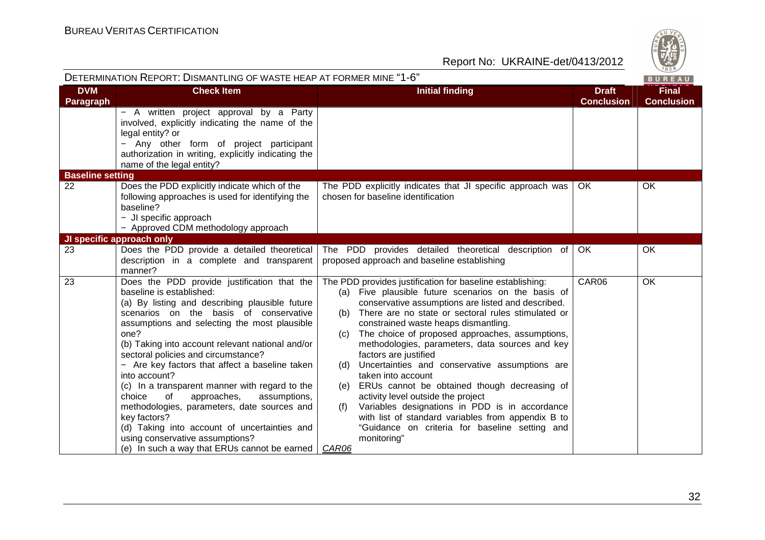DETERMINATION REPORT: DISMANTLING OF WASTE HEAP AT FORMER MINE "1-6"

| DVM Paragraph | Check Item | Initial finding | Draft Conclusion | Final Conclusion |
|---|---|---|---|---|
| | − A written project approval by a Party involved, explicitly indicating the name of the legal entity? or<br>− Any other form of project participant authorization in writing, explicitly indicating the name of the legal entity? | | | |
| **Baseline setting** | | | | |
| 22 | Does the PDD explicitly indicate which of the following approaches is used for identifying the baseline?<br>− JI specific approach<br>− Approved CDM methodology approach | The PDD explicitly indicates that JI specific approach was chosen for baseline identification | OK | OK |
| **JI specific approach only** | | | | |
| 23 | Does the PDD provide a detailed theoretical description in a complete and transparent manner? | The PDD provides detailed theoretical description of proposed approach and baseline establishing | OK | OK |
| 23 | Does the PDD provide justification that the baseline is established:<br>(a) By listing and describing plausible future scenarios on the basis of conservative assumptions and selecting the most plausible one?<br>(b) Taking into account relevant national and/or sectoral policies and circumstance?<br>− Are key factors that affect a baseline taken into account?<br>(c) In a transparent manner with regard to the choice of approaches, assumptions, methodologies, parameters, date sources and key factors?<br>(d) Taking into account of uncertainties and using conservative assumptions?<br>(e) In such a way that ERUs cannot be earned | The PDD provides justification for baseline establishing:<br>(a) Five plausible future scenarios on the basis of conservative assumptions are listed and described.<br>(b) There are no state or sectoral rules stimulated or constrained waste heaps dismantling.<br>(c) The choice of proposed approaches, assumptions, methodologies, parameters, data sources and key factors are justified<br>(d) Uncertainties and conservative assumptions are taken into account<br>(e) ERUs cannot be obtained though decreasing of activity level outside the project<br>(f) Variables designations in PDD is in accordance with list of standard variables from appendix B to "Guidance on criteria for baseline setting and monitoring"<br>*CAR06* | CAR06 | OK |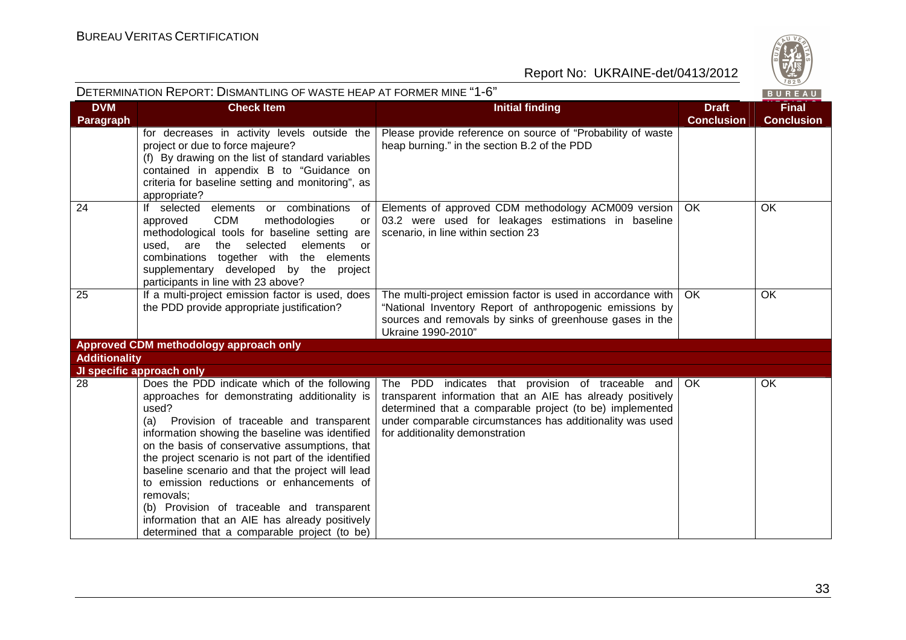| DVM Paragraph | Check Item | Initial finding | Draft Conclusion | Final Conclusion |
|---|---|---|---|---|
| | for decreases in activity levels outside the project or due to force majeure?<br>(f) By drawing on the list of standard variables contained in appendix B to "Guidance on criteria for baseline setting and monitoring", as appropriate? | Please provide reference on source of "Probability of waste heap burning." in the section B.2 of the PDD | | |
| 24 | If selected elements or combinations of approved CDM methodologies or methodological tools for baseline setting are used, are the selected elements or combinations together with the elements supplementary developed by the project participants in line with 23 above? | Elements of approved CDM methodology ACM009 version 03.2 were used for leakages estimations in baseline scenario, in line within section 23 | OK | OK |
| 25 | If a multi-project emission factor is used, does the PDD provide appropriate justification? | The multi-project emission factor is used in accordance with "National Inventory Report of anthropogenic emissions by sources and removals by sinks of greenhouse gases in the Ukraine 1990-2010" | OK | OK |
| **Approved CDM methodology approach only** | | | | |
| **Additionality** | | | | |
| **JI specific approach only** | | | | |
| 28 | Does the PDD indicate which of the following approaches for demonstrating additionality is used?<br>(a) Provision of traceable and transparent information showing the baseline was identified on the basis of conservative assumptions, that the project scenario is not part of the identified baseline scenario and that the project will lead to emission reductions or enhancements of removals;<br>(b) Provision of traceable and transparent information that an AIE has already positively determined that a comparable project (to be) | The PDD indicates that provision of traceable and transparent information that an AIE has already positively determined that a comparable project (to be) implemented under comparable circumstances has additionality was used for additionality demonstration | OK | OK |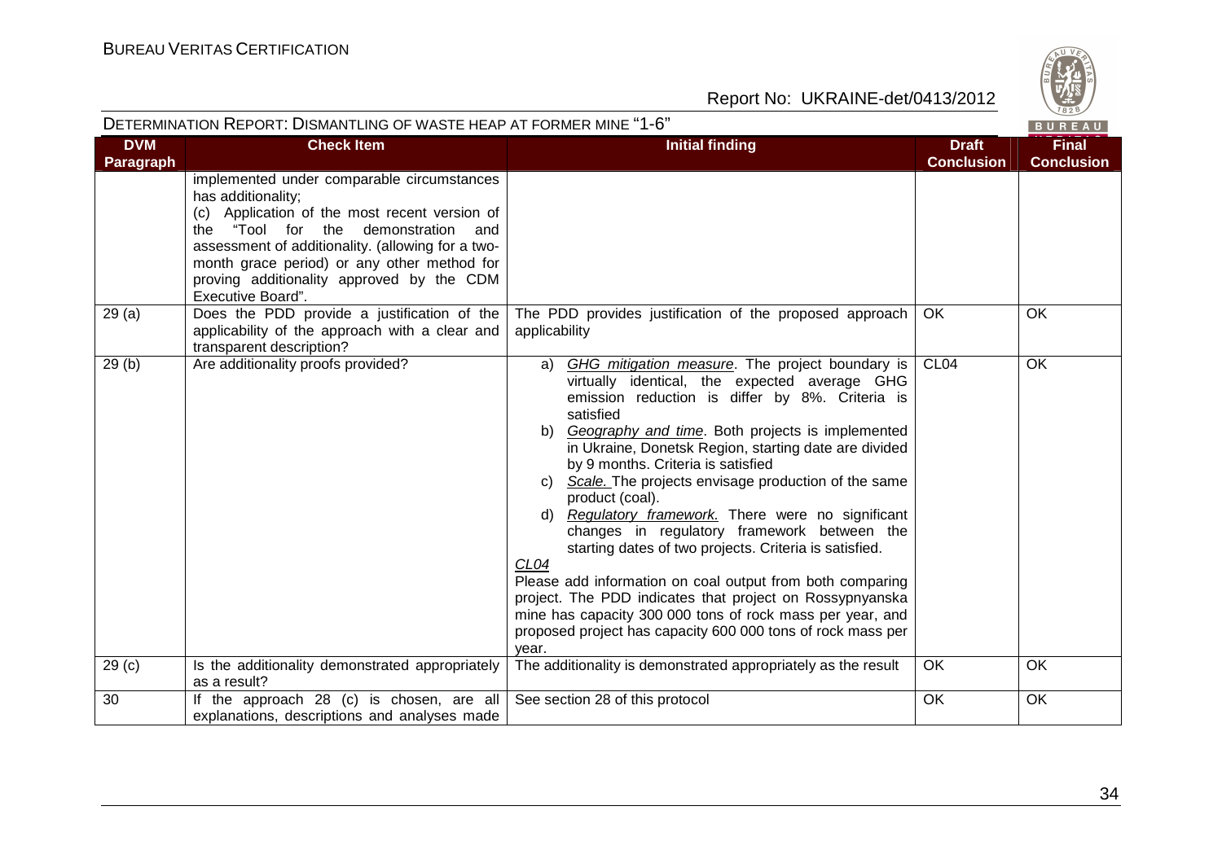| DVM Paragraph | Check Item | Initial finding | Draft Conclusion | Final Conclusion |
|---|---|---|---|---|
| | implemented under comparable circumstances has additionality;<br>(c) Application of the most recent version of the "Tool for the demonstration and assessment of additionality. (allowing for a two-month grace period) or any other method for proving additionality approved by the CDM Executive Board". | | | |
| 29 (a) | Does the PDD provide a justification of the applicability of the approach with a clear and transparent description? | The PDD provides justification of the proposed approach applicability | OK | OK |
| 29 (b) | Are additionality proofs provided? | a) *GHG mitigation measure*. The project boundary is virtually identical, the expected average GHG emission reduction is differ by 8%. Criteria is satisfied<br>b) *Geography and time*. Both projects is implemented in Ukraine, Donetsk Region, starting date are divided by 9 months. Criteria is satisfied<br>c) *Scale.* The projects envisage production of the same product (coal).<br>d) *Regulatory framework.* There were no significant changes in regulatory framework between the starting dates of two projects. Criteria is satisfied.<br>*CL04*<br>Please add information on coal output from both comparing project. The PDD indicates that project on Rossypnyanska mine has capacity 300 000 tons of rock mass per year, and proposed project has capacity 600 000 tons of rock mass per year. | CL04 | OK |
| 29 (c) | Is the additionality demonstrated appropriately as a result? | The additionality is demonstrated appropriately as the result | OK | OK |
| 30 | If the approach 28 (c) is chosen, are all explanations, descriptions and analyses made | See section 28 of this protocol | OK | OK |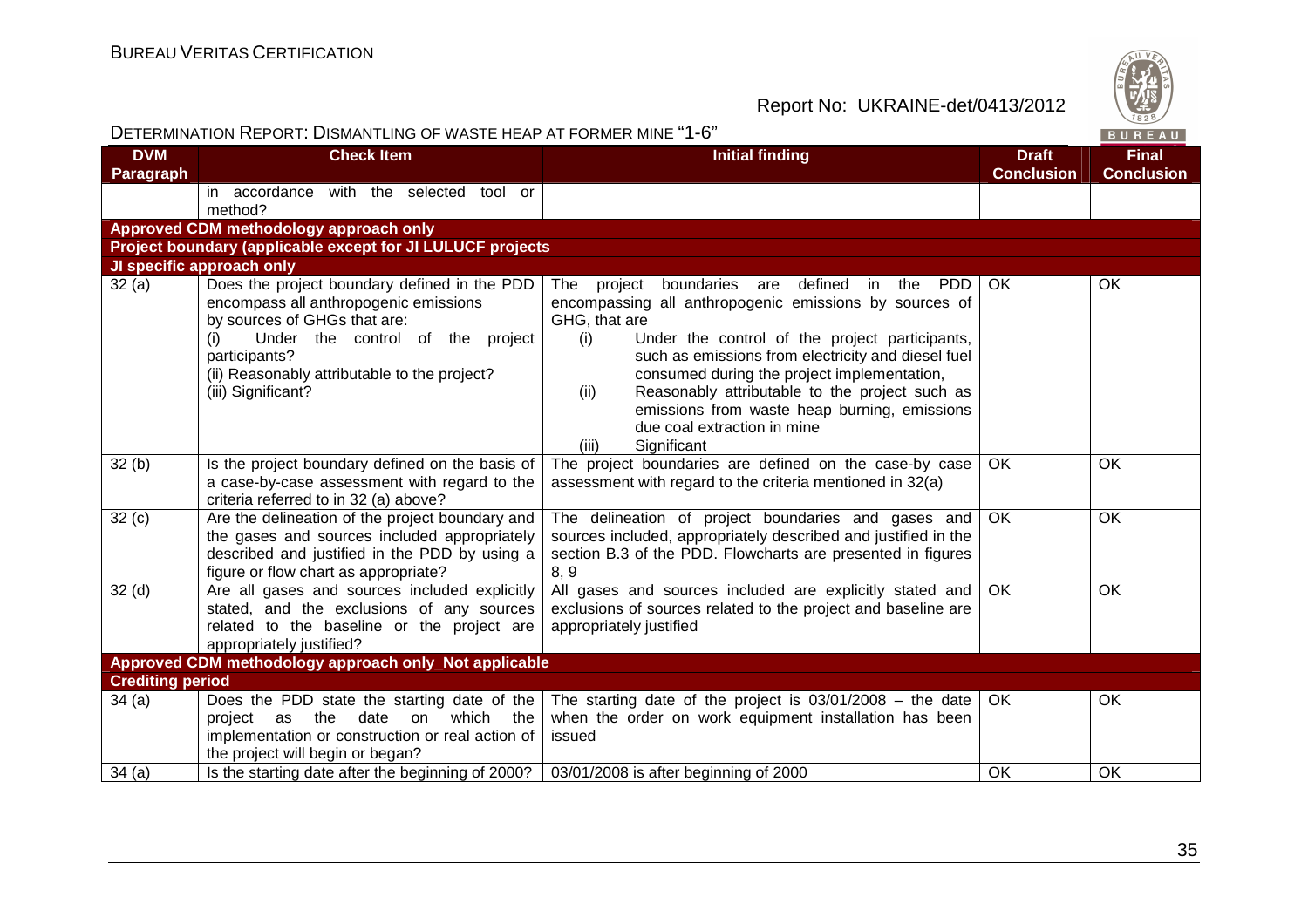| DVM Paragraph | Check Item | Initial finding | Draft Conclusion | Final Conclusion |
|---|---|---|---|---|
| | in accordance with the selected tool or method? | | | |
| **Approved CDM methodology approach only** | | | | |
| **Project boundary (applicable except for JI LULUCF projects** | | | | |
| **JI specific approach only** | | | | |
| 32 (a) | Does the project boundary defined in the PDD encompass all anthropogenic emissions by sources of GHGs that are:<br>(i) Under the control of the project participants?<br>(ii) Reasonably attributable to the project?<br>(iii) Significant? | The project boundaries are defined in the PDD encompassing all anthropogenic emissions by sources of GHG, that are<br>(i) Under the control of the project participants, such as emissions from electricity and diesel fuel consumed during the project implementation,<br>(ii) Reasonably attributable to the project such as emissions from waste heap burning, emissions due coal extraction in mine<br>(iii) Significant | OK | OK |
| 32 (b) | Is the project boundary defined on the basis of a case-by-case assessment with regard to the criteria referred to in 32 (a) above? | The project boundaries are defined on the case-by case assessment with regard to the criteria mentioned in 32(a) | OK | OK |
| 32 (c) | Are the delineation of the project boundary and the gases and sources included appropriately described and justified in the PDD by using a figure or flow chart as appropriate? | The delineation of project boundaries and gases and sources included, appropriately described and justified in the section B.3 of the PDD. Flowcharts are presented in figures 8, 9 | OK | OK |
| 32 (d) | Are all gases and sources included explicitly stated, and the exclusions of any sources related to the baseline or the project are appropriately justified? | All gases and sources included are explicitly stated and exclusions of sources related to the project and baseline are appropriately justified | OK | OK |
| **Approved CDM methodology approach only_Not applicable** | | | | |
| **Crediting period** | | | | |
| 34 (a) | Does the PDD state the starting date of the project as the date on which the implementation or construction or real action of the project will begin or began? | The starting date of the project is 03/01/2008 – the date when the order on work equipment installation has been issued | OK | OK |
| 34 (a) | Is the starting date after the beginning of 2000? | 03/01/2008 is after beginning of 2000 | OK | OK |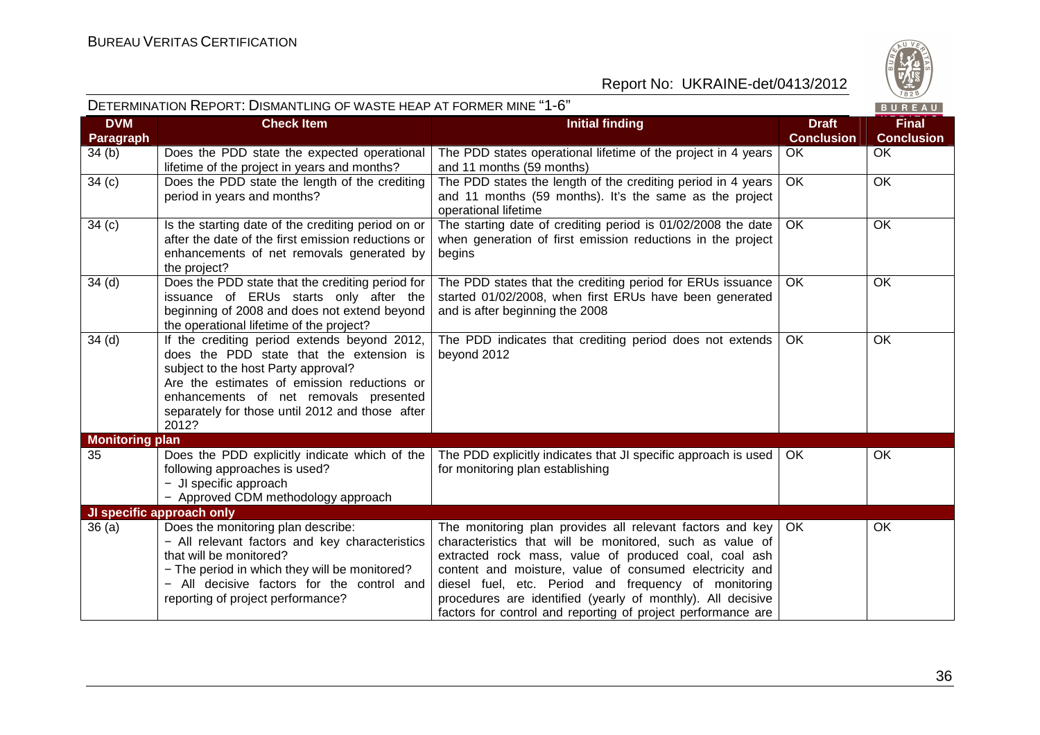DETERMINATION REPORT: DISMANTLING OF WASTE HEAP AT FORMER MINE "1-6"

| DVM Paragraph | Check Item | Initial finding | Draft Conclusion | Final Conclusion |
|---|---|---|---|---|
| 34 (b) | Does the PDD state the expected operational lifetime of the project in years and months? | The PDD states operational lifetime of the project in 4 years and 11 months (59 months) | OK | OK |
| 34 (c) | Does the PDD state the length of the crediting period in years and months? | The PDD states the length of the crediting period in 4 years and 11 months (59 months). It's the same as the project operational lifetime | OK | OK |
| 34 (c) | Is the starting date of the crediting period on or after the date of the first emission reductions or enhancements of net removals generated by the project? | The starting date of crediting period is 01/02/2008 the date when generation of first emission reductions in the project begins | OK | OK |
| 34 (d) | Does the PDD state that the crediting period for issuance of ERUs starts only after the beginning of 2008 and does not extend beyond the operational lifetime of the project? | The PDD states that the crediting period for ERUs issuance started 01/02/2008, when first ERUs have been generated and is after beginning the 2008 | OK | OK |
| 34 (d) | If the crediting period extends beyond 2012, does the PDD state that the extension is subject to the host Party approval?<br>Are the estimates of emission reductions or enhancements of net removals presented separately for those until 2012 and those after 2012? | The PDD indicates that crediting period does not extends beyond 2012 | OK | OK |
| **Monitoring plan** | | | | |
| 35 | Does the PDD explicitly indicate which of the following approaches is used?<br>− JI specific approach<br>− Approved CDM methodology approach | The PDD explicitly indicates that JI specific approach is used for monitoring plan establishing | OK | OK |
| **JI specific approach only** | | | | |
| 36 (a) | Does the monitoring plan describe:<br>− All relevant factors and key characteristics that will be monitored?<br>− The period in which they will be monitored?<br>− All decisive factors for the control and reporting of project performance? | The monitoring plan provides all relevant factors and key characteristics that will be monitored, such as value of extracted rock mass, value of produced coal, coal ash content and moisture, value of consumed electricity and diesel fuel, etc. Period and frequency of monitoring procedures are identified (yearly of monthly). All decisive factors for control and reporting of project performance are | OK | OK |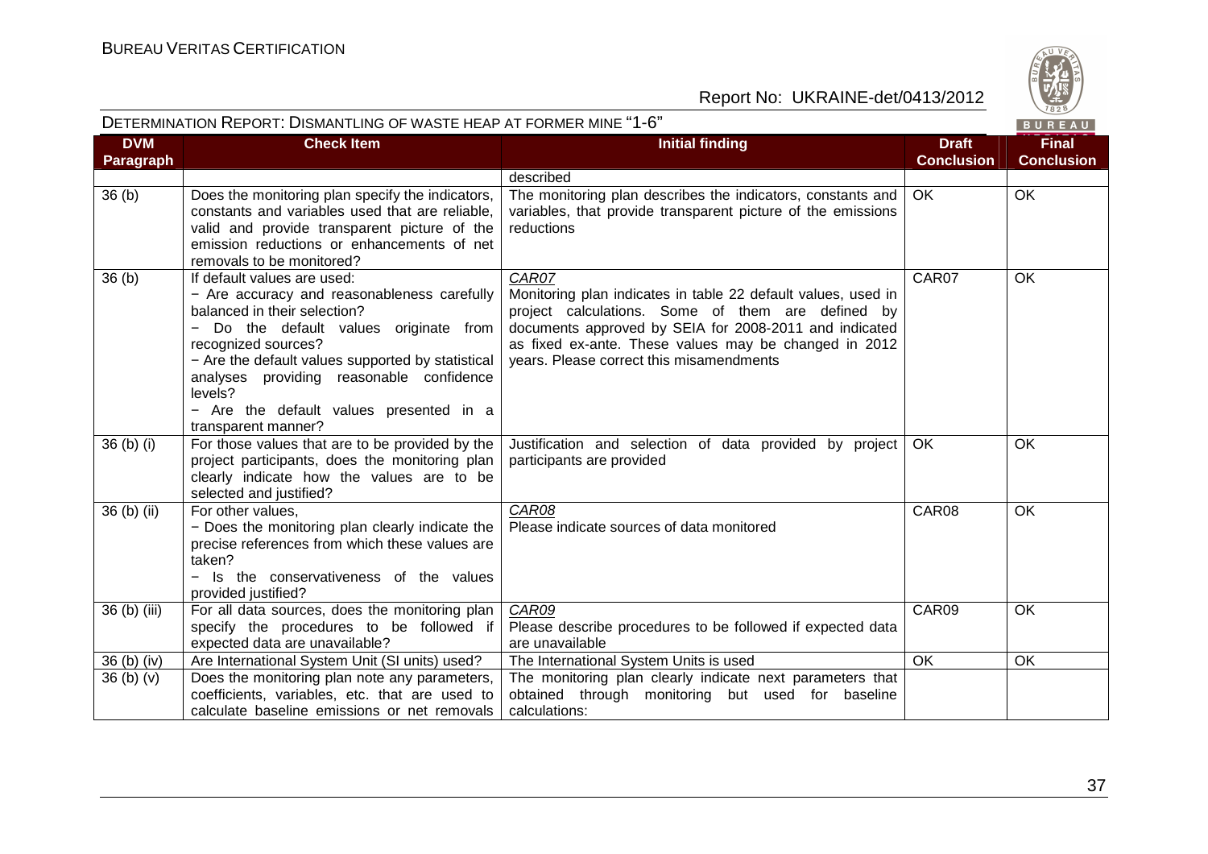DETERMINATION REPORT: DISMANTLING OF WASTE HEAP AT FORMER MINE "1-6"

| DVM Paragraph | Check Item | Initial finding | Draft Conclusion | Final Conclusion |
|---|---|---|---|---|
| | | described | | |
| 36 (b) | Does the monitoring plan specify the indicators, constants and variables used that are reliable, valid and provide transparent picture of the emission reductions or enhancements of net removals to be monitored? | The monitoring plan describes the indicators, constants and variables, that provide transparent picture of the emissions reductions | OK | OK |
| 36 (b) | If default values are used:<br>− Are accuracy and reasonableness carefully balanced in their selection?<br>− Do the default values originate from recognized sources?<br>− Are the default values supported by statistical analyses providing reasonable confidence levels?<br>− Are the default values presented in a transparent manner? | *CAR07*<br>Monitoring plan indicates in table 22 default values, used in project calculations. Some of them are defined by documents approved by SEIA for 2008-2011 and indicated as fixed ex-ante. These values may be changed in 2012 years. Please correct this misamendments | CAR07 | OK |
| 36 (b) (i) | For those values that are to be provided by the project participants, does the monitoring plan clearly indicate how the values are to be selected and justified? | Justification and selection of data provided by project participants are provided | OK | OK |
| 36 (b) (ii) | For other values,<br>− Does the monitoring plan clearly indicate the precise references from which these values are taken?<br>− Is the conservativeness of the values provided justified? | *CAR08*<br>Please indicate sources of data monitored | CAR08 | OK |
| 36 (b) (iii) | For all data sources, does the monitoring plan specify the procedures to be followed if expected data are unavailable? | *CAR09*<br>Please describe procedures to be followed if expected data are unavailable | CAR09 | OK |
| 36 (b) (iv) | Are International System Unit (SI units) used? | The International System Units is used | OK | OK |
| 36 (b) (v) | Does the monitoring plan note any parameters, coefficients, variables, etc. that are used to calculate baseline emissions or net removals | The monitoring plan clearly indicate next parameters that obtained through monitoring but used for baseline calculations: | | |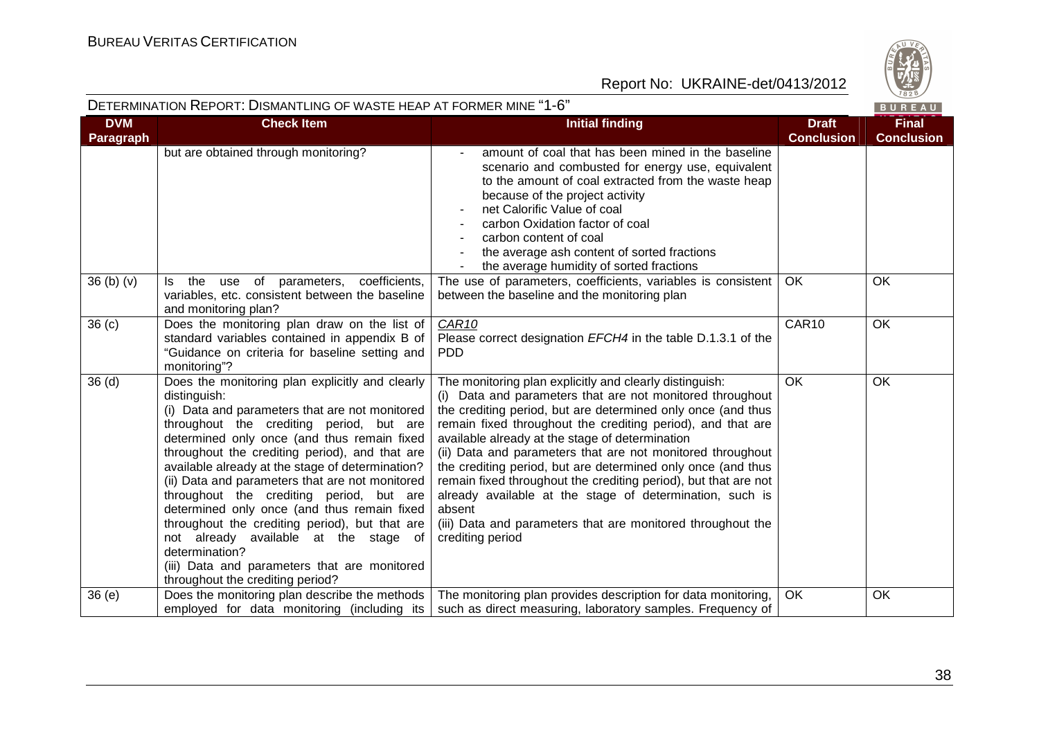DETERMINATION REPORT: DISMANTLING OF WASTE HEAP AT FORMER MINE "1-6"

| DVM Paragraph | Check Item | Initial finding | Draft Conclusion | Final Conclusion |
|---|---|---|---|---|
| | but are obtained through monitoring? | - amount of coal that has been mined in the baseline scenario and combusted for energy use, equivalent to the amount of coal extracted from the waste heap because of the project activity<br>- net Calorific Value of coal<br>- carbon Oxidation factor of coal<br>- carbon content of coal<br>- the average ash content of sorted fractions<br>- the average humidity of sorted fractions | | |
| 36 (b) (v) | Is the use of parameters, coefficients, variables, etc. consistent between the baseline and monitoring plan? | The use of parameters, coefficients, variables is consistent between the baseline and the monitoring plan | OK | OK |
| 36 (c) | Does the monitoring plan draw on the list of standard variables contained in appendix B of "Guidance on criteria for baseline setting and monitoring"? | *CAR10*<br>Please correct designation *EFCH4* in the table D.1.3.1 of the PDD | CAR10 | OK |
| 36 (d) | Does the monitoring plan explicitly and clearly distinguish:<br>(i) Data and parameters that are not monitored throughout the crediting period, but are determined only once (and thus remain fixed throughout the crediting period), and that are available already at the stage of determination?<br>(ii) Data and parameters that are not monitored throughout the crediting period, but are determined only once (and thus remain fixed throughout the crediting period), but that are not already available at the stage of determination?<br>(iii) Data and parameters that are monitored throughout the crediting period? | The monitoring plan explicitly and clearly distinguish:<br>(i) Data and parameters that are not monitored throughout the crediting period, but are determined only once (and thus remain fixed throughout the crediting period), and that are available already at the stage of determination<br>(ii) Data and parameters that are not monitored throughout the crediting period, but are determined only once (and thus remain fixed throughout the crediting period), but that are not already available at the stage of determination, such is absent<br>(iii) Data and parameters that are monitored throughout the crediting period | OK | OK |
| 36 (e) | Does the monitoring plan describe the methods employed for data monitoring (including its | The monitoring plan provides description for data monitoring, such as direct measuring, laboratory samples. Frequency of | OK | OK |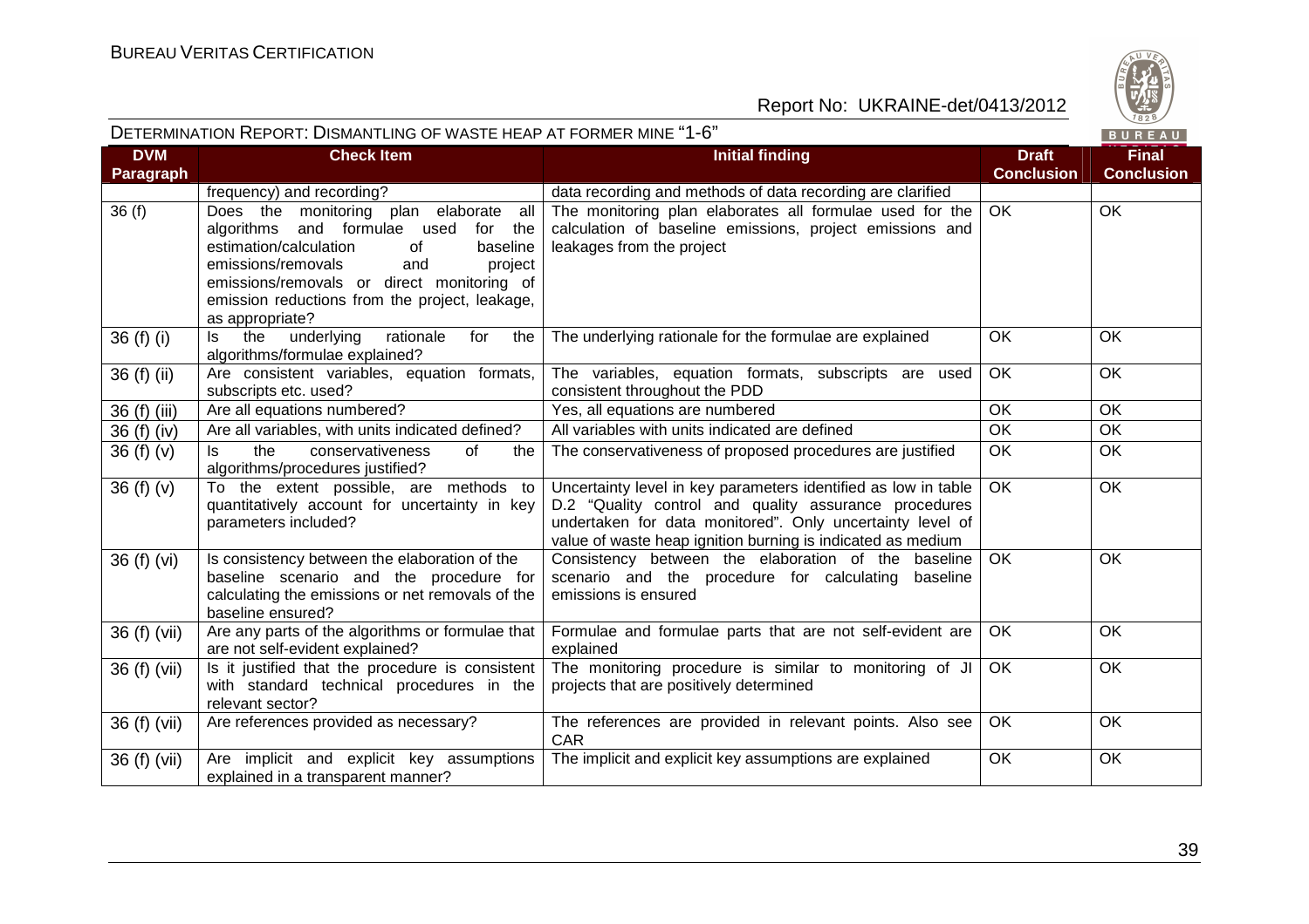| DVM Paragraph | Check Item | Initial finding | Draft Conclusion | Final Conclusion |
|---|---|---|---|---|
| | frequency) and recording? | data recording and methods of data recording are clarified | | |
| 36 (f) | Does the monitoring plan elaborate all algorithms and formulae used for the estimation/calculation of baseline emissions/removals and project emissions/removals or direct monitoring of emission reductions from the project, leakage, as appropriate? | The monitoring plan elaborates all formulae used for the calculation of baseline emissions, project emissions and leakages from the project | OK | OK |
| 36 (f) (i) | Is the underlying rationale for the algorithms/formulae explained? | The underlying rationale for the formulae are explained | OK | OK |
| 36 (f) (ii) | Are consistent variables, equation formats, subscripts etc. used? | The variables, equation formats, subscripts are used consistent throughout the PDD | OK | OK |
| 36 (f) (iii) | Are all equations numbered? | Yes, all equations are numbered | OK | OK |
| 36 (f) (iv) | Are all variables, with units indicated defined? | All variables with units indicated are defined | OK | OK |
| 36 (f) (v) | Is the conservativeness of the algorithms/procedures justified? | The conservativeness of proposed procedures are justified | OK | OK |
| 36 (f) (v) | To the extent possible, are methods to quantitatively account for uncertainty in key parameters included? | Uncertainty level in key parameters identified as low in table D.2 "Quality control and quality assurance procedures undertaken for data monitored". Only uncertainty level of value of waste heap ignition burning is indicated as medium | OK | OK |
| 36 (f) (vi) | Is consistency between the elaboration of the baseline scenario and the procedure for calculating the emissions or net removals of the baseline ensured? | Consistency between the elaboration of the baseline scenario and the procedure for calculating baseline emissions is ensured | OK | OK |
| 36 (f) (vii) | Are any parts of the algorithms or formulae that are not self-evident explained? | Formulae and formulae parts that are not self-evident are explained | OK | OK |
| 36 (f) (vii) | Is it justified that the procedure is consistent with standard technical procedures in the relevant sector? | The monitoring procedure is similar to monitoring of JI projects that are positively determined | OK | OK |
| 36 (f) (vii) | Are references provided as necessary? | The references are provided in relevant points. Also see CAR | OK | OK |
| 36 (f) (vii) | Are implicit and explicit key assumptions explained in a transparent manner? | The implicit and explicit key assumptions are explained | OK | OK |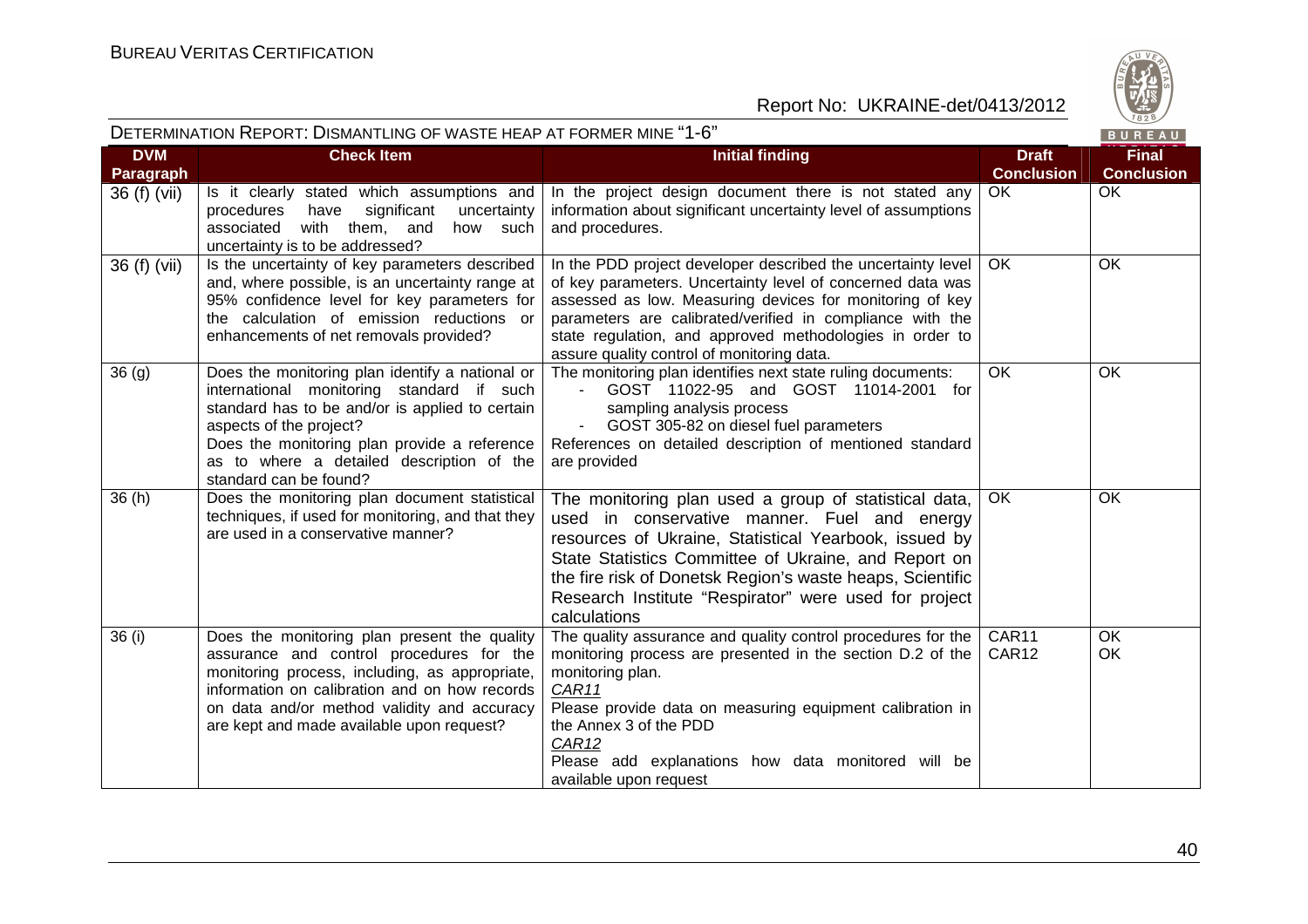DETERMINATION REPORT: DISMANTLING OF WASTE HEAP AT FORMER MINE "1-6"

| DVM Paragraph | Check Item | Initial finding | Draft Conclusion | Final Conclusion |
|---|---|---|---|---|
| 36 (f) (vii) | Is it clearly stated which assumptions and procedures have significant uncertainty associated with them, and how such uncertainty is to be addressed? | In the project design document there is not stated any information about significant uncertainty level of assumptions and procedures. | OK | OK |
| 36 (f) (vii) | Is the uncertainty of key parameters described and, where possible, is an uncertainty range at 95% confidence level for key parameters for the calculation of emission reductions or enhancements of net removals provided? | In the PDD project developer described the uncertainty level of key parameters. Uncertainty level of concerned data was assessed as low. Measuring devices for monitoring of key parameters are calibrated/verified in compliance with the state regulation, and approved methodologies in order to assure quality control of monitoring data. | OK | OK |
| 36 (g) | Does the monitoring plan identify a national or international monitoring standard if such standard has to be and/or is applied to certain aspects of the project? Does the monitoring plan provide a reference as to where a detailed description of the standard can be found? | The monitoring plan identifies next state ruling documents:<br>- GOST 11022-95 and GOST 11014-2001 for sampling analysis process<br>- GOST 305-82 on diesel fuel parameters<br>References on detailed description of mentioned standard are provided | OK | OK |
| 36 (h) | Does the monitoring plan document statistical techniques, if used for monitoring, and that they are used in a conservative manner? | The monitoring plan used a group of statistical data, used in conservative manner. Fuel and energy resources of Ukraine, Statistical Yearbook, issued by State Statistics Committee of Ukraine, and Report on the fire risk of Donetsk Region's waste heaps, Scientific Research Institute "Respirator" were used for project calculations | OK | OK |
| 36 (i) | Does the monitoring plan present the quality assurance and control procedures for the monitoring process, including, as appropriate, information on calibration and on how records on data and/or method validity and accuracy are kept and made available upon request? | The quality assurance and quality control procedures for the monitoring process are presented in the section D.2 of the monitoring plan.<br>*CAR11*<br>Please provide data on measuring equipment calibration in the Annex 3 of the PDD<br>*CAR12*<br>Please add explanations how data monitored will be available upon request | CAR11<br>CAR12 | OK<br>OK |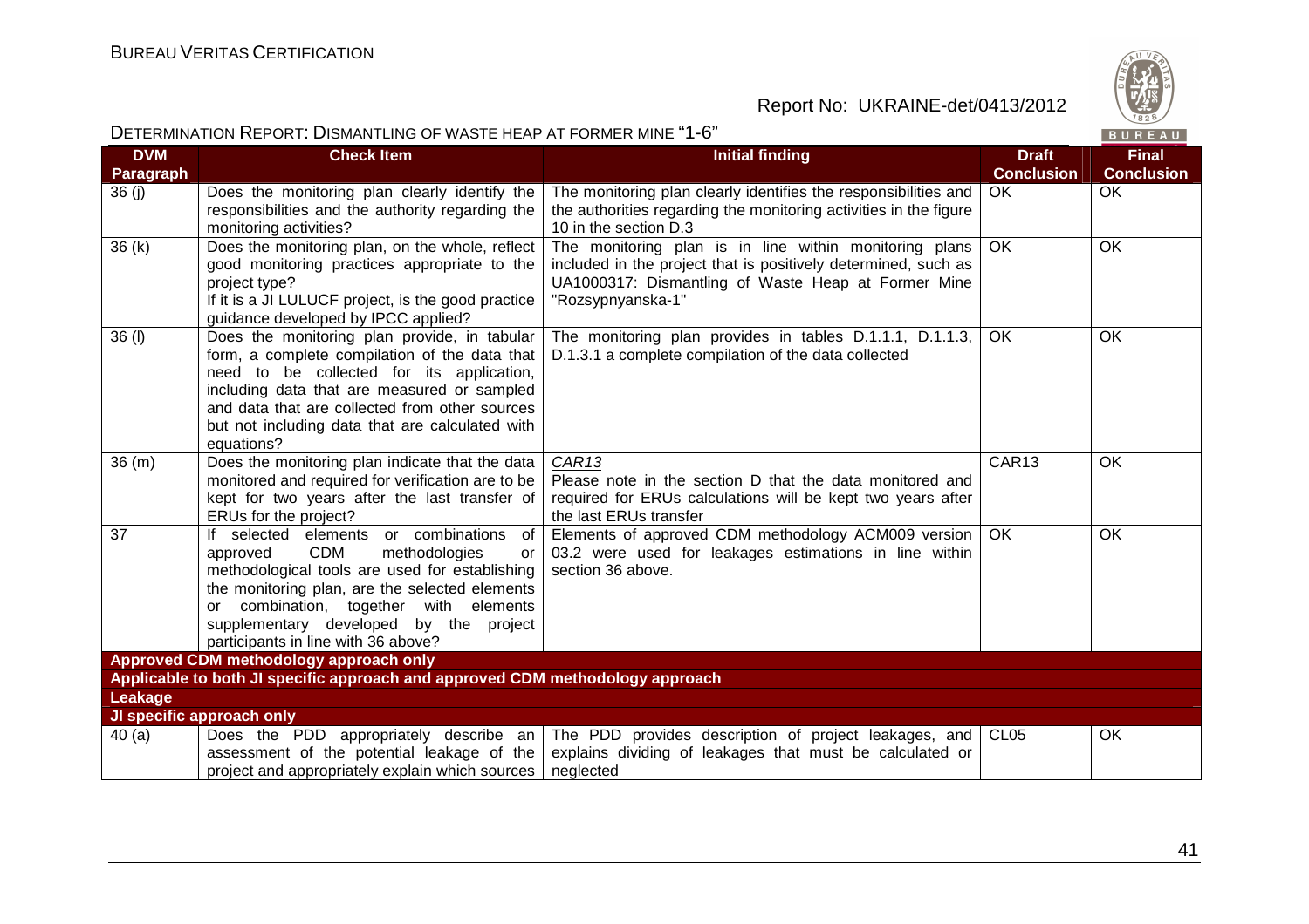DETERMINATION REPORT: DISMANTLING OF WASTE HEAP AT FORMER MINE "1-6"

| DVM Paragraph | Check Item | Initial finding | Draft Conclusion | Final Conclusion |
|---|---|---|---|---|
| 36 (j) | Does the monitoring plan clearly identify the responsibilities and the authority regarding the monitoring activities? | The monitoring plan clearly identifies the responsibilities and the authorities regarding the monitoring activities in the figure 10 in the section D.3 | OK | OK |
| 36 (k) | Does the monitoring plan, on the whole, reflect good monitoring practices appropriate to the project type? If it is a JI LULUCF project, is the good practice guidance developed by IPCC applied? | The monitoring plan is in line within monitoring plans included in the project that is positively determined, such as UA1000317: Dismantling of Waste Heap at Former Mine "Rozsypnyanska-1" | OK | OK |
| 36 (l) | Does the monitoring plan provide, in tabular form, a complete compilation of the data that need to be collected for its application, including data that are measured or sampled and data that are collected from other sources but not including data that are calculated with equations? | The monitoring plan provides in tables D.1.1.1, D.1.1.3, D.1.3.1 a complete compilation of the data collected | OK | OK |
| 36 (m) | Does the monitoring plan indicate that the data monitored and required for verification are to be kept for two years after the last transfer of ERUs for the project? | *CAR13* Please note in the section D that the data monitored and required for ERUs calculations will be kept two years after the last ERUs transfer | CAR13 | OK |
| 37 | If selected elements or combinations of approved CDM methodologies or methodological tools are used for establishing the monitoring plan, are the selected elements or combination, together with elements supplementary developed by the project participants in line with 36 above? | Elements of approved CDM methodology ACM009 version 03.2 were used for leakages estimations in line within section 36 above. | OK | OK |
| **Approved CDM methodology approach only** | | | | |
| **Applicable to both JI specific approach and approved CDM methodology approach** | | | | |
| **Leakage** | | | | |
| **JI specific approach only** | | | | |
| 40 (a) | Does the PDD appropriately describe an assessment of the potential leakage of the project and appropriately explain which sources | The PDD provides description of project leakages, and explains dividing of leakages that must be calculated or neglected | CL05 | OK |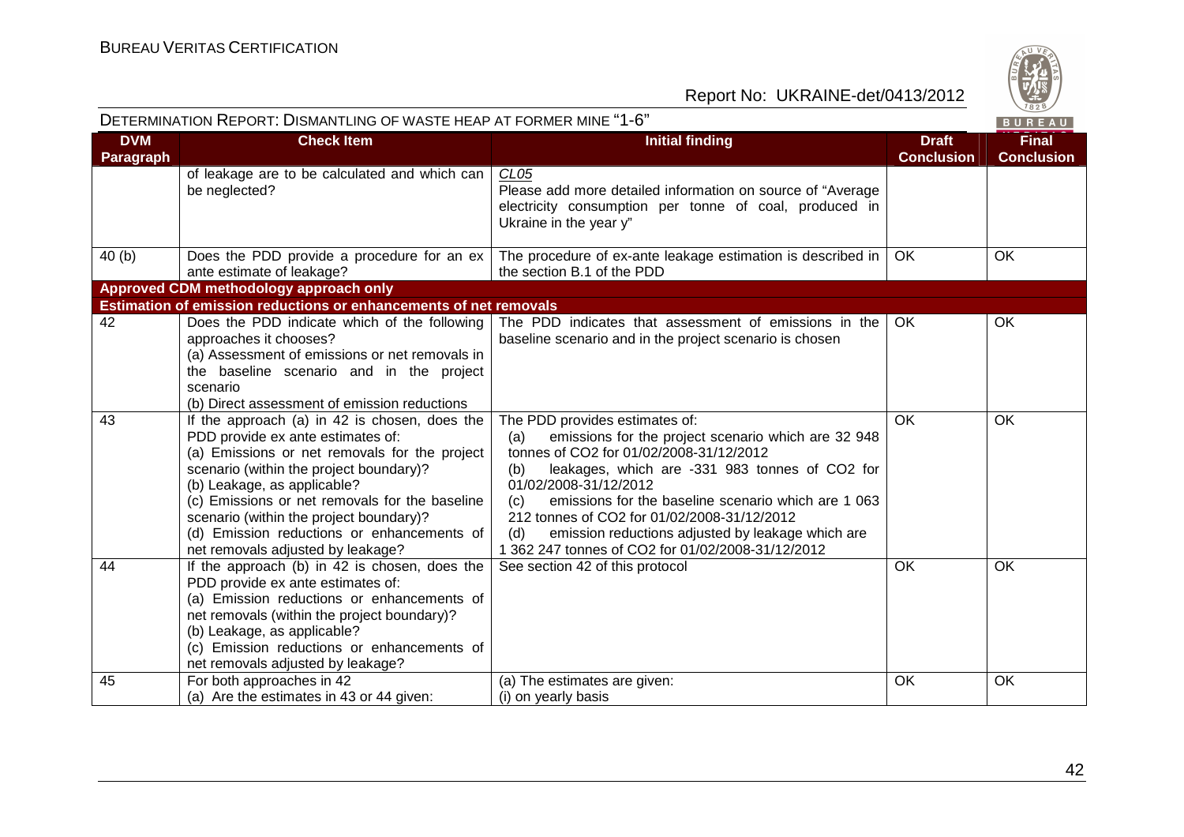DETERMINATION REPORT: DISMANTLING OF WASTE HEAP AT FORMER MINE "1-6"

| DVM Paragraph | Check Item | Initial finding | Draft Conclusion | Final Conclusion |
|---|---|---|---|---|
| | of leakage are to be calculated and which can be neglected? | *CL05*<br>Please add more detailed information on source of "Average electricity consumption per tonne of coal, produced in Ukraine in the year y" | | |
| 40 (b) | Does the PDD provide a procedure for an ex ante estimate of leakage? | The procedure of ex-ante leakage estimation is described in the section B.1 of the PDD | OK | OK |
| **Approved CDM methodology approach only** | | | | |
| **Estimation of emission reductions or enhancements of net removals** | | | | |
| 42 | Does the PDD indicate which of the following approaches it chooses?<br>(a) Assessment of emissions or net removals in the baseline scenario and in the project scenario<br>(b) Direct assessment of emission reductions | The PDD indicates that assessment of emissions in the baseline scenario and in the project scenario is chosen | OK | OK |
| 43 | If the approach (a) in 42 is chosen, does the PDD provide ex ante estimates of:<br>(a) Emissions or net removals for the project scenario (within the project boundary)?<br>(b) Leakage, as applicable?<br>(c) Emissions or net removals for the baseline scenario (within the project boundary)?<br>(d) Emission reductions or enhancements of net removals adjusted by leakage? | The PDD provides estimates of:<br>(a) emissions for the project scenario which are 32 948 tonnes of CO2 for 01/02/2008-31/12/2012<br>(b) leakages, which are -331 983 tonnes of CO2 for 01/02/2008-31/12/2012<br>(c) emissions for the baseline scenario which are 1 063 212 tonnes of CO2 for 01/02/2008-31/12/2012<br>(d) emission reductions adjusted by leakage which are 1 362 247 tonnes of CO2 for 01/02/2008-31/12/2012 | OK | OK |
| 44 | If the approach (b) in 42 is chosen, does the PDD provide ex ante estimates of:<br>(a) Emission reductions or enhancements of net removals (within the project boundary)?<br>(b) Leakage, as applicable?<br>(c) Emission reductions or enhancements of net removals adjusted by leakage? | See section 42 of this protocol | OK | OK |
| 45 | For both approaches in 42<br>(a) Are the estimates in 43 or 44 given: | (a) The estimates are given:<br>(i) on yearly basis | OK | OK |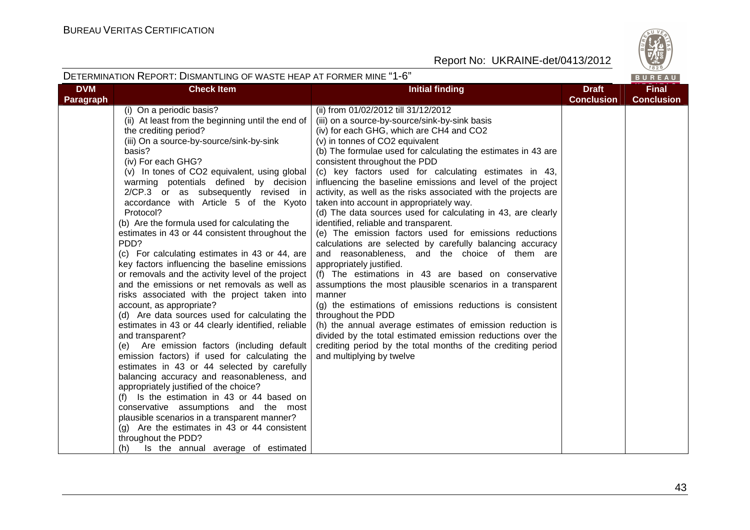DETERMINATION REPORT: DISMANTLING OF WASTE HEAP AT FORMER MINE "1-6"

| DVM Paragraph | Check Item | Initial finding | Draft Conclusion | Final Conclusion |
|---|---|---|---|---|
| | (i) On a periodic basis?<br>(ii) At least from the beginning until the end of the crediting period?<br>(iii) On a source-by-source/sink-by-sink basis?<br>(iv) For each GHG?<br>(v) In tones of $CO_2$ equivalent, using global warming potentials defined by decision 2/CP.3 or as subsequently revised in accordance with Article 5 of the Kyoto Protocol?<br>(b) Are the formula used for calculating the estimates in 43 or 44 consistent throughout the PDD?<br>(c) For calculating estimates in 43 or 44, are key factors influencing the baseline emissions or removals and the activity level of the project and the emissions or net removals as well as risks associated with the project taken into account, as appropriate?<br>(d) Are data sources used for calculating the estimates in 43 or 44 clearly identified, reliable and transparent?<br>(e) Are emission factors (including default emission factors) if used for calculating the estimates in 43 or 44 selected by carefully balancing accuracy and reasonableness, and appropriately justified of the choice?<br>(f) Is the estimation in 43 or 44 based on conservative assumptions and the most plausible scenarios in a transparent manner?<br>(g) Are the estimates in 43 or 44 consistent throughout the PDD?<br>(h) Is the annual average of estimated | (ii) from 01/02/2012 till 31/12/2012<br>(iii) on a source-by-source/sink-by-sink basis<br>(iv) for each GHG, which are $CH_4$ and $CO_2$<br>(v) in tonnes of $CO_2$ equivalent<br>(b) The formulae used for calculating the estimates in 43 are consistent throughout the PDD<br>(c) key factors used for calculating estimates in 43, influencing the baseline emissions and level of the project activity, as well as the risks associated with the projects are taken into account in appropriately way.<br>(d) The data sources used for calculating in 43, are clearly identified, reliable and transparent.<br>(e) The emission factors used for emissions reductions calculations are selected by carefully balancing accuracy and reasonableness, and the choice of them are appropriately justified.<br>(f) The estimations in 43 are based on conservative assumptions the most plausible scenarios in a transparent manner<br>(g) the estimations of emissions reductions is consistent throughout the PDD<br>(h) the annual average estimates of emission reduction is divided by the total estimated emission reductions over the crediting period by the total months of the crediting period and multiplying by twelve | | |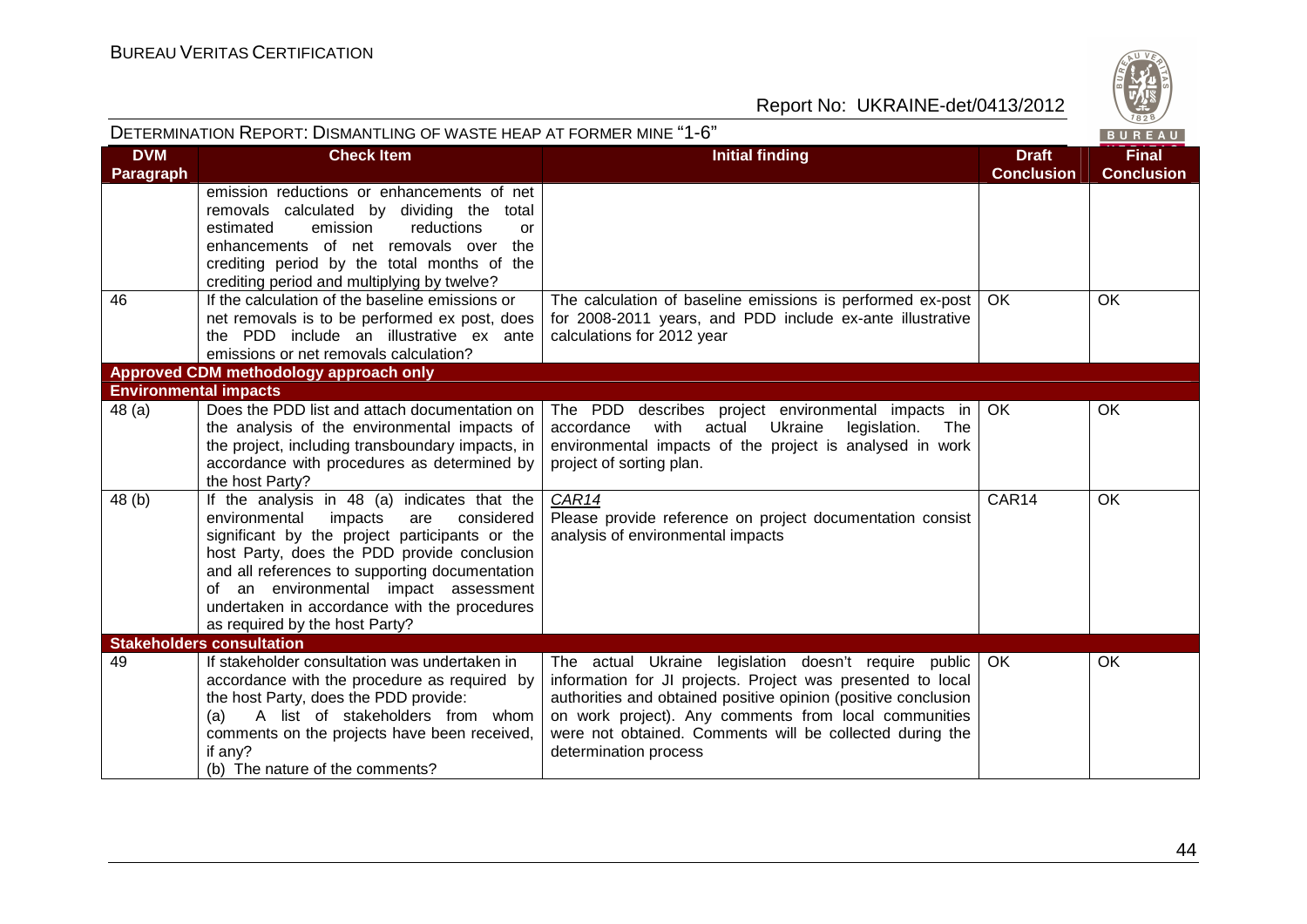| DVM Paragraph | Check Item | Initial finding | Draft Conclusion | Final Conclusion |
|---|---|---|---|---|
| | emission reductions or enhancements of net removals calculated by dividing the total estimated emission reductions or enhancements of net removals over the crediting period by the total months of the crediting period and multiplying by twelve? | | | |
| 46 | If the calculation of the baseline emissions or net removals is to be performed ex post, does the PDD include an illustrative ex ante emissions or net removals calculation? | The calculation of baseline emissions is performed ex-post for 2008-2011 years, and PDD include ex-ante illustrative calculations for 2012 year | OK | OK |
| **Approved CDM methodology approach only** | | | | |
| **Environmental impacts** | | | | |
| 48 (a) | Does the PDD list and attach documentation on the analysis of the environmental impacts of the project, including transboundary impacts, in accordance with procedures as determined by the host Party? | The PDD describes project environmental impacts in accordance with actual Ukraine legislation. The environmental impacts of the project is analysed in work project of sorting plan. | OK | OK |
| 48 (b) | If the analysis in 48 (a) indicates that the environmental impacts are considered significant by the project participants or the host Party, does the PDD provide conclusion and all references to supporting documentation of an environmental impact assessment undertaken in accordance with the procedures as required by the host Party? | _CAR14_<br>Please provide reference on project documentation consist analysis of environmental impacts | CAR14 | OK |
| **Stakeholders consultation** | | | | |
| 49 | If stakeholder consultation was undertaken in accordance with the procedure as required by the host Party, does the PDD provide:<br>(a) A list of stakeholders from whom comments on the projects have been received, if any?<br>(b) The nature of the comments? | The actual Ukraine legislation doesn't require public information for JI projects. Project was presented to local authorities and obtained positive opinion (positive conclusion on work project). Any comments from local communities were not obtained. Comments will be collected during the determination process | OK | OK |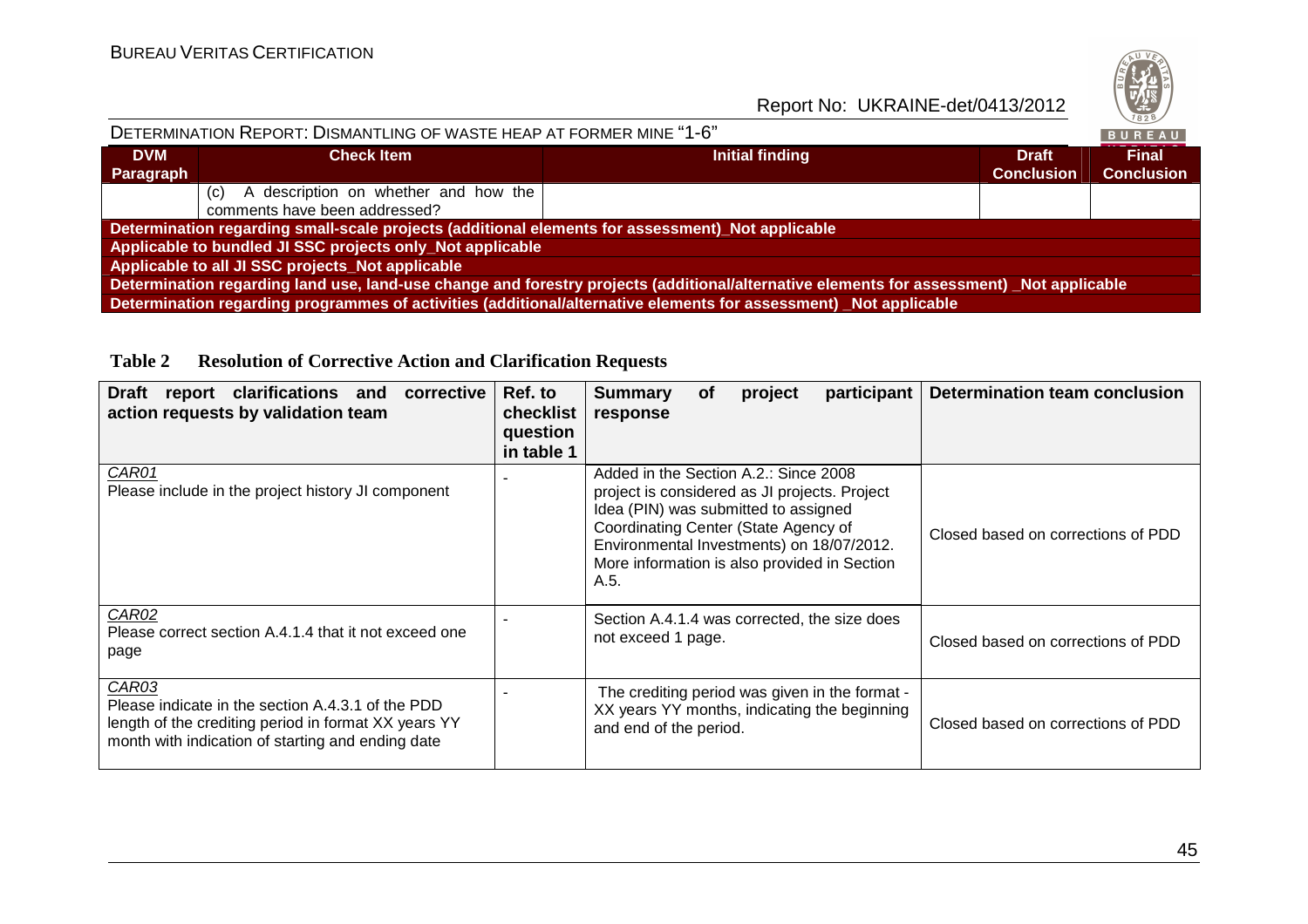| DVM Paragraph | Check Item | Initial finding | Draft Conclusion | Final Conclusion |
|---|---|---|---|---|
| | (c) A description on whether and how the comments have been addressed? | | | |
| **Determination regarding small-scale projects (additional elements for assessment)_Not applicable** | | | | |
| **Applicable to bundled JI SSC projects only_Not applicable** | | | | |
| **Applicable to all JI SSC projects_Not applicable** | | | | |
| **Determination regarding land use, land-use change and forestry projects (additional/alternative elements for assessment) _Not applicable** | | | | |
| **Determination regarding programmes of activities (additional/alternative elements for assessment) _Not applicable** | | | | |

**Table 2 Resolution of Corrective Action and Clarification Requests**

| Draft report clarifications and corrective action requests by validation team | Ref. to checklist question in table 1 | Summary of project participant response | Determination team conclusion |
|---|---|---|---|
| *CAR01*<br>Please include in the project history JI component | - | Added in the Section A.2.: Since 2008 project is considered as JI projects. Project Idea (PIN) was submitted to assigned Coordinating Center (State Agency of Environmental Investments) on 18/07/2012. More information is also provided in Section A.5. | Closed based on corrections of PDD |
| *CAR02*<br>Please correct section A.4.1.4 that it not exceed one page | - | Section A.4.1.4 was corrected, the size does not exceed 1 page. | Closed based on corrections of PDD |
| *CAR03*<br>Please indicate in the section A.4.3.1 of the PDD length of the crediting period in format XX years YY month with indication of starting and ending date | - | The crediting period was given in the format - XX years YY months, indicating the beginning and end of the period. | Closed based on corrections of PDD |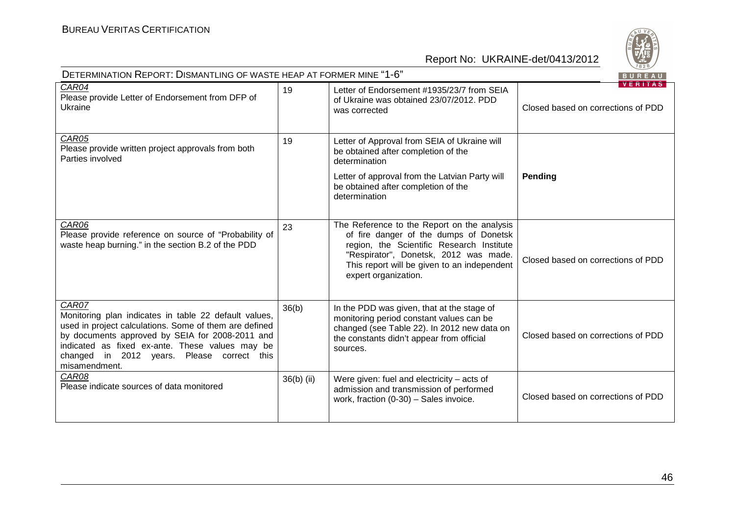| | | | |
|---|---|---|---|
| *CAR04*<br>Please provide Letter of Endorsement from DFP of Ukraine | 19 | Letter of Endorsement #1935/23/7 from SEIA of Ukraine was obtained 23/07/2012. PDD was corrected | Closed based on corrections of PDD |
| *CAR05*<br>Please provide written project approvals from both Parties involved | 19 | Letter of Approval from SEIA of Ukraine will be obtained after completion of the determination<br><br>Letter of approval from the Latvian Party will be obtained after completion of the determination | **Pending** |
| *CAR06*<br>Please provide reference on source of "Probability of waste heap burning." in the section B.2 of the PDD | 23 | The Reference to the Report on the analysis of fire danger of the dumps of Donetsk region, the Scientific Research Institute "Respirator", Donetsk, 2012 was made. This report will be given to an independent expert organization. | Closed based on corrections of PDD |
| *CAR07*<br>Monitoring plan indicates in table 22 default values, used in project calculations. Some of them are defined by documents approved by SEIA for 2008-2011 and indicated as fixed ex-ante. These values may be changed in 2012 years. Please correct this misamendment. | 36(b) | In the PDD was given, that at the stage of monitoring period constant values can be changed (see Table 22). In 2012 new data on the constants didn't appear from official sources. | Closed based on corrections of PDD |
| *CAR08*<br>Please indicate sources of data monitored | 36(b) (ii) | Were given: fuel and electricity – acts of admission and transmission of performed work, fraction (0-30) – Sales invoice. | Closed based on corrections of PDD |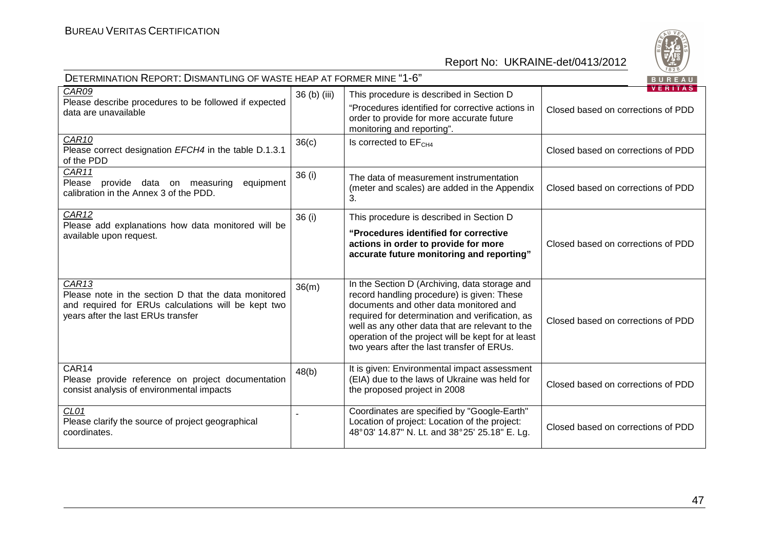| | | | |
|---|---|---|---|
| *CAR09* Please describe procedures to be followed if expected data are unavailable | 36 (b) (iii) | This procedure is described in Section D "Procedures identified for corrective actions in order to provide for more accurate future monitoring and reporting". | Closed based on corrections of PDD |
| *CAR10* Please correct designation *EFCH4* in the table D.1.3.1 of the PDD | 36(c) | Is corrected to $EF_{CH4}$ | Closed based on corrections of PDD |
| *CAR11* Please provide data on measuring equipment calibration in the Annex 3 of the PDD. | 36 (i) | The data of measurement instrumentation (meter and scales) are added in the Appendix 3. | Closed based on corrections of PDD |
| *CAR12* Please add explanations how data monitored will be available upon request. | 36 (i) | This procedure is described in Section D **"Procedures identified for corrective actions in order to provide for more accurate future monitoring and reporting"** | Closed based on corrections of PDD |
| *CAR13* Please note in the section D that the data monitored and required for ERUs calculations will be kept two years after the last ERUs transfer | 36(m) | In the Section D (Archiving, data storage and record handling procedure) is given: These documents and other data monitored and required for determination and verification, as well as any other data that are relevant to the operation of the project will be kept for at least two years after the last transfer of ERUs. | Closed based on corrections of PDD |
| CAR14 Please provide reference on project documentation consist analysis of environmental impacts | 48(b) | It is given: Environmental impact assessment (EIA) due to the laws of Ukraine was held for the proposed project in 2008 | Closed based on corrections of PDD |
| *CL01* Please clarify the source of project geographical coordinates. | - | Coordinates are specified by "Google-Earth" Location of project: Location of the project: 48°03' 14.87" N. Lt. and 38°25' 25.18" E. Lg. | Closed based on corrections of PDD |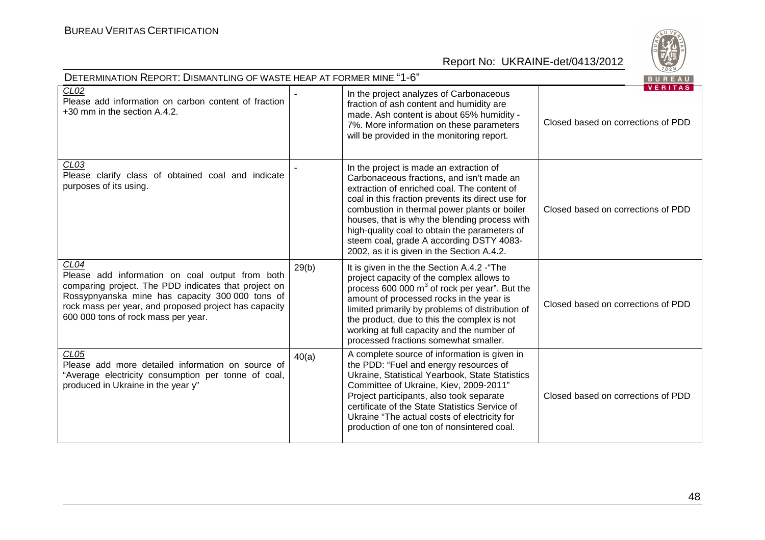| | | | |
|---|---|---|---|
| CL02<br>Please add information on carbon content of fraction +30 mm in the section A.4.2. | - | In the project analyzes of Carbonaceous fraction of ash content and humidity are made. Ash content is about 65% humidity - 7%. More information on these parameters will be provided in the monitoring report. | Closed based on corrections of PDD |
| CL03<br>Please clarify class of obtained coal and indicate purposes of its using. | - | In the project is made an extraction of Carbonaceous fractions, and isn't made an extraction of enriched coal. The content of coal in this fraction prevents its direct use for combustion in thermal power plants or boiler houses, that is why the blending process with high-quality coal to obtain the parameters of steem coal, grade A according DSTY 4083-2002, as it is given in the Section A.4.2. | Closed based on corrections of PDD |
| CL04<br>Please add information on coal output from both comparing project. The PDD indicates that project on Rossypnyanska mine has capacity 300 000 tons of rock mass per year, and proposed project has capacity 600 000 tons of rock mass per year. | 29(b) | It is given in the the Section A.4.2 -"The project capacity of the complex allows to process 600 000 $m^3$ of rock per year". But the amount of processed rocks in the year is limited primarily by problems of distribution of the product, due to this the complex is not working at full capacity and the number of processed fractions somewhat smaller. | Closed based on corrections of PDD |
| CL05<br>Please add more detailed information on source of "Average electricity consumption per tonne of coal, produced in Ukraine in the year y" | 40(a) | A complete source of information is given in the PDD: "Fuel and energy resources of Ukraine, Statistical Yearbook, State Statistics Committee of Ukraine, Kiev, 2009-2011" Project participants, also took separate certificate of the State Statistics Service of Ukraine "The actual costs of electricity for production of one ton of nonsintered coal. | Closed based on corrections of PDD |